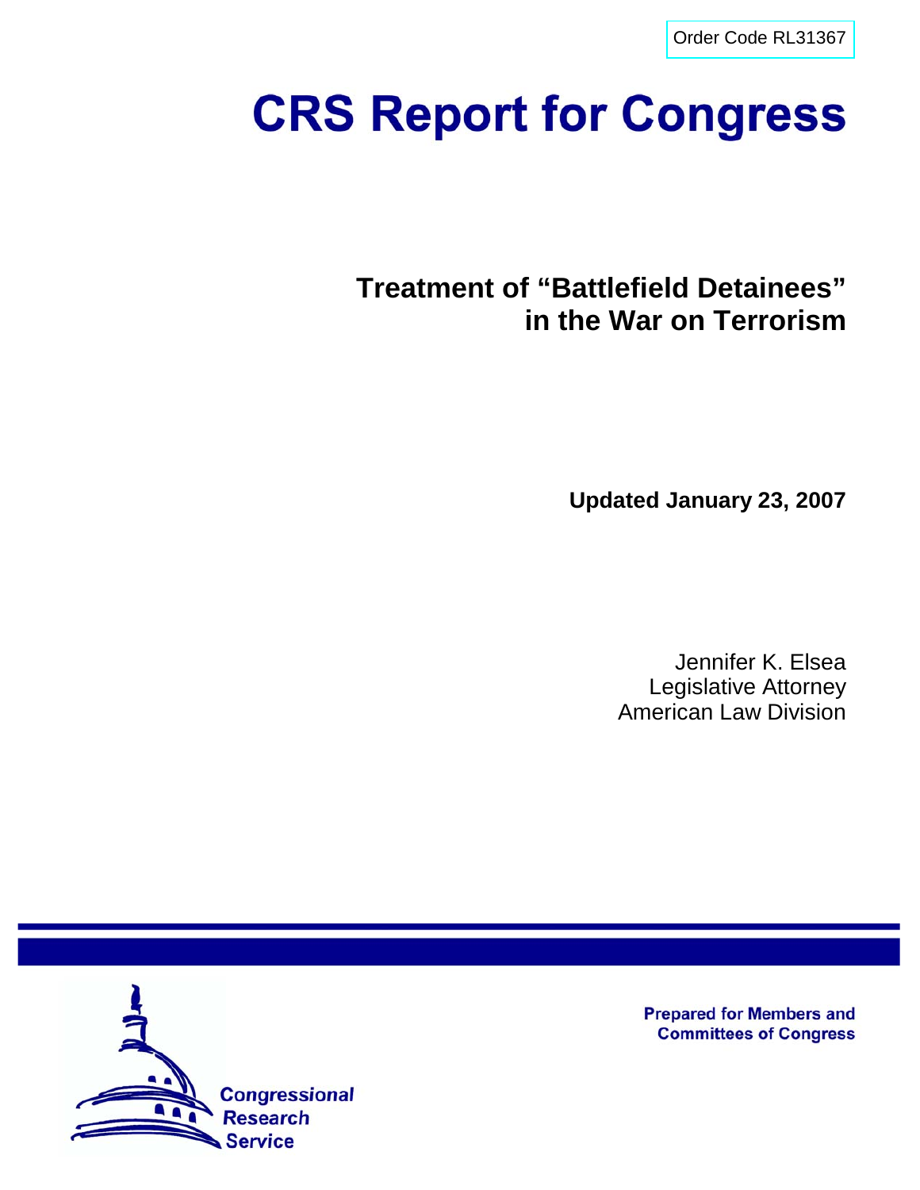Order Code RL31367

# CRS Report for Congress

## Treatment of "Battlefield Detainees" in the War on Terrorism

**Updated January 23, 2007**

Jennifer K. Elsea
Legislative Attorney
American Law Division

**Prepared for Members and Committees of Congress**

Congressional Research Service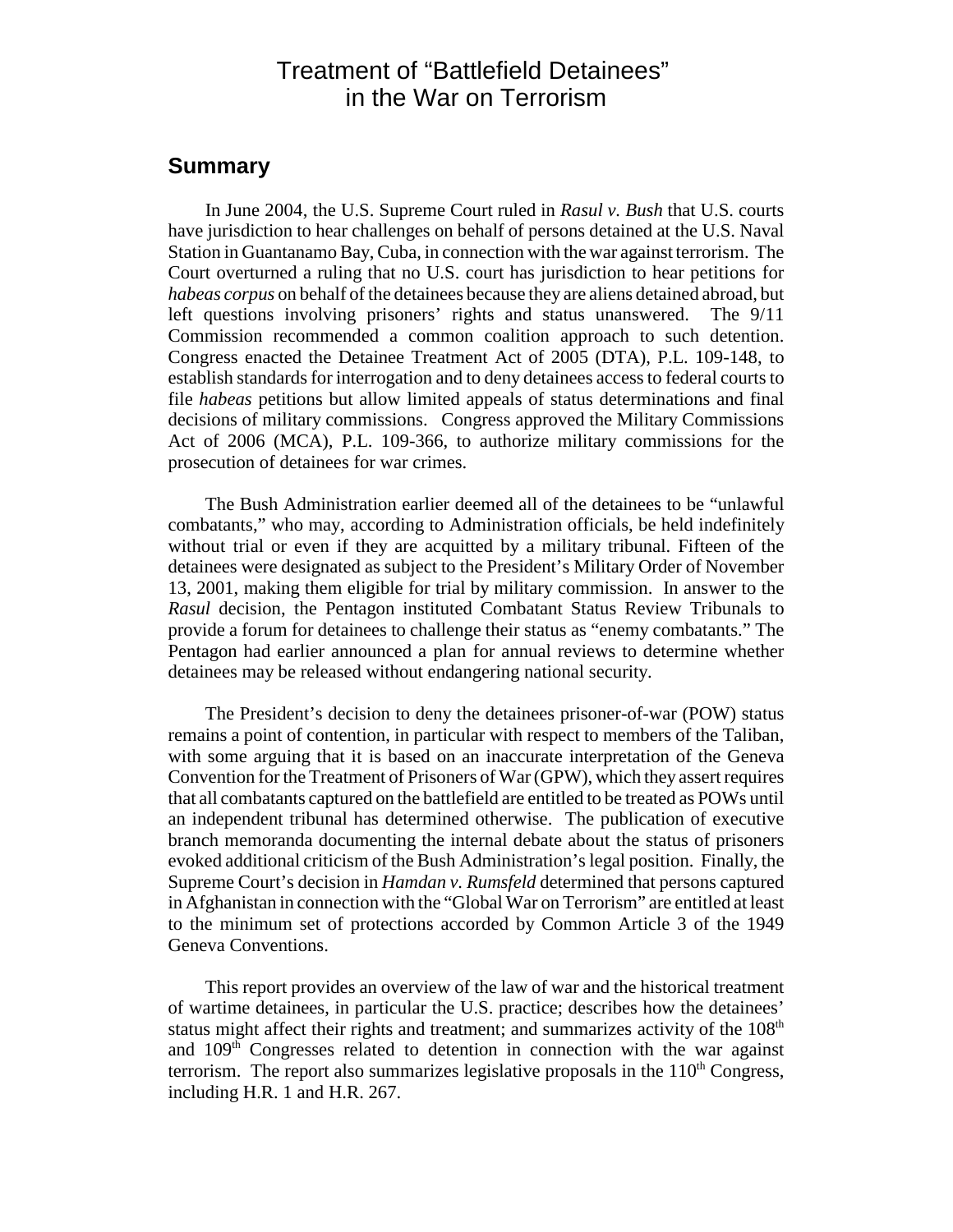# Treatment of "Battlefield Detainees" in the War on Terrorism

## Summary

In June 2004, the U.S. Supreme Court ruled in *Rasul v. Bush* that U.S. courts have jurisdiction to hear challenges on behalf of persons detained at the U.S. Naval Station in Guantanamo Bay, Cuba, in connection with the war against terrorism. The Court overturned a ruling that no U.S. court has jurisdiction to hear petitions for *habeas corpus* on behalf of the detainees because they are aliens detained abroad, but left questions involving prisoners' rights and status unanswered. The 9/11 Commission recommended a common coalition approach to such detention. Congress enacted the Detainee Treatment Act of 2005 (DTA), P.L. 109-148, to establish standards for interrogation and to deny detainees access to federal courts to file *habeas* petitions but allow limited appeals of status determinations and final decisions of military commissions. Congress approved the Military Commissions Act of 2006 (MCA), P.L. 109-366, to authorize military commissions for the prosecution of detainees for war crimes.

The Bush Administration earlier deemed all of the detainees to be "unlawful combatants," who may, according to Administration officials, be held indefinitely without trial or even if they are acquitted by a military tribunal. Fifteen of the detainees were designated as subject to the President's Military Order of November 13, 2001, making them eligible for trial by military commission. In answer to the *Rasul* decision, the Pentagon instituted Combatant Status Review Tribunals to provide a forum for detainees to challenge their status as "enemy combatants." The Pentagon had earlier announced a plan for annual reviews to determine whether detainees may be released without endangering national security.

The President's decision to deny the detainees prisoner-of-war (POW) status remains a point of contention, in particular with respect to members of the Taliban, with some arguing that it is based on an inaccurate interpretation of the Geneva Convention for the Treatment of Prisoners of War (GPW), which they assert requires that all combatants captured on the battlefield are entitled to be treated as POWs until an independent tribunal has determined otherwise. The publication of executive branch memoranda documenting the internal debate about the status of prisoners evoked additional criticism of the Bush Administration's legal position. Finally, the Supreme Court's decision in *Hamdan v. Rumsfeld* determined that persons captured in Afghanistan in connection with the "Global War on Terrorism" are entitled at least to the minimum set of protections accorded by Common Article 3 of the 1949 Geneva Conventions.

This report provides an overview of the law of war and the historical treatment of wartime detainees, in particular the U.S. practice; describes how the detainees' status might affect their rights and treatment; and summarizes activity of the 108th and 109th Congresses related to detention in connection with the war against terrorism. The report also summarizes legislative proposals in the 110th Congress, including H.R. 1 and H.R. 267.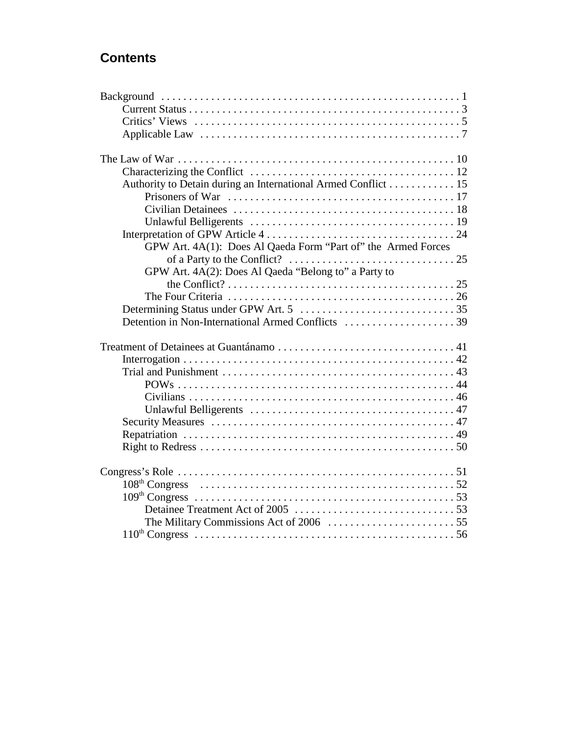## Contents

- Background . . . . . . . . . . . . . . . . . . . . . . . . . . . . . . . . . . . . . . . . . . . . . . . . . . . . . 1
  - Current Status . . . . . . . . . . . . . . . . . . . . . . . . . . . . . . . . . . . . . . . . . . . . . . . . . . . 3
  - Critics' Views . . . . . . . . . . . . . . . . . . . . . . . . . . . . . . . . . . . . . . . . . . . . . . . . . . 5
  - Applicable Law . . . . . . . . . . . . . . . . . . . . . . . . . . . . . . . . . . . . . . . . . . . . . . . . . 7
- The Law of War . . . . . . . . . . . . . . . . . . . . . . . . . . . . . . . . . . . . . . . . . . . . . . . . . . 10
  - Characterizing the Conflict . . . . . . . . . . . . . . . . . . . . . . . . . . . . . . . . . . . . . . 12
  - Authority to Detain during an International Armed Conflict . . . . . . . . . . . . 15
    - Prisoners of War . . . . . . . . . . . . . . . . . . . . . . . . . . . . . . . . . . . . . . . . . 17
    - Civilian Detainees . . . . . . . . . . . . . . . . . . . . . . . . . . . . . . . . . . . . . . . . 18
    - Unlawful Belligerents . . . . . . . . . . . . . . . . . . . . . . . . . . . . . . . . . . . . . 19
  - Interpretation of GPW Article 4 . . . . . . . . . . . . . . . . . . . . . . . . . . . . . . . . . . 24
    - GPW Art. 4A(1): Does Al Qaeda Form "Part of" the Armed Forces of a Party to the Conflict? . . . . . . . . . . . . . . . . . . . . . . . . . . . . . . 25
    - GPW Art. 4A(2): Does Al Qaeda "Belong to" a Party to the Conflict? . . . . . . . . . . . . . . . . . . . . . . . . . . . . . . . . . . . . . . . . . 25
    - The Four Criteria . . . . . . . . . . . . . . . . . . . . . . . . . . . . . . . . . . . . . . . . . 26
  - Determining Status under GPW Art. 5 . . . . . . . . . . . . . . . . . . . . . . . . . . . . 35
  - Detention in Non-International Armed Conflicts . . . . . . . . . . . . . . . . . . . . 39
- Treatment of Detainees at Guantánamo . . . . . . . . . . . . . . . . . . . . . . . . . . . . . . . . 41
  - Interrogation . . . . . . . . . . . . . . . . . . . . . . . . . . . . . . . . . . . . . . . . . . . . . . . . . 42
  - Trial and Punishment . . . . . . . . . . . . . . . . . . . . . . . . . . . . . . . . . . . . . . . . . . 43
    - POWs . . . . . . . . . . . . . . . . . . . . . . . . . . . . . . . . . . . . . . . . . . . . . . . . . . 44
    - Civilians . . . . . . . . . . . . . . . . . . . . . . . . . . . . . . . . . . . . . . . . . . . . . . . . 46
    - Unlawful Belligerents . . . . . . . . . . . . . . . . . . . . . . . . . . . . . . . . . . . . . 47
  - Security Measures . . . . . . . . . . . . . . . . . . . . . . . . . . . . . . . . . . . . . . . . . . . . 47
  - Repatriation . . . . . . . . . . . . . . . . . . . . . . . . . . . . . . . . . . . . . . . . . . . . . . . . . 49
  - Right to Redress . . . . . . . . . . . . . . . . . . . . . . . . . . . . . . . . . . . . . . . . . . . . . . 50
- Congress's Role . . . . . . . . . . . . . . . . . . . . . . . . . . . . . . . . . . . . . . . . . . . . . . . . . . 51
  - 108th Congress . . . . . . . . . . . . . . . . . . . . . . . . . . . . . . . . . . . . . . . . . . . . . . . 52
  - 109th Congress . . . . . . . . . . . . . . . . . . . . . . . . . . . . . . . . . . . . . . . . . . . . . . . 53
    - Detainee Treatment Act of 2005 . . . . . . . . . . . . . . . . . . . . . . . . . . . . . 53
    - The Military Commissions Act of 2006 . . . . . . . . . . . . . . . . . . . . . . . 55
  - 110th Congress . . . . . . . . . . . . . . . . . . . . . . . . . . . . . . . . . . . . . . . . . . . . . . . 56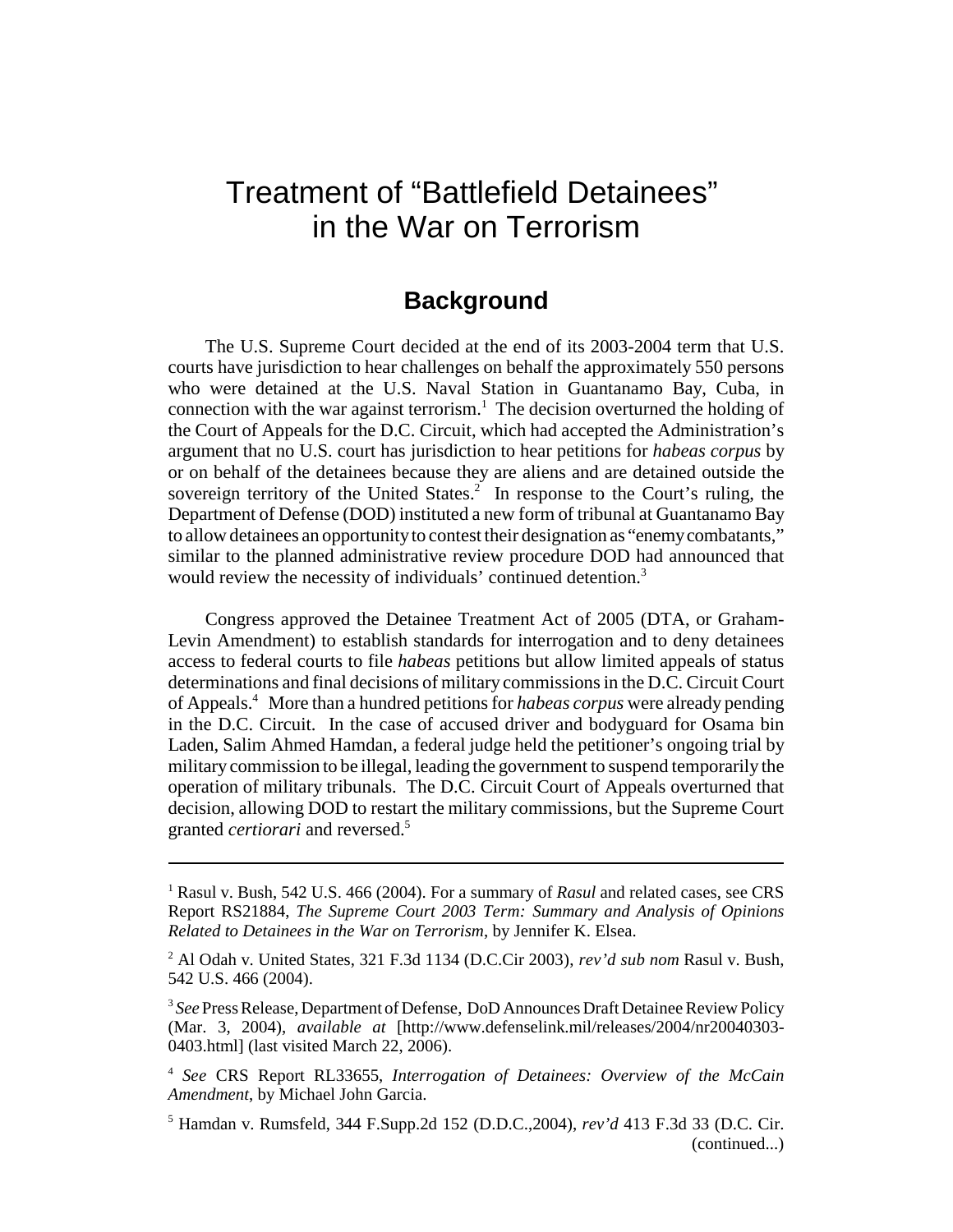# Treatment of "Battlefield Detainees" in the War on Terrorism

## Background

The U.S. Supreme Court decided at the end of its 2003-2004 term that U.S. courts have jurisdiction to hear challenges on behalf the approximately 550 persons who were detained at the U.S. Naval Station in Guantanamo Bay, Cuba, in connection with the war against terrorism.[1] The decision overturned the holding of the Court of Appeals for the D.C. Circuit, which had accepted the Administration's argument that no U.S. court has jurisdiction to hear petitions for *habeas corpus* by or on behalf of the detainees because they are aliens and are detained outside the sovereign territory of the United States.[2] In response to the Court's ruling, the Department of Defense (DOD) instituted a new form of tribunal at Guantanamo Bay to allow detainees an opportunity to contest their designation as "enemy combatants," similar to the planned administrative review procedure DOD had announced that would review the necessity of individuals' continued detention.[3]

Congress approved the Detainee Treatment Act of 2005 (DTA, or Graham-Levin Amendment) to establish standards for interrogation and to deny detainees access to federal courts to file *habeas* petitions but allow limited appeals of status determinations and final decisions of military commissions in the D.C. Circuit Court of Appeals.[4] More than a hundred petitions for *habeas corpus* were already pending in the D.C. Circuit. In the case of accused driver and bodyguard for Osama bin Laden, Salim Ahmed Hamdan, a federal judge held the petitioner's ongoing trial by military commission to be illegal, leading the government to suspend temporarily the operation of military tribunals. The D.C. Circuit Court of Appeals overturned that decision, allowing DOD to restart the military commissions, but the Supreme Court granted *certiorari* and reversed.[5]

---

[1] Rasul v. Bush, 542 U.S. 466 (2004). For a summary of *Rasul* and related cases, see CRS Report RS21884, *The Supreme Court 2003 Term: Summary and Analysis of Opinions Related to Detainees in the War on Terrorism*, by Jennifer K. Elsea.

[2] Al Odah v. United States, 321 F.3d 1134 (D.C.Cir 2003), *rev'd sub nom* Rasul v. Bush, 542 U.S. 466 (2004).

[3] *See* Press Release, Department of Defense, DoD Announces Draft Detainee Review Policy (Mar. 3, 2004), *available at* [http://www.defenselink.mil/releases/2004/nr20040303-0403.html] (last visited March 22, 2006).

[4] *See* CRS Report RL33655, *Interrogation of Detainees: Overview of the McCain Amendment*, by Michael John Garcia.

[5] Hamdan v. Rumsfeld, 344 F.Supp.2d 152 (D.D.C.,2004), *rev'd* 413 F.3d 33 (D.C. Cir. (continued...)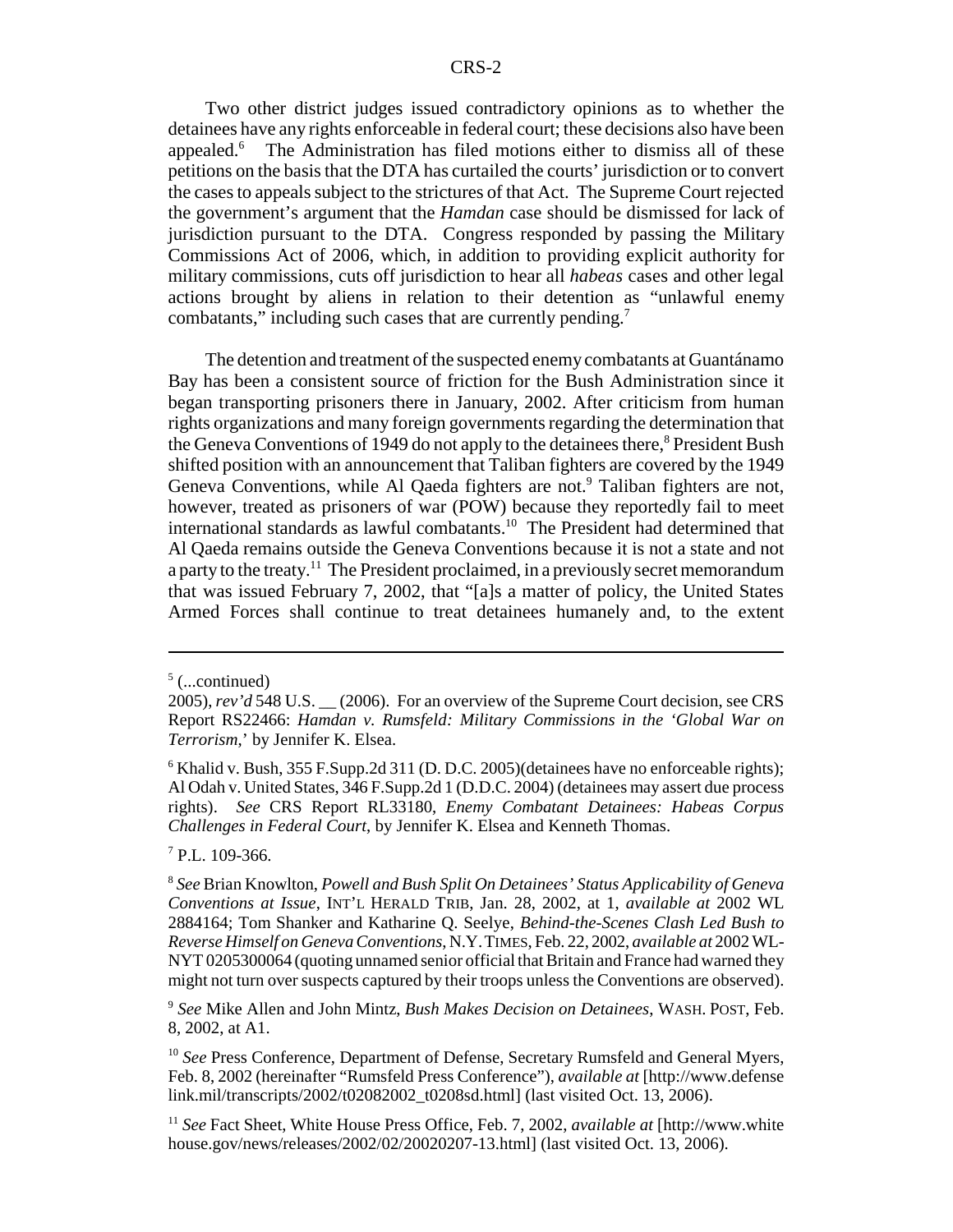Two other district judges issued contradictory opinions as to whether the detainees have any rights enforceable in federal court; these decisions also have been appealed.[6] The Administration has filed motions either to dismiss all of these petitions on the basis that the DTA has curtailed the courts' jurisdiction or to convert the cases to appeals subject to the strictures of that Act. The Supreme Court rejected the government's argument that the *Hamdan* case should be dismissed for lack of jurisdiction pursuant to the DTA. Congress responded by passing the Military Commissions Act of 2006, which, in addition to providing explicit authority for military commissions, cuts off jurisdiction to hear all *habeas* cases and other legal actions brought by aliens in relation to their detention as "unlawful enemy combatants," including such cases that are currently pending.[7]

The detention and treatment of the suspected enemy combatants at Guantánamo Bay has been a consistent source of friction for the Bush Administration since it began transporting prisoners there in January, 2002. After criticism from human rights organizations and many foreign governments regarding the determination that the Geneva Conventions of 1949 do not apply to the detainees there,[8] President Bush shifted position with an announcement that Taliban fighters are covered by the 1949 Geneva Conventions, while Al Qaeda fighters are not.[9] Taliban fighters are not, however, treated as prisoners of war (POW) because they reportedly fail to meet international standards as lawful combatants.[10] The President had determined that Al Qaeda remains outside the Geneva Conventions because it is not a state and not a party to the treaty.[11] The President proclaimed, in a previously secret memorandum that was issued February 7, 2002, that "[a]s a matter of policy, the United States Armed Forces shall continue to treat detainees humanely and, to the extent

---

[5] (...continued)
2005), *rev'd* 548 U.S. __ (2006). For an overview of the Supreme Court decision, see CRS Report RS22466: *Hamdan v. Rumsfeld: Military Commissions in the 'Global War on Terrorism*,' by Jennifer K. Elsea.

[6] Khalid v. Bush, 355 F.Supp.2d 311 (D. D.C. 2005)(detainees have no enforceable rights); Al Odah v. United States, 346 F.Supp.2d 1 (D.D.C. 2004) (detainees may assert due process rights). *See* CRS Report RL33180, *Enemy Combatant Detainees: Habeas Corpus Challenges in Federal Court*, by Jennifer K. Elsea and Kenneth Thomas.

[7] P.L. 109-366.

[8] *See* Brian Knowlton, *Powell and Bush Split On Detainees' Status Applicability of Geneva Conventions at Issue*, INT'L HERALD TRIB, Jan. 28, 2002, at 1, *available at* 2002 WL 2884164; Tom Shanker and Katharine Q. Seelye, *Behind-the-Scenes Clash Led Bush to Reverse Himself on Geneva Conventions*, N.Y. TIMES, Feb. 22, 2002, *available at* 2002 WL-NYT 0205300064 (quoting unnamed senior official that Britain and France had warned they might not turn over suspects captured by their troops unless the Conventions are observed).

[9] *See* Mike Allen and John Mintz, *Bush Makes Decision on Detainees*, WASH. POST, Feb. 8, 2002, at A1.

[10] *See* Press Conference, Department of Defense, Secretary Rumsfeld and General Myers, Feb. 8, 2002 (hereinafter "Rumsfeld Press Conference"), *available at* [http://www.defenselink.mil/transcripts/2002/t02082002_t0208sd.html] (last visited Oct. 13, 2006).

[11] *See* Fact Sheet, White House Press Office, Feb. 7, 2002, *available at* [http://www.whitehouse.gov/news/releases/2002/02/20020207-13.html] (last visited Oct. 13, 2006).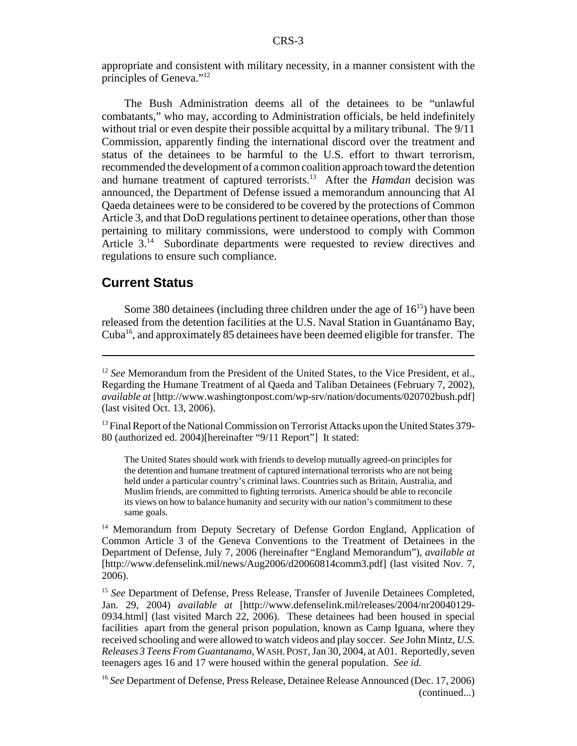appropriate and consistent with military necessity, in a manner consistent with the principles of Geneva."[12]

The Bush Administration deems all of the detainees to be "unlawful combatants," who may, according to Administration officials, be held indefinitely without trial or even despite their possible acquittal by a military tribunal. The 9/11 Commission, apparently finding the international discord over the treatment and status of the detainees to be harmful to the U.S. effort to thwart terrorism, recommended the development of a common coalition approach toward the detention and humane treatment of captured terrorists.[13] After the *Hamdan* decision was announced, the Department of Defense issued a memorandum announcing that Al Qaeda detainees were to be considered to be covered by the protections of Common Article 3, and that DoD regulations pertinent to detainee operations, other than those pertaining to military commissions, were understood to comply with Common Article 3.[14] Subordinate departments were requested to review directives and regulations to ensure such compliance.

## Current Status

Some 380 detainees (including three children under the age of 16[15]) have been released from the detention facilities at the U.S. Naval Station in Guantánamo Bay, Cuba[16], and approximately 85 detainees have been deemed eligible for transfer. The

---

[12] *See* Memorandum from the President of the United States, to the Vice President, et al., Regarding the Humane Treatment of al Qaeda and Taliban Detainees (February 7, 2002), *available at* [http://www.washingtonpost.com/wp-srv/nation/documents/020702bush.pdf] (last visited Oct. 13, 2006).

[13] Final Report of the National Commission on Terrorist Attacks upon the United States 379-80 (authorized ed. 2004)[hereinafter "9/11 Report"] It stated:

> The United States should work with friends to develop mutually agreed-on principles for the detention and humane treatment of captured international terrorists who are not being held under a particular country's criminal laws. Countries such as Britain, Australia, and Muslim friends, are committed to fighting terrorists. America should be able to reconcile its views on how to balance humanity and security with our nation's commitment to these same goals.

[14] Memorandum from Deputy Secretary of Defense Gordon England, Application of Common Article 3 of the Geneva Conventions to the Treatment of Detainees in the Department of Defense, July 7, 2006 (hereinafter "England Memorandum"), *available at* [http://www.defenselink.mil/news/Aug2006/d20060814comm3.pdf] (last visited Nov. 7, 2006).

[15] *See* Department of Defense, Press Release, Transfer of Juvenile Detainees Completed, Jan. 29, 2004) *available at* [http://www.defenselink.mil/releases/2004/nr20040129-0934.html] (last visited March 22, 2006). These detainees had been housed in special facilities apart from the general prison population, known as Camp Iguana, where they received schooling and were allowed to watch videos and play soccer. *See* John Mintz, *U.S. Releases 3 Teens From Guantanamo*, WASH. POST, Jan 30, 2004, at A01. Reportedly, seven teenagers ages 16 and 17 were housed within the general population. *See id.*

[16] *See* Department of Defense, Press Release, Detainee Release Announced (Dec. 17, 2006) (continued...)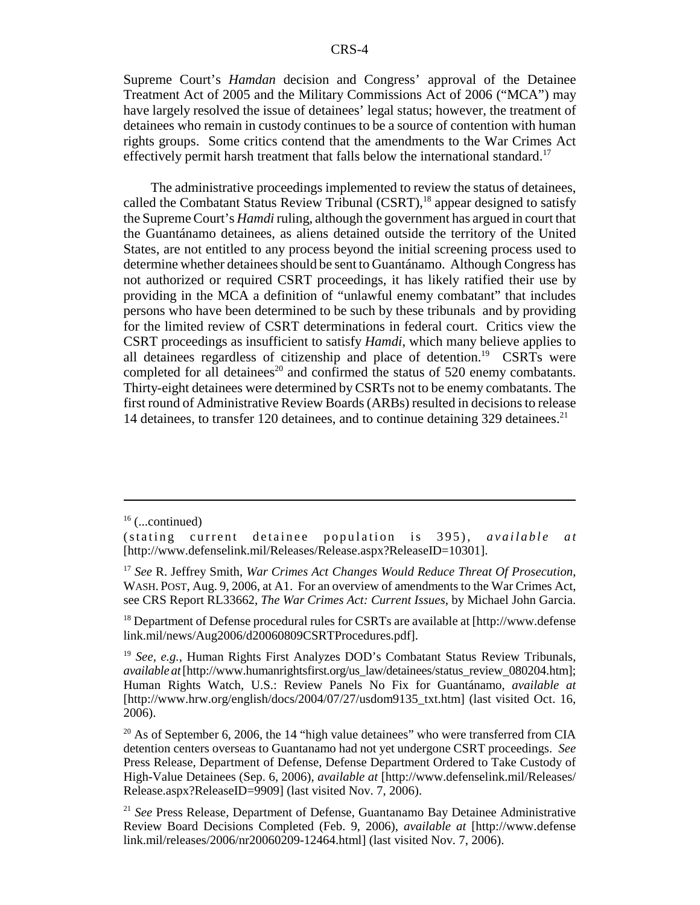Supreme Court's *Hamdan* decision and Congress' approval of the Detainee Treatment Act of 2005 and the Military Commissions Act of 2006 ("MCA") may have largely resolved the issue of detainees' legal status; however, the treatment of detainees who remain in custody continues to be a source of contention with human rights groups. Some critics contend that the amendments to the War Crimes Act effectively permit harsh treatment that falls below the international standard.[17]

The administrative proceedings implemented to review the status of detainees, called the Combatant Status Review Tribunal (CSRT),[18] appear designed to satisfy the Supreme Court's *Hamdi* ruling, although the government has argued in court that the Guantánamo detainees, as aliens detained outside the territory of the United States, are not entitled to any process beyond the initial screening process used to determine whether detainees should be sent to Guantánamo. Although Congress has not authorized or required CSRT proceedings, it has likely ratified their use by providing in the MCA a definition of "unlawful enemy combatant" that includes persons who have been determined to be such by these tribunals and by providing for the limited review of CSRT determinations in federal court. Critics view the CSRT proceedings as insufficient to satisfy *Hamdi*, which many believe applies to all detainees regardless of citizenship and place of detention.[19] CSRTs were completed for all detainees[20] and confirmed the status of 520 enemy combatants. Thirty-eight detainees were determined by CSRTs not to be enemy combatants. The first round of Administrative Review Boards (ARBs) resulted in decisions to release 14 detainees, to transfer 120 detainees, and to continue detaining 329 detainees.[21]

---

[16] (...continued)
(stating current detainee population is 395), *available at* [http://www.defenselink.mil/Releases/Release.aspx?ReleaseID=10301].

[17] *See* R. Jeffrey Smith, *War Crimes Act Changes Would Reduce Threat Of Prosecution*, WASH. POST, Aug. 9, 2006, at A1. For an overview of amendments to the War Crimes Act, see CRS Report RL33662, *The War Crimes Act: Current Issues*, by Michael John Garcia.

[18] Department of Defense procedural rules for CSRTs are available at [http://www.defenselink.mil/news/Aug2006/d20060809CSRTProcedures.pdf].

[19] *See, e.g.*, Human Rights First Analyzes DOD's Combatant Status Review Tribunals, *available at* [http://www.humanrightsfirst.org/us_law/detainees/status_review_080204.htm]; Human Rights Watch, U.S.: Review Panels No Fix for Guantánamo, *available at* [http://www.hrw.org/english/docs/2004/07/27/usdom9135_txt.htm] (last visited Oct. 16, 2006).

[20] As of September 6, 2006, the 14 "high value detainees" who were transferred from CIA detention centers overseas to Guantanamo had not yet undergone CSRT proceedings. *See* Press Release, Department of Defense, Defense Department Ordered to Take Custody of High-Value Detainees (Sep. 6, 2006), *available at* [http://www.defenselink.mil/Releases/Release.aspx?ReleaseID=9909] (last visited Nov. 7, 2006).

[21] *See* Press Release, Department of Defense, Guantanamo Bay Detainee Administrative Review Board Decisions Completed (Feb. 9, 2006), *available at* [http://www.defenselink.mil/releases/2006/nr20060209-12464.html] (last visited Nov. 7, 2006).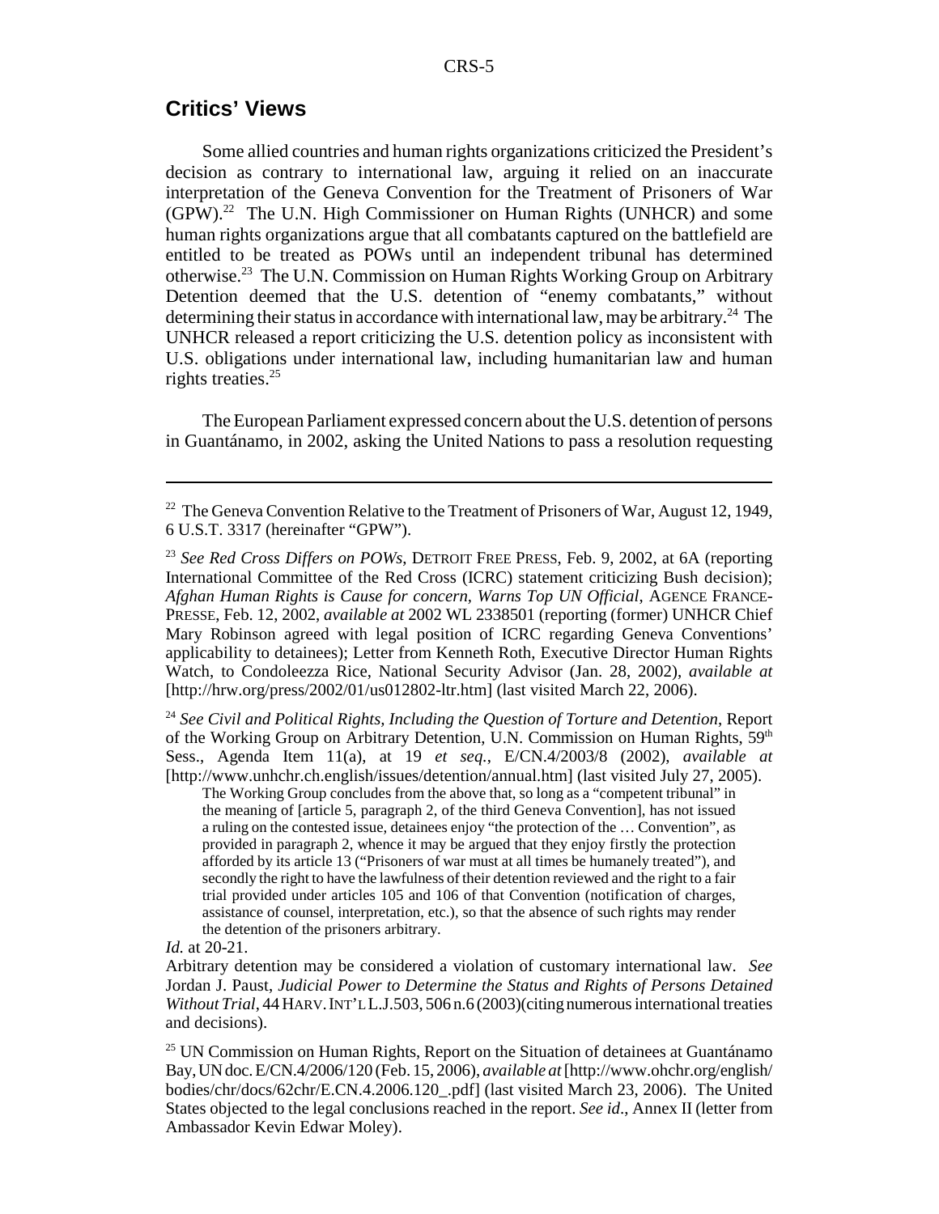## Critics' Views

Some allied countries and human rights organizations criticized the President's decision as contrary to international law, arguing it relied on an inaccurate interpretation of the Geneva Convention for the Treatment of Prisoners of War (GPW).[22] The U.N. High Commissioner on Human Rights (UNHCR) and some human rights organizations argue that all combatants captured on the battlefield are entitled to be treated as POWs until an independent tribunal has determined otherwise.[23] The U.N. Commission on Human Rights Working Group on Arbitrary Detention deemed that the U.S. detention of "enemy combatants," without determining their status in accordance with international law, may be arbitrary.[24] The UNHCR released a report criticizing the U.S. detention policy as inconsistent with U.S. obligations under international law, including humanitarian law and human rights treaties.[25]

The European Parliament expressed concern about the U.S. detention of persons in Guantánamo, in 2002, asking the United Nations to pass a resolution requesting

---

[22] The Geneva Convention Relative to the Treatment of Prisoners of War, August 12, 1949, 6 U.S.T. 3317 (hereinafter "GPW").

[23] *See Red Cross Differs on POWs*, DETROIT FREE PRESS, Feb. 9, 2002, at 6A (reporting International Committee of the Red Cross (ICRC) statement criticizing Bush decision); *Afghan Human Rights is Cause for concern, Warns Top UN Official*, AGENCE FRANCE-PRESSE, Feb. 12, 2002, *available at* 2002 WL 2338501 (reporting (former) UNHCR Chief Mary Robinson agreed with legal position of ICRC regarding Geneva Conventions' applicability to detainees); Letter from Kenneth Roth, Executive Director Human Rights Watch, to Condoleezza Rice, National Security Advisor (Jan. 28, 2002), *available at* [http://hrw.org/press/2002/01/us012802-ltr.htm] (last visited March 22, 2006).

[24] *See Civil and Political Rights, Including the Question of Torture and Detention*, Report of the Working Group on Arbitrary Detention, U.N. Commission on Human Rights, 59th Sess., Agenda Item 11(a), at 19 *et seq.*, E/CN.4/2003/8 (2002), *available at* [http://www.unhchr.ch.english/issues/detention/annual.htm] (last visited July 27, 2005).

> The Working Group concludes from the above that, so long as a "competent tribunal" in the meaning of [article 5, paragraph 2, of the third Geneva Convention], has not issued a ruling on the contested issue, detainees enjoy "the protection of the … Convention", as provided in paragraph 2, whence it may be argued that they enjoy firstly the protection afforded by its article 13 ("Prisoners of war must at all times be humanely treated"), and secondly the right to have the lawfulness of their detention reviewed and the right to a fair trial provided under articles 105 and 106 of that Convention (notification of charges, assistance of counsel, interpretation, etc.), so that the absence of such rights may render the detention of the prisoners arbitrary.

*Id.* at 20-21.

Arbitrary detention may be considered a violation of customary international law. *See* Jordan J. Paust, *Judicial Power to Determine the Status and Rights of Persons Detained Without Trial*, 44 HARV. INT'L L.J. 503, 506 n.6 (2003)(citing numerous international treaties and decisions).

[25] UN Commission on Human Rights, Report on the Situation of detainees at Guantánamo Bay, UN doc. E/CN.4/2006/120 (Feb. 15, 2006), *available at* [http://www.ohchr.org/english/bodies/chr/docs/62chr/E.CN.4.2006.120_.pdf] (last visited March 23, 2006). The United States objected to the legal conclusions reached in the report. *See id.*, Annex II (letter from Ambassador Kevin Edwar Moley).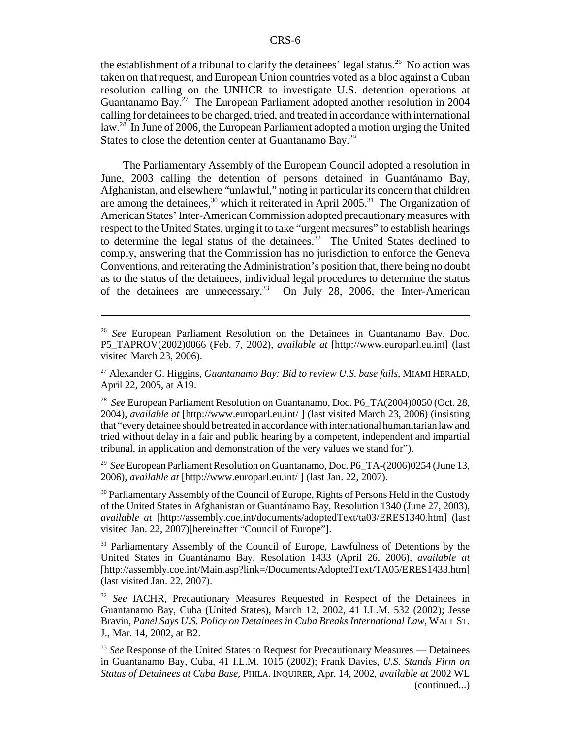the establishment of a tribunal to clarify the detainees' legal status.[26] No action was taken on that request, and European Union countries voted as a bloc against a Cuban resolution calling on the UNHCR to investigate U.S. detention operations at Guantanamo Bay.[27] The European Parliament adopted another resolution in 2004 calling for detainees to be charged, tried, and treated in accordance with international law.[28] In June of 2006, the European Parliament adopted a motion urging the United States to close the detention center at Guantanamo Bay.[29]

The Parliamentary Assembly of the European Council adopted a resolution in June, 2003 calling the detention of persons detained in Guantánamo Bay, Afghanistan, and elsewhere "unlawful," noting in particular its concern that children are among the detainees,[30] which it reiterated in April 2005.[31] The Organization of American States' Inter-American Commission adopted precautionary measures with respect to the United States, urging it to take "urgent measures" to establish hearings to determine the legal status of the detainees.[32] The United States declined to comply, answering that the Commission has no jurisdiction to enforce the Geneva Conventions, and reiterating the Administration's position that, there being no doubt as to the status of the detainees, individual legal procedures to determine the status of the detainees are unnecessary.[33] On July 28, 2006, the Inter-American

---

[26] *See* European Parliament Resolution on the Detainees in Guantanamo Bay, Doc. P5_TAPROV(2002)0066 (Feb. 7, 2002), *available at* [http://www.europarl.eu.int] (last visited March 23, 2006).

[27] Alexander G. Higgins, *Guantanamo Bay: Bid to review U.S. base fails*, MIAMI HERALD, April 22, 2005, at A19.

[28] *See* European Parliament Resolution on Guantanamo, Doc. P6_TA(2004)0050 (Oct. 28, 2004), *available at* [http://www.europarl.eu.int/ ] (last visited March 23, 2006) (insisting that "every detainee should be treated in accordance with international humanitarian law and tried without delay in a fair and public hearing by a competent, independent and impartial tribunal, in application and demonstration of the very values we stand for").

[29] *See* European Parliament Resolution on Guantanamo, Doc. P6_TA-(2006)0254 (June 13, 2006), *available at* [http://www.europarl.eu.int/ ] (last Jan. 22, 2007).

[30] Parliamentary Assembly of the Council of Europe, Rights of Persons Held in the Custody of the United States in Afghanistan or Guantánamo Bay, Resolution 1340 (June 27, 2003), *available at* [http://assembly.coe.int/documents/adoptedText/ta03/ERES1340.htm] (last visited Jan. 22, 2007)[hereinafter "Council of Europe"].

[31] Parliamentary Assembly of the Council of Europe, Lawfulness of Detentions by the United States in Guantánamo Bay, Resolution 1433 (April 26, 2006), *available at* [http://assembly.coe.int/Main.asp?link=/Documents/AdoptedText/TA05/ERES1433.htm] (last visited Jan. 22, 2007).

[32] *See* IACHR, Precautionary Measures Requested in Respect of the Detainees in Guantanamo Bay, Cuba (United States), March 12, 2002, 41 I.L.M. 532 (2002); Jesse Bravin, *Panel Says U.S. Policy on Detainees in Cuba Breaks International Law*, WALL ST. J., Mar. 14, 2002, at B2.

[33] *See* Response of the United States to Request for Precautionary Measures — Detainees in Guantanamo Bay, Cuba, 41 I.L.M. 1015 (2002); Frank Davies, *U.S. Stands Firm on Status of Detainees at Cuba Base*, PHILA. INQUIRER, Apr. 14, 2002, *available at* 2002 WL (continued...)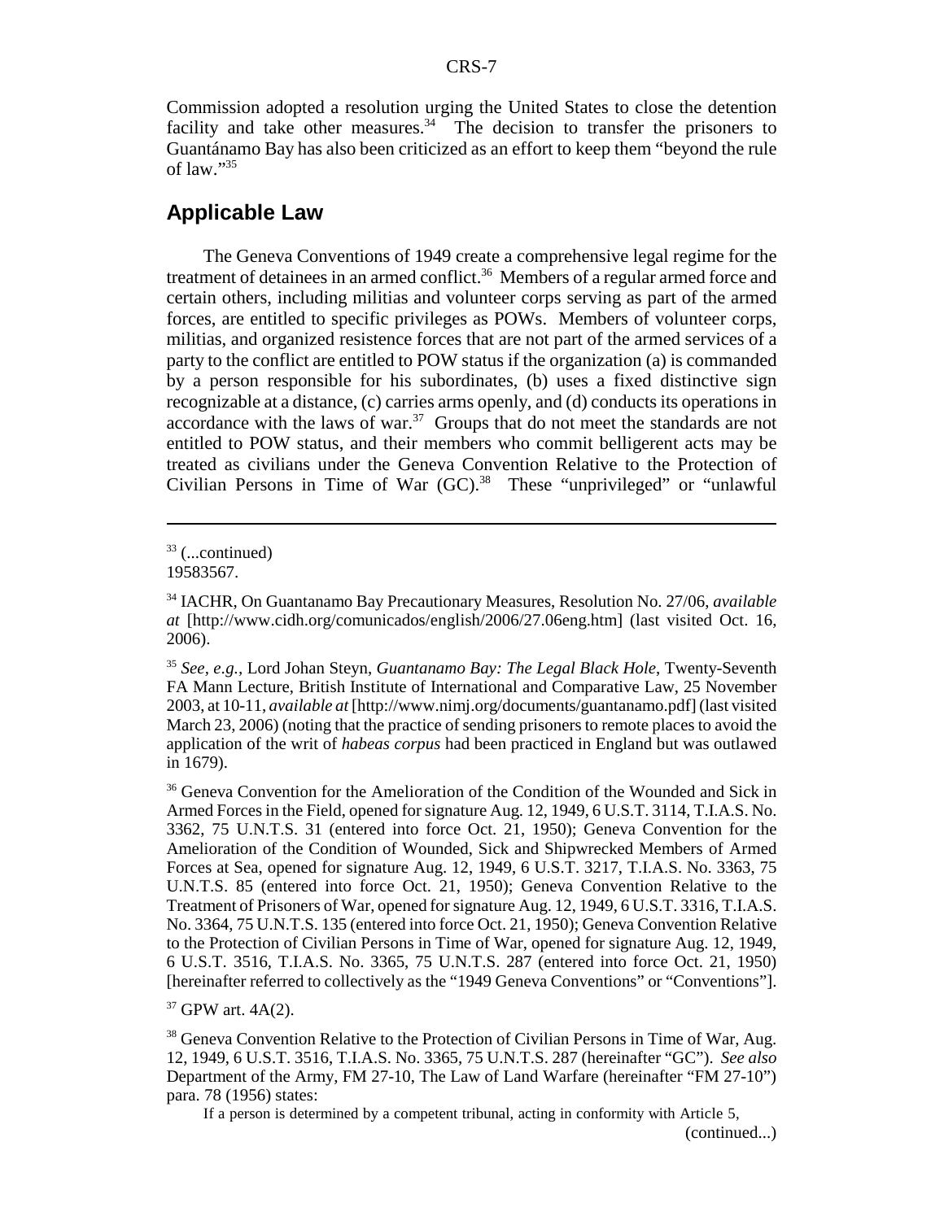Commission adopted a resolution urging the United States to close the detention facility and take other measures.[34] The decision to transfer the prisoners to Guantánamo Bay has also been criticized as an effort to keep them "beyond the rule of law."[35]

## Applicable Law

The Geneva Conventions of 1949 create a comprehensive legal regime for the treatment of detainees in an armed conflict.[36] Members of a regular armed force and certain others, including militias and volunteer corps serving as part of the armed forces, are entitled to specific privileges as POWs. Members of volunteer corps, militias, and organized resistence forces that are not part of the armed services of a party to the conflict are entitled to POW status if the organization (a) is commanded by a person responsible for his subordinates, (b) uses a fixed distinctive sign recognizable at a distance, (c) carries arms openly, and (d) conducts its operations in accordance with the laws of war.[37] Groups that do not meet the standards are not entitled to POW status, and their members who commit belligerent acts may be treated as civilians under the Geneva Convention Relative to the Protection of Civilian Persons in Time of War (GC).[38] These "unprivileged" or "unlawful

---

[33] (...continued) 19583567.

[34] IACHR, On Guantanamo Bay Precautionary Measures, Resolution No. 27/06, *available at* [http://www.cidh.org/comunicados/english/2006/27.06eng.htm] (last visited Oct. 16, 2006).

[35] *See, e.g.*, Lord Johan Steyn, *Guantanamo Bay: The Legal Black Hole*, Twenty-Seventh FA Mann Lecture, British Institute of International and Comparative Law, 25 November 2003, at 10-11, *available at* [http://www.nimj.org/documents/guantanamo.pdf] (last visited March 23, 2006) (noting that the practice of sending prisoners to remote places to avoid the application of the writ of *habeas corpus* had been practiced in England but was outlawed in 1679).

[36] Geneva Convention for the Amelioration of the Condition of the Wounded and Sick in Armed Forces in the Field, opened for signature Aug. 12, 1949, 6 U.S.T. 3114, T.I.A.S. No. 3362, 75 U.N.T.S. 31 (entered into force Oct. 21, 1950); Geneva Convention for the Amelioration of the Condition of Wounded, Sick and Shipwrecked Members of Armed Forces at Sea, opened for signature Aug. 12, 1949, 6 U.S.T. 3217, T.I.A.S. No. 3363, 75 U.N.T.S. 85 (entered into force Oct. 21, 1950); Geneva Convention Relative to the Treatment of Prisoners of War, opened for signature Aug. 12, 1949, 6 U.S.T. 3316, T.I.A.S. No. 3364, 75 U.N.T.S. 135 (entered into force Oct. 21, 1950); Geneva Convention Relative to the Protection of Civilian Persons in Time of War, opened for signature Aug. 12, 1949, 6 U.S.T. 3516, T.I.A.S. No. 3365, 75 U.N.T.S. 287 (entered into force Oct. 21, 1950) [hereinafter referred to collectively as the "1949 Geneva Conventions" or "Conventions"].

[37] GPW art. 4A(2).

[38] Geneva Convention Relative to the Protection of Civilian Persons in Time of War, Aug. 12, 1949, 6 U.S.T. 3516, T.I.A.S. No. 3365, 75 U.N.T.S. 287 (hereinafter "GC"). *See also* Department of the Army, FM 27-10, The Law of Land Warfare (hereinafter "FM 27-10") para. 78 (1956) states:

> If a person is determined by a competent tribunal, acting in conformity with Article 5,

(continued...)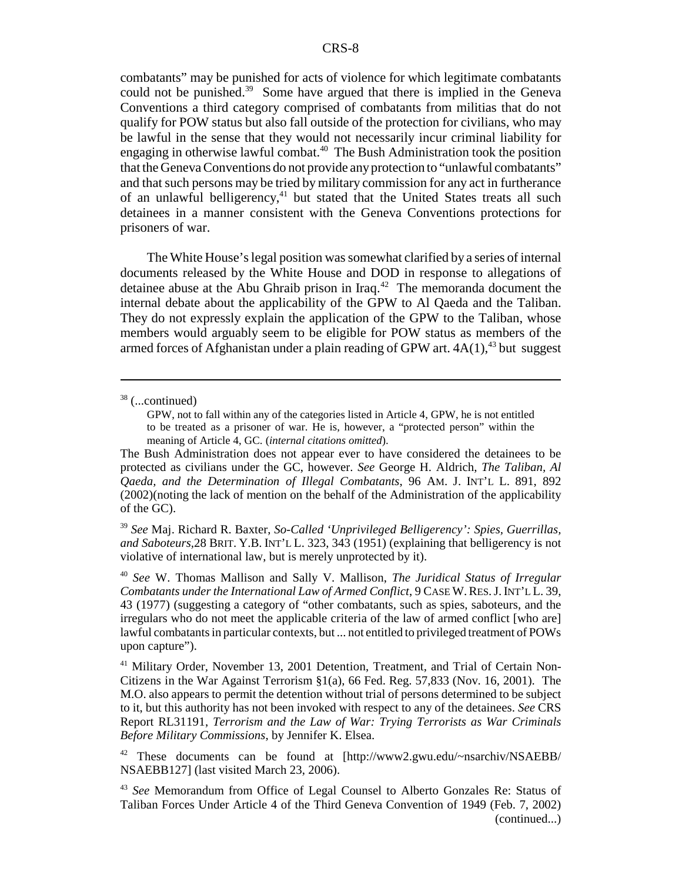combatants" may be punished for acts of violence for which legitimate combatants could not be punished.[39] Some have argued that there is implied in the Geneva Conventions a third category comprised of combatants from militias that do not qualify for POW status but also fall outside of the protection for civilians, who may be lawful in the sense that they would not necessarily incur criminal liability for engaging in otherwise lawful combat.[40] The Bush Administration took the position that the Geneva Conventions do not provide any protection to "unlawful combatants" and that such persons may be tried by military commission for any act in furtherance of an unlawful belligerency,[41] but stated that the United States treats all such detainees in a manner consistent with the Geneva Conventions protections for prisoners of war.

The White House's legal position was somewhat clarified by a series of internal documents released by the White House and DOD in response to allegations of detainee abuse at the Abu Ghraib prison in Iraq.[42] The memoranda document the internal debate about the applicability of the GPW to Al Qaeda and the Taliban. They do not expressly explain the application of the GPW to the Taliban, whose members would arguably seem to be eligible for POW status as members of the armed forces of Afghanistan under a plain reading of GPW art. 4A(1),[43] but suggest

---

[38] (...continued)

> GPW, not to fall within any of the categories listed in Article 4, GPW, he is not entitled to be treated as a prisoner of war. He is, however, a "protected person" within the meaning of Article 4, GC. (*internal citations omitted*).

The Bush Administration does not appear ever to have considered the detainees to be protected as civilians under the GC, however. *See* George H. Aldrich, *The Taliban, Al Qaeda, and the Determination of Illegal Combatants*, 96 AM. J. INT'L L. 891, 892 (2002)(noting the lack of mention on the behalf of the Administration of the applicability of the GC).

[39] *See* Maj. Richard R. Baxter, *So-Called 'Unprivileged Belligerency': Spies, Guerrillas, and Saboteurs*,28 BRIT. Y.B. INT'L L. 323, 343 (1951) (explaining that belligerency is not violative of international law, but is merely unprotected by it).

[40] *See* W. Thomas Mallison and Sally V. Mallison, *The Juridical Status of Irregular Combatants under the International Law of Armed Conflict*, 9 CASE W. RES. J. INT'L L. 39, 43 (1977) (suggesting a category of "other combatants, such as spies, saboteurs, and the irregulars who do not meet the applicable criteria of the law of armed conflict [who are] lawful combatants in particular contexts, but ... not entitled to privileged treatment of POWs upon capture").

[41] Military Order, November 13, 2001 Detention, Treatment, and Trial of Certain Non-Citizens in the War Against Terrorism §1(a), 66 Fed. Reg. 57,833 (Nov. 16, 2001). The M.O. also appears to permit the detention without trial of persons determined to be subject to it, but this authority has not been invoked with respect to any of the detainees. *See* CRS Report RL31191, *Terrorism and the Law of War: Trying Terrorists as War Criminals Before Military Commissions*, by Jennifer K. Elsea.

[42] These documents can be found at [http://www2.gwu.edu/~nsarchiv/NSAEBB/NSAEBB127] (last visited March 23, 2006).

[43] *See* Memorandum from Office of Legal Counsel to Alberto Gonzales Re: Status of Taliban Forces Under Article 4 of the Third Geneva Convention of 1949 (Feb. 7, 2002) (continued...)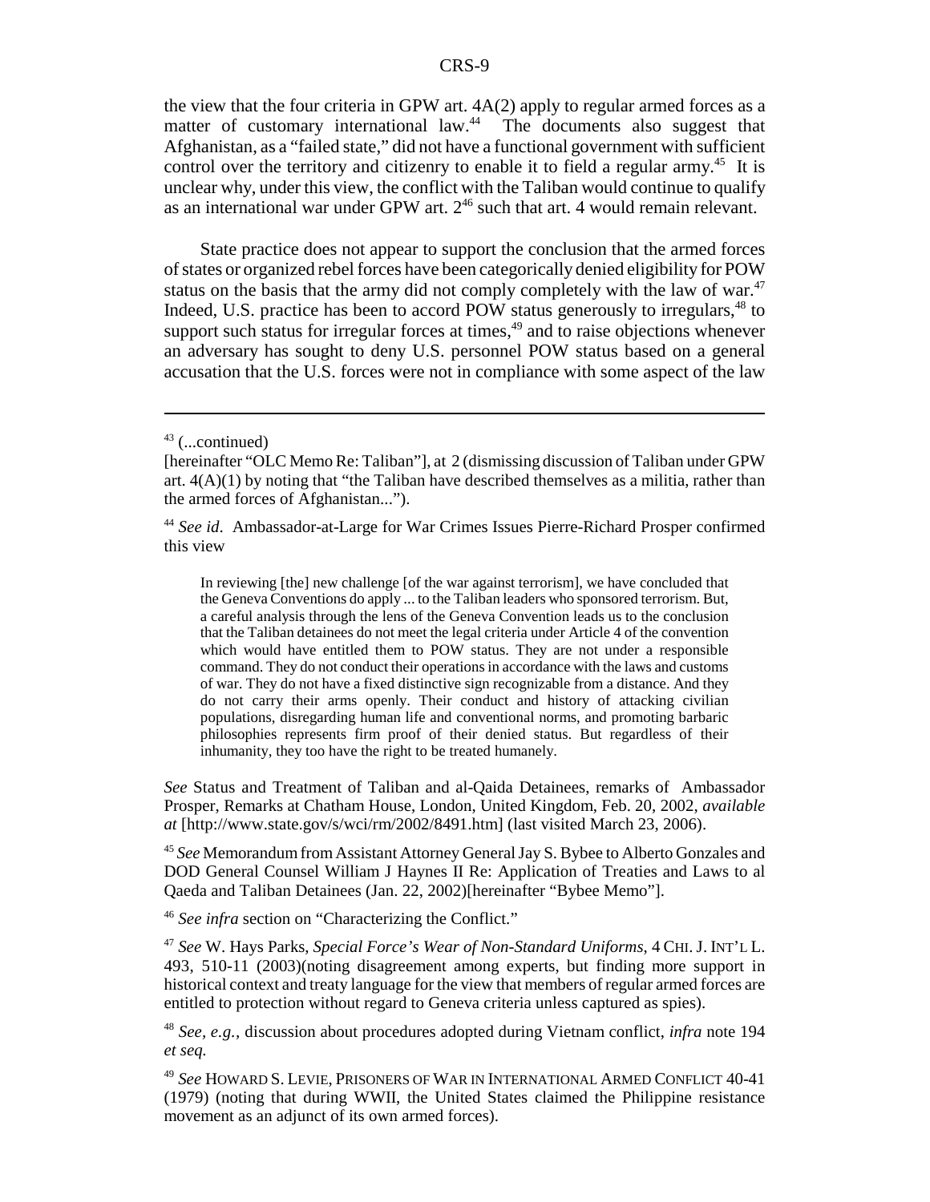the view that the four criteria in GPW art. 4A(2) apply to regular armed forces as a matter of customary international law.[44] The documents also suggest that Afghanistan, as a "failed state," did not have a functional government with sufficient control over the territory and citizenry to enable it to field a regular army.[45] It is unclear why, under this view, the conflict with the Taliban would continue to qualify as an international war under GPW art. 2[46] such that art. 4 would remain relevant.

State practice does not appear to support the conclusion that the armed forces of states or organized rebel forces have been categorically denied eligibility for POW status on the basis that the army did not comply completely with the law of war.[47] Indeed, U.S. practice has been to accord POW status generously to irregulars,[48] to support such status for irregular forces at times,[49] and to raise objections whenever an adversary has sought to deny U.S. personnel POW status based on a general accusation that the U.S. forces were not in compliance with some aspect of the law

---

[43] (...continued)
[hereinafter "OLC Memo Re: Taliban"], at 2 (dismissing discussion of Taliban under GPW art. 4(A)(1) by noting that "the Taliban have described themselves as a militia, rather than the armed forces of Afghanistan...").

[44] *See id*. Ambassador-at-Large for War Crimes Issues Pierre-Richard Prosper confirmed this view

> In reviewing [the] new challenge [of the war against terrorism], we have concluded that the Geneva Conventions do apply ... to the Taliban leaders who sponsored terrorism. But, a careful analysis through the lens of the Geneva Convention leads us to the conclusion that the Taliban detainees do not meet the legal criteria under Article 4 of the convention which would have entitled them to POW status. They are not under a responsible command. They do not conduct their operations in accordance with the laws and customs of war. They do not have a fixed distinctive sign recognizable from a distance. And they do not carry their arms openly. Their conduct and history of attacking civilian populations, disregarding human life and conventional norms, and promoting barbaric philosophies represents firm proof of their denied status. But regardless of their inhumanity, they too have the right to be treated humanely.

*See* Status and Treatment of Taliban and al-Qaida Detainees, remarks of Ambassador Prosper, Remarks at Chatham House, London, United Kingdom, Feb. 20, 2002, *available at* [http://www.state.gov/s/wci/rm/2002/8491.htm] (last visited March 23, 2006).

[45] *See* Memorandum from Assistant Attorney General Jay S. Bybee to Alberto Gonzales and DOD General Counsel William J Haynes II Re: Application of Treaties and Laws to al Qaeda and Taliban Detainees (Jan. 22, 2002)[hereinafter "Bybee Memo"].

[46] *See infra* section on "Characterizing the Conflict."

[47] *See* W. Hays Parks, *Special Force's Wear of Non-Standard Uniforms*, 4 CHI. J. INT'L L. 493, 510-11 (2003)(noting disagreement among experts, but finding more support in historical context and treaty language for the view that members of regular armed forces are entitled to protection without regard to Geneva criteria unless captured as spies).

[48] *See, e.g.,* discussion about procedures adopted during Vietnam conflict, *infra* note 194 *et seq.*

[49] *See* HOWARD S. LEVIE, PRISONERS OF WAR IN INTERNATIONAL ARMED CONFLICT 40-41 (1979) (noting that during WWII, the United States claimed the Philippine resistance movement as an adjunct of its own armed forces).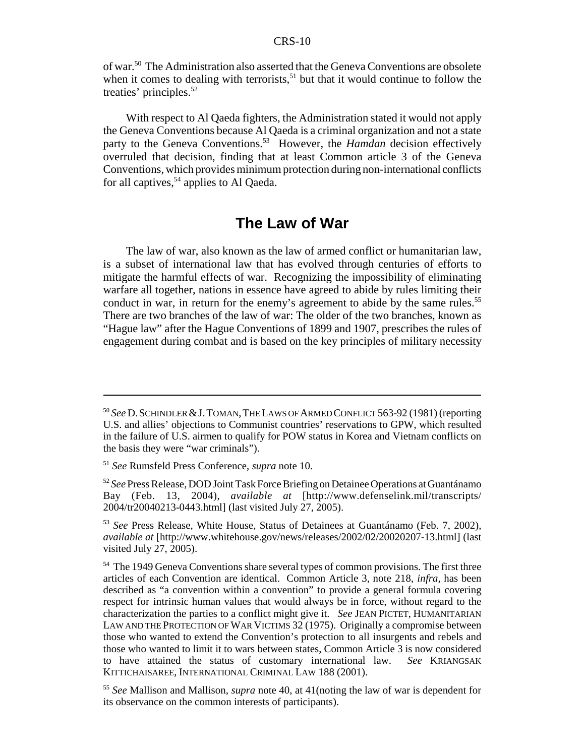of war.[50] The Administration also asserted that the Geneva Conventions are obsolete when it comes to dealing with terrorists,[51] but that it would continue to follow the treaties' principles.[52]

With respect to Al Qaeda fighters, the Administration stated it would not apply the Geneva Conventions because Al Qaeda is a criminal organization and not a state party to the Geneva Conventions.[53] However, the *Hamdan* decision effectively overruled that decision, finding that at least Common article 3 of the Geneva Conventions, which provides minimum protection during non-international conflicts for all captives,[54] applies to Al Qaeda.

## The Law of War

The law of war, also known as the law of armed conflict or humanitarian law, is a subset of international law that has evolved through centuries of efforts to mitigate the harmful effects of war. Recognizing the impossibility of eliminating warfare all together, nations in essence have agreed to abide by rules limiting their conduct in war, in return for the enemy's agreement to abide by the same rules.[55] There are two branches of the law of war: The older of the two branches, known as "Hague law" after the Hague Conventions of 1899 and 1907, prescribes the rules of engagement during combat and is based on the key principles of military necessity

---

[50] *See* D. SCHINDLER & J. TOMAN, THE LAWS OF ARMED CONFLICT 563-92 (1981) (reporting U.S. and allies' objections to Communist countries' reservations to GPW, which resulted in the failure of U.S. airmen to qualify for POW status in Korea and Vietnam conflicts on the basis they were "war criminals").

[51] *See* Rumsfeld Press Conference, *supra* note 10.

[52] *See* Press Release, DOD Joint Task Force Briefing on Detainee Operations at Guantánamo Bay (Feb. 13, 2004), *available at* [http://www.defenselink.mil/transcripts/2004/tr20040213-0443.html] (last visited July 27, 2005).

[53] *See* Press Release, White House, Status of Detainees at Guantánamo (Feb. 7, 2002), *available at* [http://www.whitehouse.gov/news/releases/2002/02/20020207-13.html] (last visited July 27, 2005).

[54] The 1949 Geneva Conventions share several types of common provisions. The first three articles of each Convention are identical. Common Article 3, note 218, *infra,* has been described as "a convention within a convention" to provide a general formula covering respect for intrinsic human values that would always be in force, without regard to the characterization the parties to a conflict might give it. *See* JEAN PICTET, HUMANITARIAN LAW AND THE PROTECTION OF WAR VICTIMS 32 (1975). Originally a compromise between those who wanted to extend the Convention's protection to all insurgents and rebels and those who wanted to limit it to wars between states, Common Article 3 is now considered to have attained the status of customary international law. *See* KRIANGSAK KITTICHAISAREE, INTERNATIONAL CRIMINAL LAW 188 (2001).

[55] *See* Mallison and Mallison, *supra* note 40, at 41(noting the law of war is dependent for its observance on the common interests of participants).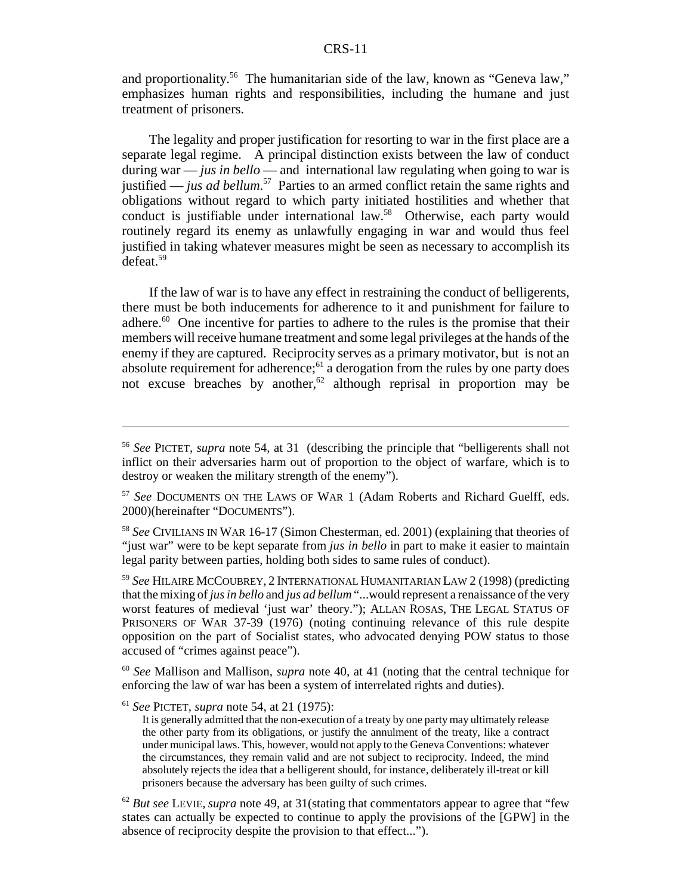and proportionality.[56] The humanitarian side of the law, known as "Geneva law," emphasizes human rights and responsibilities, including the humane and just treatment of prisoners.

The legality and proper justification for resorting to war in the first place are a separate legal regime. A principal distinction exists between the law of conduct during war — *jus in bello* — and international law regulating when going to war is justified — *jus ad bellum*.[57] Parties to an armed conflict retain the same rights and obligations without regard to which party initiated hostilities and whether that conduct is justifiable under international law.[58] Otherwise, each party would routinely regard its enemy as unlawfully engaging in war and would thus feel justified in taking whatever measures might be seen as necessary to accomplish its defeat.[59]

If the law of war is to have any effect in restraining the conduct of belligerents, there must be both inducements for adherence to it and punishment for failure to adhere.[60] One incentive for parties to adhere to the rules is the promise that their members will receive humane treatment and some legal privileges at the hands of the enemy if they are captured. Reciprocity serves as a primary motivator, but is not an absolute requirement for adherence;[61] a derogation from the rules by one party does not excuse breaches by another,[62] although reprisal in proportion may be

---

[56] *See* PICTET, *supra* note 54, at 31 (describing the principle that "belligerents shall not inflict on their adversaries harm out of proportion to the object of warfare, which is to destroy or weaken the military strength of the enemy").

[57] *See* DOCUMENTS ON THE LAWS OF WAR 1 (Adam Roberts and Richard Guelff, eds. 2000)(hereinafter "DOCUMENTS").

[58] *See* CIVILIANS IN WAR 16-17 (Simon Chesterman, ed. 2001) (explaining that theories of "just war" were to be kept separate from *jus in bello* in part to make it easier to maintain legal parity between parties, holding both sides to same rules of conduct).

[59] *See* HILAIRE MCCOUBREY, 2 INTERNATIONAL HUMANITARIAN LAW 2 (1998) (predicting that the mixing of *jus in bello* and *jus ad bellum* "...would represent a renaissance of the very worst features of medieval 'just war' theory."); ALLAN ROSAS, THE LEGAL STATUS OF PRISONERS OF WAR 37-39 (1976) (noting continuing relevance of this rule despite opposition on the part of Socialist states, who advocated denying POW status to those accused of "crimes against peace").

[60] *See* Mallison and Mallison, *supra* note 40, at 41 (noting that the central technique for enforcing the law of war has been a system of interrelated rights and duties).

[61] *See* PICTET, *supra* note 54, at 21 (1975):

> It is generally admitted that the non-execution of a treaty by one party may ultimately release the other party from its obligations, or justify the annulment of the treaty, like a contract under municipal laws. This, however, would not apply to the Geneva Conventions: whatever the circumstances, they remain valid and are not subject to reciprocity. Indeed, the mind absolutely rejects the idea that a belligerent should, for instance, deliberately ill-treat or kill prisoners because the adversary has been guilty of such crimes.

[62] *But see* LEVIE, *supra* note 49, at 31(stating that commentators appear to agree that "few states can actually be expected to continue to apply the provisions of the [GPW] in the absence of reciprocity despite the provision to that effect...").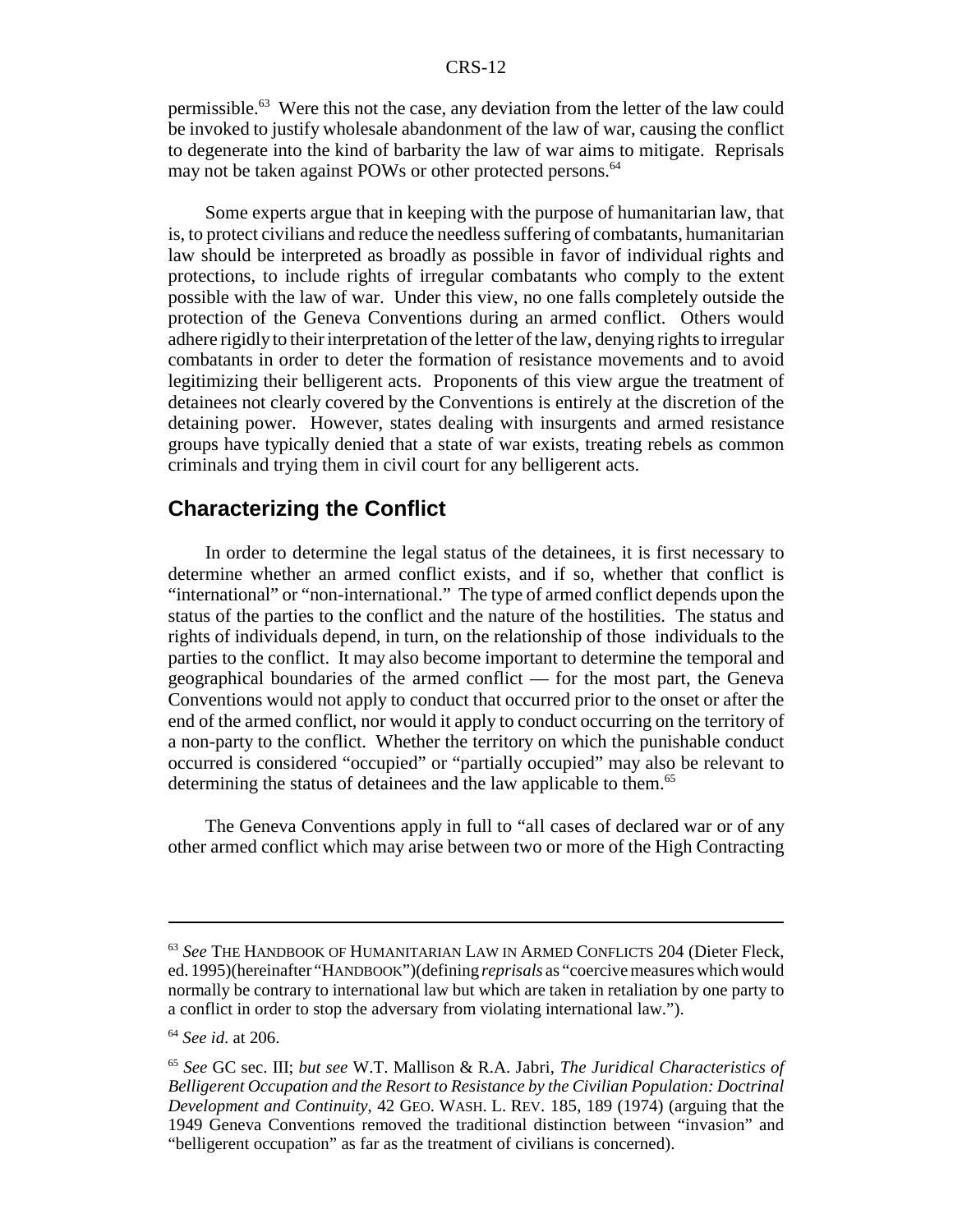permissible.[63] Were this not the case, any deviation from the letter of the law could be invoked to justify wholesale abandonment of the law of war, causing the conflict to degenerate into the kind of barbarity the law of war aims to mitigate. Reprisals may not be taken against POWs or other protected persons.[64]

Some experts argue that in keeping with the purpose of humanitarian law, that is, to protect civilians and reduce the needless suffering of combatants, humanitarian law should be interpreted as broadly as possible in favor of individual rights and protections, to include rights of irregular combatants who comply to the extent possible with the law of war. Under this view, no one falls completely outside the protection of the Geneva Conventions during an armed conflict. Others would adhere rigidly to their interpretation of the letter of the law, denying rights to irregular combatants in order to deter the formation of resistance movements and to avoid legitimizing their belligerent acts. Proponents of this view argue the treatment of detainees not clearly covered by the Conventions is entirely at the discretion of the detaining power. However, states dealing with insurgents and armed resistance groups have typically denied that a state of war exists, treating rebels as common criminals and trying them in civil court for any belligerent acts.

## Characterizing the Conflict

In order to determine the legal status of the detainees, it is first necessary to determine whether an armed conflict exists, and if so, whether that conflict is "international" or "non-international." The type of armed conflict depends upon the status of the parties to the conflict and the nature of the hostilities. The status and rights of individuals depend, in turn, on the relationship of those individuals to the parties to the conflict. It may also become important to determine the temporal and geographical boundaries of the armed conflict — for the most part, the Geneva Conventions would not apply to conduct that occurred prior to the onset or after the end of the armed conflict, nor would it apply to conduct occurring on the territory of a non-party to the conflict. Whether the territory on which the punishable conduct occurred is considered "occupied" or "partially occupied" may also be relevant to determining the status of detainees and the law applicable to them.[65]

The Geneva Conventions apply in full to "all cases of declared war or of any other armed conflict which may arise between two or more of the High Contracting

---

[63] *See* THE HANDBOOK OF HUMANITARIAN LAW IN ARMED CONFLICTS 204 (Dieter Fleck, ed. 1995)(hereinafter "HANDBOOK")(defining *reprisals* as "coercive measures which would normally be contrary to international law but which are taken in retaliation by one party to a conflict in order to stop the adversary from violating international law.").

[64] *See id*. at 206.

[65] *See* GC sec. III; *but see* W.T. Mallison & R.A. Jabri, *The Juridical Characteristics of Belligerent Occupation and the Resort to Resistance by the Civilian Population: Doctrinal Development and Continuity*, 42 GEO. WASH. L. REV. 185, 189 (1974) (arguing that the 1949 Geneva Conventions removed the traditional distinction between "invasion" and "belligerent occupation" as far as the treatment of civilians is concerned).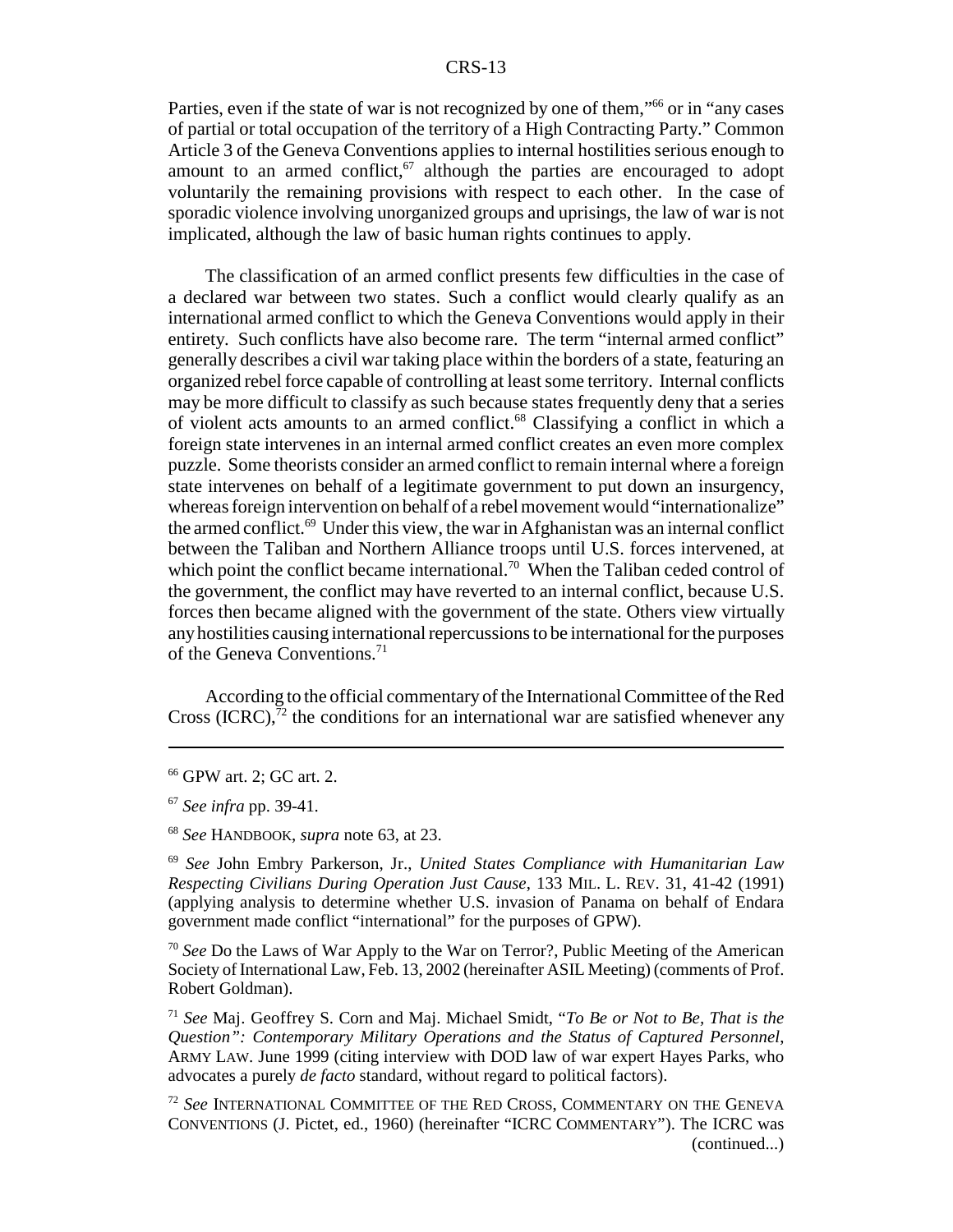Parties, even if the state of war is not recognized by one of them,"[66] or in "any cases of partial or total occupation of the territory of a High Contracting Party." Common Article 3 of the Geneva Conventions applies to internal hostilities serious enough to amount to an armed conflict,[67] although the parties are encouraged to adopt voluntarily the remaining provisions with respect to each other. In the case of sporadic violence involving unorganized groups and uprisings, the law of war is not implicated, although the law of basic human rights continues to apply.

The classification of an armed conflict presents few difficulties in the case of a declared war between two states. Such a conflict would clearly qualify as an international armed conflict to which the Geneva Conventions would apply in their entirety. Such conflicts have also become rare. The term "internal armed conflict" generally describes a civil war taking place within the borders of a state, featuring an organized rebel force capable of controlling at least some territory. Internal conflicts may be more difficult to classify as such because states frequently deny that a series of violent acts amounts to an armed conflict.[68] Classifying a conflict in which a foreign state intervenes in an internal armed conflict creates an even more complex puzzle. Some theorists consider an armed conflict to remain internal where a foreign state intervenes on behalf of a legitimate government to put down an insurgency, whereas foreign intervention on behalf of a rebel movement would "internationalize" the armed conflict.[69] Under this view, the war in Afghanistan was an internal conflict between the Taliban and Northern Alliance troops until U.S. forces intervened, at which point the conflict became international.[70] When the Taliban ceded control of the government, the conflict may have reverted to an internal conflict, because U.S. forces then became aligned with the government of the state. Others view virtually any hostilities causing international repercussions to be international for the purposes of the Geneva Conventions.[71]

According to the official commentary of the International Committee of the Red Cross (ICRC),[72] the conditions for an international war are satisfied whenever any

---

[66] GPW art. 2; GC art. 2.

[67] *See infra* pp. 39-41.

[68] *See* HANDBOOK, *supra* note 63, at 23.

[69] *See* John Embry Parkerson, Jr., *United States Compliance with Humanitarian Law Respecting Civilians During Operation Just Cause*, 133 MIL. L. REV. 31, 41-42 (1991) (applying analysis to determine whether U.S. invasion of Panama on behalf of Endara government made conflict "international" for the purposes of GPW).

[70] *See* Do the Laws of War Apply to the War on Terror?, Public Meeting of the American Society of International Law, Feb. 13, 2002 (hereinafter ASIL Meeting) (comments of Prof. Robert Goldman).

[71] *See* Maj. Geoffrey S. Corn and Maj. Michael Smidt, "*To Be or Not to Be, That is the Question": Contemporary Military Operations and the Status of Captured Personnel*, ARMY LAW. June 1999 (citing interview with DOD law of war expert Hayes Parks, who advocates a purely *de facto* standard, without regard to political factors).

[72] *See* INTERNATIONAL COMMITTEE OF THE RED CROSS, COMMENTARY ON THE GENEVA CONVENTIONS (J. Pictet, ed., 1960) (hereinafter "ICRC COMMENTARY"). The ICRC was (continued...)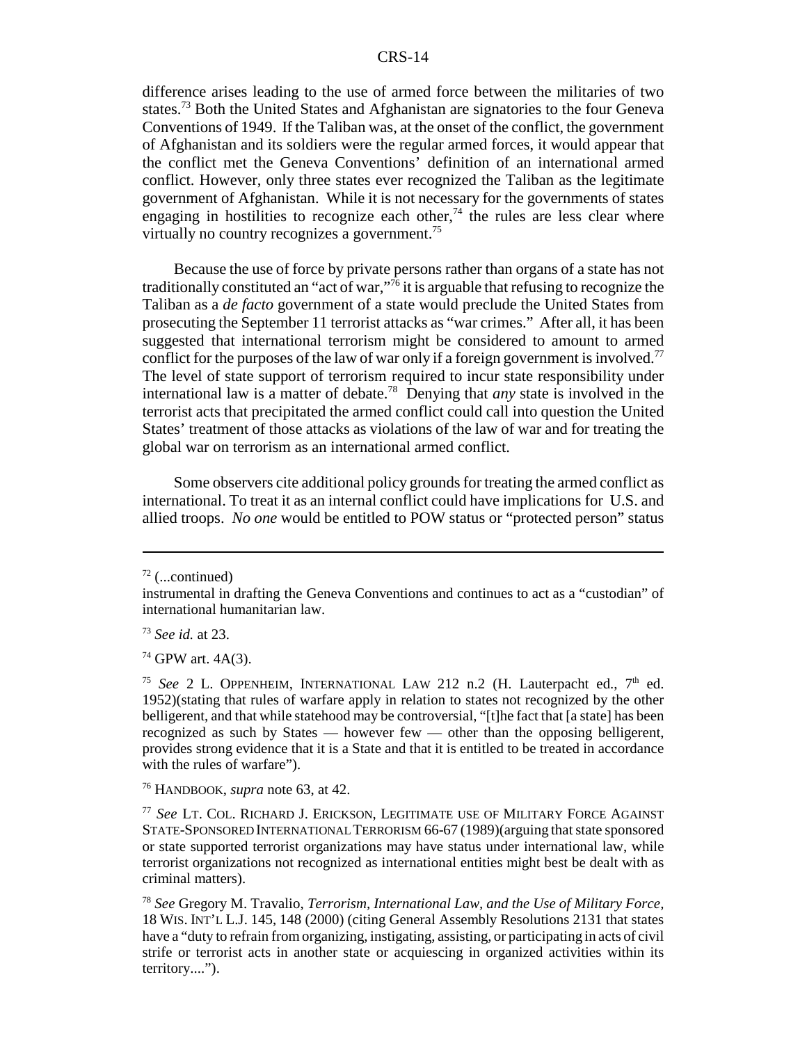difference arises leading to the use of armed force between the militaries of two states.[73] Both the United States and Afghanistan are signatories to the four Geneva Conventions of 1949. If the Taliban was, at the onset of the conflict, the government of Afghanistan and its soldiers were the regular armed forces, it would appear that the conflict met the Geneva Conventions' definition of an international armed conflict. However, only three states ever recognized the Taliban as the legitimate government of Afghanistan. While it is not necessary for the governments of states engaging in hostilities to recognize each other,[74] the rules are less clear where virtually no country recognizes a government.[75]

Because the use of force by private persons rather than organs of a state has not traditionally constituted an "act of war,"[76] it is arguable that refusing to recognize the Taliban as a *de facto* government of a state would preclude the United States from prosecuting the September 11 terrorist attacks as "war crimes." After all, it has been suggested that international terrorism might be considered to amount to armed conflict for the purposes of the law of war only if a foreign government is involved.[77] The level of state support of terrorism required to incur state responsibility under international law is a matter of debate.[78] Denying that *any* state is involved in the terrorist acts that precipitated the armed conflict could call into question the United States' treatment of those attacks as violations of the law of war and for treating the global war on terrorism as an international armed conflict.

Some observers cite additional policy grounds for treating the armed conflict as international. To treat it as an internal conflict could have implications for U.S. and allied troops. *No one* would be entitled to POW status or "protected person" status

---

[72] (...continued)
instrumental in drafting the Geneva Conventions and continues to act as a "custodian" of international humanitarian law.

[73] *See id.* at 23.

[74] GPW art. 4A(3).

[75] *See* 2 L. OPPENHEIM, INTERNATIONAL LAW 212 n.2 (H. Lauterpacht ed., 7th ed. 1952)(stating that rules of warfare apply in relation to states not recognized by the other belligerent, and that while statehood may be controversial, "[t]he fact that [a state] has been recognized as such by States — however few — other than the opposing belligerent, provides strong evidence that it is a State and that it is entitled to be treated in accordance with the rules of warfare").

[76] HANDBOOK, *supra* note 63, at 42.

[77] *See* LT. COL. RICHARD J. ERICKSON, LEGITIMATE USE OF MILITARY FORCE AGAINST STATE-SPONSORED INTERNATIONAL TERRORISM 66-67 (1989)(arguing that state sponsored or state supported terrorist organizations may have status under international law, while terrorist organizations not recognized as international entities might best be dealt with as criminal matters).

[78] *See* Gregory M. Travalio, *Terrorism, International Law, and the Use of Military Force*, 18 WIS. INT'L L.J. 145, 148 (2000) (citing General Assembly Resolutions 2131 that states have a "duty to refrain from organizing, instigating, assisting, or participating in acts of civil strife or terrorist acts in another state or acquiescing in organized activities within its territory....").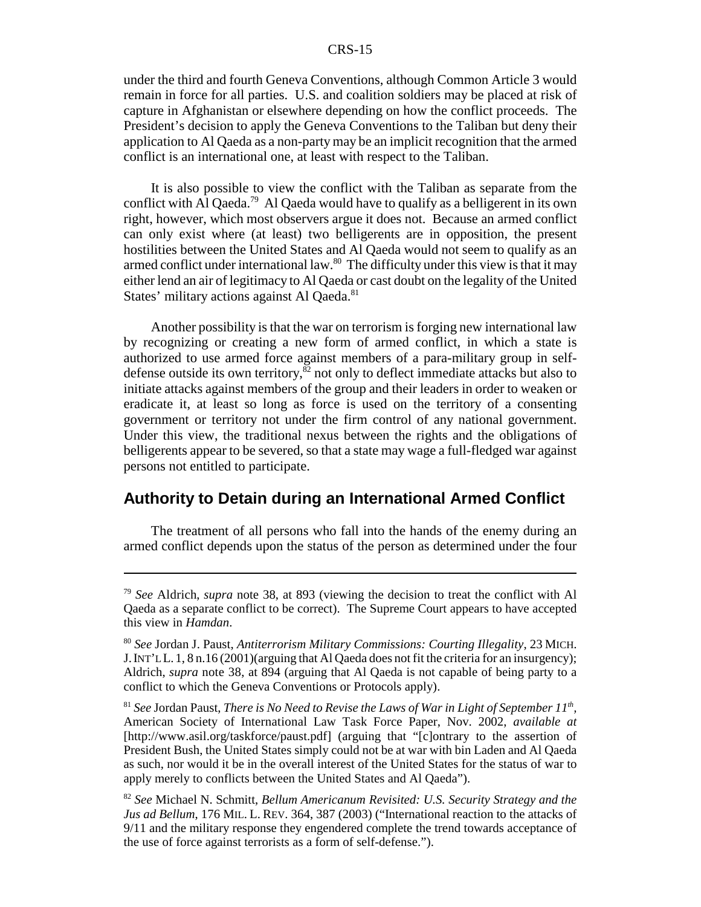under the third and fourth Geneva Conventions, although Common Article 3 would remain in force for all parties. U.S. and coalition soldiers may be placed at risk of capture in Afghanistan or elsewhere depending on how the conflict proceeds. The President's decision to apply the Geneva Conventions to the Taliban but deny their application to Al Qaeda as a non-party may be an implicit recognition that the armed conflict is an international one, at least with respect to the Taliban.

It is also possible to view the conflict with the Taliban as separate from the conflict with Al Qaeda.[79] Al Qaeda would have to qualify as a belligerent in its own right, however, which most observers argue it does not. Because an armed conflict can only exist where (at least) two belligerents are in opposition, the present hostilities between the United States and Al Qaeda would not seem to qualify as an armed conflict under international law.[80] The difficulty under this view is that it may either lend an air of legitimacy to Al Qaeda or cast doubt on the legality of the United States' military actions against Al Qaeda.[81]

Another possibility is that the war on terrorism is forging new international law by recognizing or creating a new form of armed conflict, in which a state is authorized to use armed force against members of a para-military group in self-defense outside its own territory,[82] not only to deflect immediate attacks but also to initiate attacks against members of the group and their leaders in order to weaken or eradicate it, at least so long as force is used on the territory of a consenting government or territory not under the firm control of any national government. Under this view, the traditional nexus between the rights and the obligations of belligerents appear to be severed, so that a state may wage a full-fledged war against persons not entitled to participate.

## Authority to Detain during an International Armed Conflict

The treatment of all persons who fall into the hands of the enemy during an armed conflict depends upon the status of the person as determined under the four

---

[79] *See* Aldrich, *supra* note 38, at 893 (viewing the decision to treat the conflict with Al Qaeda as a separate conflict to be correct). The Supreme Court appears to have accepted this view in *Hamdan*.

[80] *See* Jordan J. Paust, *Antiterrorism Military Commissions: Courting Illegality*, 23 MICH. J. INT'L L. 1, 8 n.16 (2001)(arguing that Al Qaeda does not fit the criteria for an insurgency); Aldrich, *supra* note 38, at 894 (arguing that Al Qaeda is not capable of being party to a conflict to which the Geneva Conventions or Protocols apply).

[81] *See* Jordan Paust, *There is No Need to Revise the Laws of War in Light of September 11th*, American Society of International Law Task Force Paper, Nov. 2002, *available at* [http://www.asil.org/taskforce/paust.pdf] (arguing that "[c]ontrary to the assertion of President Bush, the United States simply could not be at war with bin Laden and Al Qaeda as such, nor would it be in the overall interest of the United States for the status of war to apply merely to conflicts between the United States and Al Qaeda").

[82] *See* Michael N. Schmitt, *Bellum Americanum Revisited: U.S. Security Strategy and the Jus ad Bellum*, 176 MIL. L. REV. 364, 387 (2003) ("International reaction to the attacks of 9/11 and the military response they engendered complete the trend towards acceptance of the use of force against terrorists as a form of self-defense.").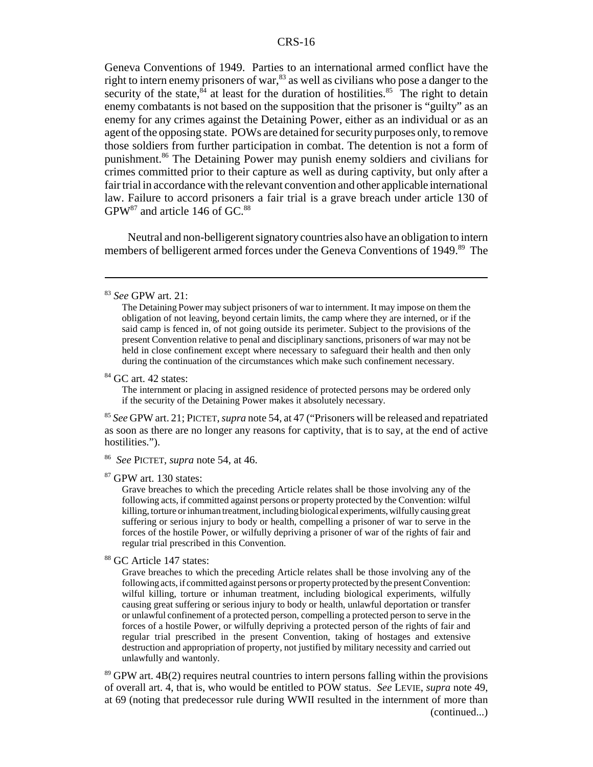Geneva Conventions of 1949. Parties to an international armed conflict have the right to intern enemy prisoners of war,[83] as well as civilians who pose a danger to the security of the state,[84] at least for the duration of hostilities.[85] The right to detain enemy combatants is not based on the supposition that the prisoner is "guilty" as an enemy for any crimes against the Detaining Power, either as an individual or as an agent of the opposing state. POWs are detained for security purposes only, to remove those soldiers from further participation in combat. The detention is not a form of punishment.[86] The Detaining Power may punish enemy soldiers and civilians for crimes committed prior to their capture as well as during captivity, but only after a fair trial in accordance with the relevant convention and other applicable international law. Failure to accord prisoners a fair trial is a grave breach under article 130 of GPW[87] and article 146 of GC.[88]

Neutral and non-belligerent signatory countries also have an obligation to intern members of belligerent armed forces under the Geneva Conventions of 1949.[89] The

---

[83] *See* GPW art. 21:

> The Detaining Power may subject prisoners of war to internment. It may impose on them the obligation of not leaving, beyond certain limits, the camp where they are interned, or if the said camp is fenced in, of not going outside its perimeter. Subject to the provisions of the present Convention relative to penal and disciplinary sanctions, prisoners of war may not be held in close confinement except where necessary to safeguard their health and then only during the continuation of the circumstances which make such confinement necessary.

[84] GC art. 42 states:

> The internment or placing in assigned residence of protected persons may be ordered only if the security of the Detaining Power makes it absolutely necessary.

[85] *See* GPW art. 21; PICTET, *supra* note 54, at 47 ("Prisoners will be released and repatriated as soon as there are no longer any reasons for captivity, that is to say, at the end of active hostilities.").

[86] *See* PICTET, *supra* note 54, at 46.

[87] GPW art. 130 states:

> Grave breaches to which the preceding Article relates shall be those involving any of the following acts, if committed against persons or property protected by the Convention: wilful killing, torture or inhuman treatment, including biological experiments, wilfully causing great suffering or serious injury to body or health, compelling a prisoner of war to serve in the forces of the hostile Power, or wilfully depriving a prisoner of war of the rights of fair and regular trial prescribed in this Convention.

[88] GC Article 147 states:

> Grave breaches to which the preceding Article relates shall be those involving any of the following acts, if committed against persons or property protected by the present Convention: wilful killing, torture or inhuman treatment, including biological experiments, wilfully causing great suffering or serious injury to body or health, unlawful deportation or transfer or unlawful confinement of a protected person, compelling a protected person to serve in the forces of a hostile Power, or wilfully depriving a protected person of the rights of fair and regular trial prescribed in the present Convention, taking of hostages and extensive destruction and appropriation of property, not justified by military necessity and carried out unlawfully and wantonly.

[89] GPW art. 4B(2) requires neutral countries to intern persons falling within the provisions of overall art. 4, that is, who would be entitled to POW status. *See* LEVIE, *supra* note 49, at 69 (noting that predecessor rule during WWII resulted in the internment of more than (continued...)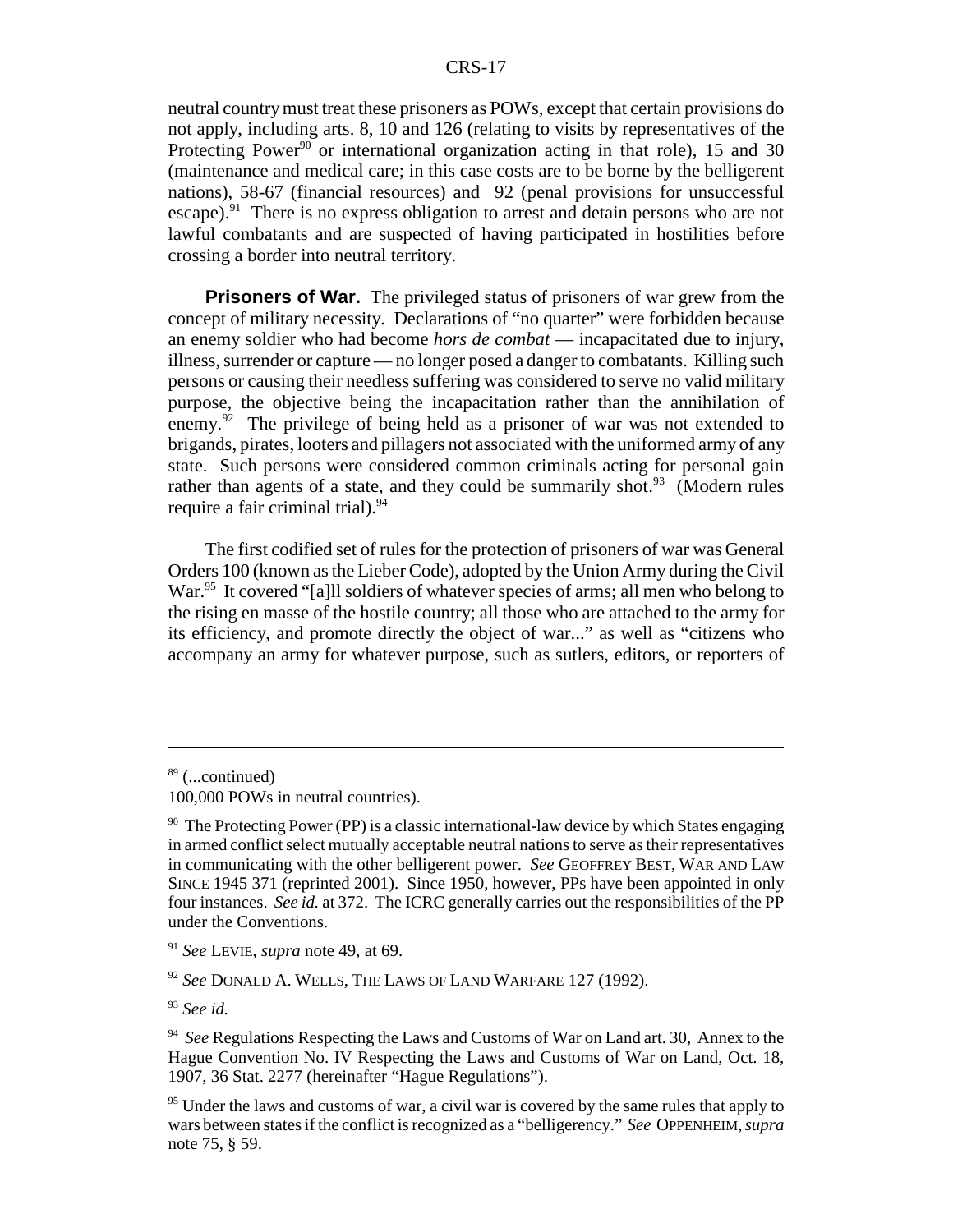neutral country must treat these prisoners as POWs, except that certain provisions do not apply, including arts. 8, 10 and 126 (relating to visits by representatives of the Protecting Power[90] or international organization acting in that role), 15 and 30 (maintenance and medical care; in this case costs are to be borne by the belligerent nations), 58-67 (financial resources) and 92 (penal provisions for unsuccessful escape).[91] There is no express obligation to arrest and detain persons who are not lawful combatants and are suspected of having participated in hostilities before crossing a border into neutral territory.

**Prisoners of War.** The privileged status of prisoners of war grew from the concept of military necessity. Declarations of "no quarter" were forbidden because an enemy soldier who had become *hors de combat* — incapacitated due to injury, illness, surrender or capture — no longer posed a danger to combatants. Killing such persons or causing their needless suffering was considered to serve no valid military purpose, the objective being the incapacitation rather than the annihilation of enemy.[92] The privilege of being held as a prisoner of war was not extended to brigands, pirates, looters and pillagers not associated with the uniformed army of any state. Such persons were considered common criminals acting for personal gain rather than agents of a state, and they could be summarily shot.[93] (Modern rules require a fair criminal trial).[94]

The first codified set of rules for the protection of prisoners of war was General Orders 100 (known as the Lieber Code), adopted by the Union Army during the Civil War.[95] It covered "[a]ll soldiers of whatever species of arms; all men who belong to the rising en masse of the hostile country; all those who are attached to the army for its efficiency, and promote directly the object of war..." as well as "citizens who accompany an army for whatever purpose, such as sutlers, editors, or reporters of

---

[89] (...continued)
100,000 POWs in neutral countries).

[90] The Protecting Power (PP) is a classic international-law device by which States engaging in armed conflict select mutually acceptable neutral nations to serve as their representatives in communicating with the other belligerent power. *See* GEOFFREY BEST, WAR AND LAW SINCE 1945 371 (reprinted 2001). Since 1950, however, PPs have been appointed in only four instances. *See id.* at 372. The ICRC generally carries out the responsibilities of the PP under the Conventions.

[91] *See* LEVIE, *supra* note 49, at 69.

[92] *See* DONALD A. WELLS, THE LAWS OF LAND WARFARE 127 (1992).

[93] *See id.*

[94] *See* Regulations Respecting the Laws and Customs of War on Land art. 30, Annex to the Hague Convention No. IV Respecting the Laws and Customs of War on Land, Oct. 18, 1907, 36 Stat. 2277 (hereinafter "Hague Regulations").

[95] Under the laws and customs of war, a civil war is covered by the same rules that apply to wars between states if the conflict is recognized as a "belligerency." *See* OPPENHEIM, *supra* note 75, § 59.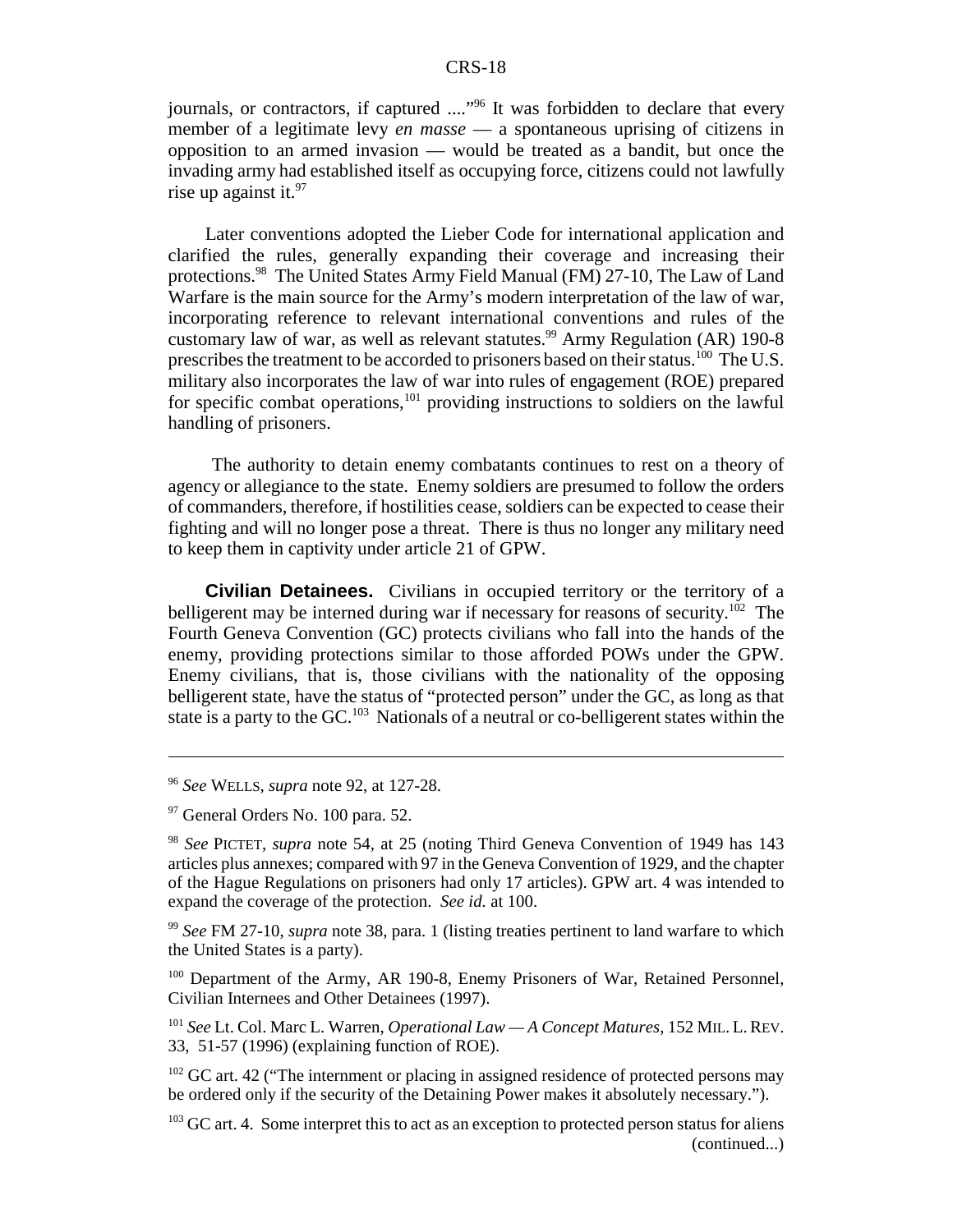journals, or contractors, if captured ...."[96] It was forbidden to declare that every member of a legitimate levy *en masse* — a spontaneous uprising of citizens in opposition to an armed invasion — would be treated as a bandit, but once the invading army had established itself as occupying force, citizens could not lawfully rise up against it.[97]

Later conventions adopted the Lieber Code for international application and clarified the rules, generally expanding their coverage and increasing their protections.[98] The United States Army Field Manual (FM) 27-10, The Law of Land Warfare is the main source for the Army's modern interpretation of the law of war, incorporating reference to relevant international conventions and rules of the customary law of war, as well as relevant statutes.[99] Army Regulation (AR) 190-8 prescribes the treatment to be accorded to prisoners based on their status.[100] The U.S. military also incorporates the law of war into rules of engagement (ROE) prepared for specific combat operations,[101] providing instructions to soldiers on the lawful handling of prisoners.

The authority to detain enemy combatants continues to rest on a theory of agency or allegiance to the state. Enemy soldiers are presumed to follow the orders of commanders, therefore, if hostilities cease, soldiers can be expected to cease their fighting and will no longer pose a threat. There is thus no longer any military need to keep them in captivity under article 21 of GPW.

**Civilian Detainees.** Civilians in occupied territory or the territory of a belligerent may be interned during war if necessary for reasons of security.[102] The Fourth Geneva Convention (GC) protects civilians who fall into the hands of the enemy, providing protections similar to those afforded POWs under the GPW. Enemy civilians, that is, those civilians with the nationality of the opposing belligerent state, have the status of "protected person" under the GC, as long as that state is a party to the GC.[103] Nationals of a neutral or co-belligerent states within the

---

[96] *See* WELLS, *supra* note 92, at 127-28.

[97] General Orders No. 100 para. 52.

[98] *See* PICTET, *supra* note 54, at 25 (noting Third Geneva Convention of 1949 has 143 articles plus annexes; compared with 97 in the Geneva Convention of 1929, and the chapter of the Hague Regulations on prisoners had only 17 articles). GPW art. 4 was intended to expand the coverage of the protection. *See id.* at 100.

[99] *See* FM 27-10, *supra* note 38, para. 1 (listing treaties pertinent to land warfare to which the United States is a party).

[100] Department of the Army, AR 190-8, Enemy Prisoners of War, Retained Personnel, Civilian Internees and Other Detainees (1997).

[101] *See* Lt. Col. Marc L. Warren, *Operational Law — A Concept Matures*, 152 MIL. L. REV. 33, 51-57 (1996) (explaining function of ROE).

[102] GC art. 42 ("The internment or placing in assigned residence of protected persons may be ordered only if the security of the Detaining Power makes it absolutely necessary.").

[103] GC art. 4. Some interpret this to act as an exception to protected person status for aliens (continued...)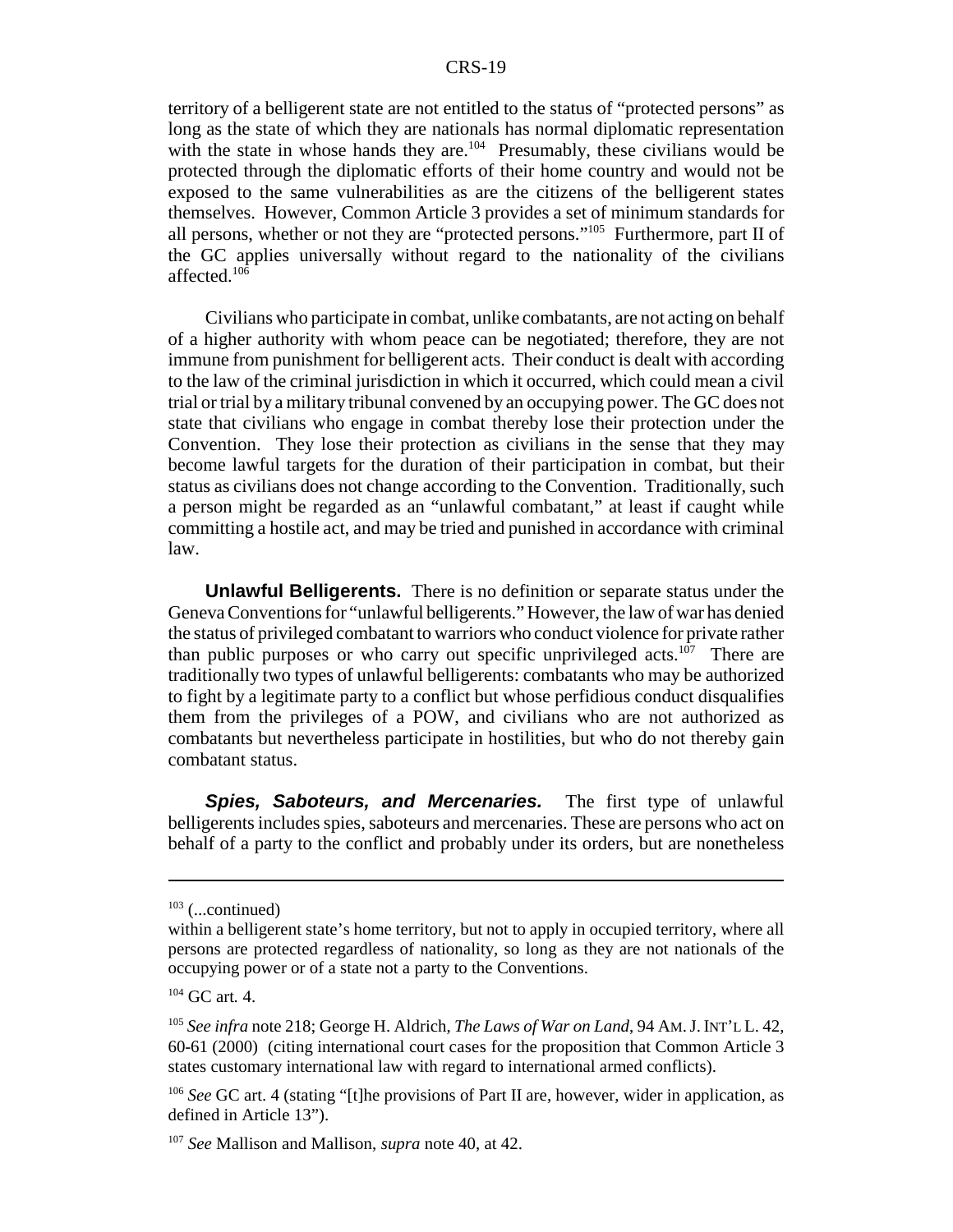territory of a belligerent state are not entitled to the status of "protected persons" as long as the state of which they are nationals has normal diplomatic representation with the state in whose hands they are.[104] Presumably, these civilians would be protected through the diplomatic efforts of their home country and would not be exposed to the same vulnerabilities as are the citizens of the belligerent states themselves. However, Common Article 3 provides a set of minimum standards for all persons, whether or not they are "protected persons."[105] Furthermore, part II of the GC applies universally without regard to the nationality of the civilians affected.[106]

Civilians who participate in combat, unlike combatants, are not acting on behalf of a higher authority with whom peace can be negotiated; therefore, they are not immune from punishment for belligerent acts. Their conduct is dealt with according to the law of the criminal jurisdiction in which it occurred, which could mean a civil trial or trial by a military tribunal convened by an occupying power. The GC does not state that civilians who engage in combat thereby lose their protection under the Convention. They lose their protection as civilians in the sense that they may become lawful targets for the duration of their participation in combat, but their status as civilians does not change according to the Convention. Traditionally, such a person might be regarded as an "unlawful combatant," at least if caught while committing a hostile act, and may be tried and punished in accordance with criminal law.

**Unlawful Belligerents.** There is no definition or separate status under the Geneva Conventions for "unlawful belligerents." However, the law of war has denied the status of privileged combatant to warriors who conduct violence for private rather than public purposes or who carry out specific unprivileged acts.[107] There are traditionally two types of unlawful belligerents: combatants who may be authorized to fight by a legitimate party to a conflict but whose perfidious conduct disqualifies them from the privileges of a POW, and civilians who are not authorized as combatants but nevertheless participate in hostilities, but who do not thereby gain combatant status.

***Spies, Saboteurs, and Mercenaries.*** The first type of unlawful belligerents includes spies, saboteurs and mercenaries. These are persons who act on behalf of a party to the conflict and probably under its orders, but are nonetheless

---

[103] (...continued)
within a belligerent state's home territory, but not to apply in occupied territory, where all persons are protected regardless of nationality, so long as they are not nationals of the occupying power or of a state not a party to the Conventions.

[104] GC art. 4.

[105] *See infra* note 218; George H. Aldrich, *The Laws of War on Land*, 94 AM. J. INT'L L. 42, 60-61 (2000) (citing international court cases for the proposition that Common Article 3 states customary international law with regard to international armed conflicts).

[106] *See* GC art. 4 (stating "[t]he provisions of Part II are, however, wider in application, as defined in Article 13").

[107] *See* Mallison and Mallison, *supra* note 40, at 42.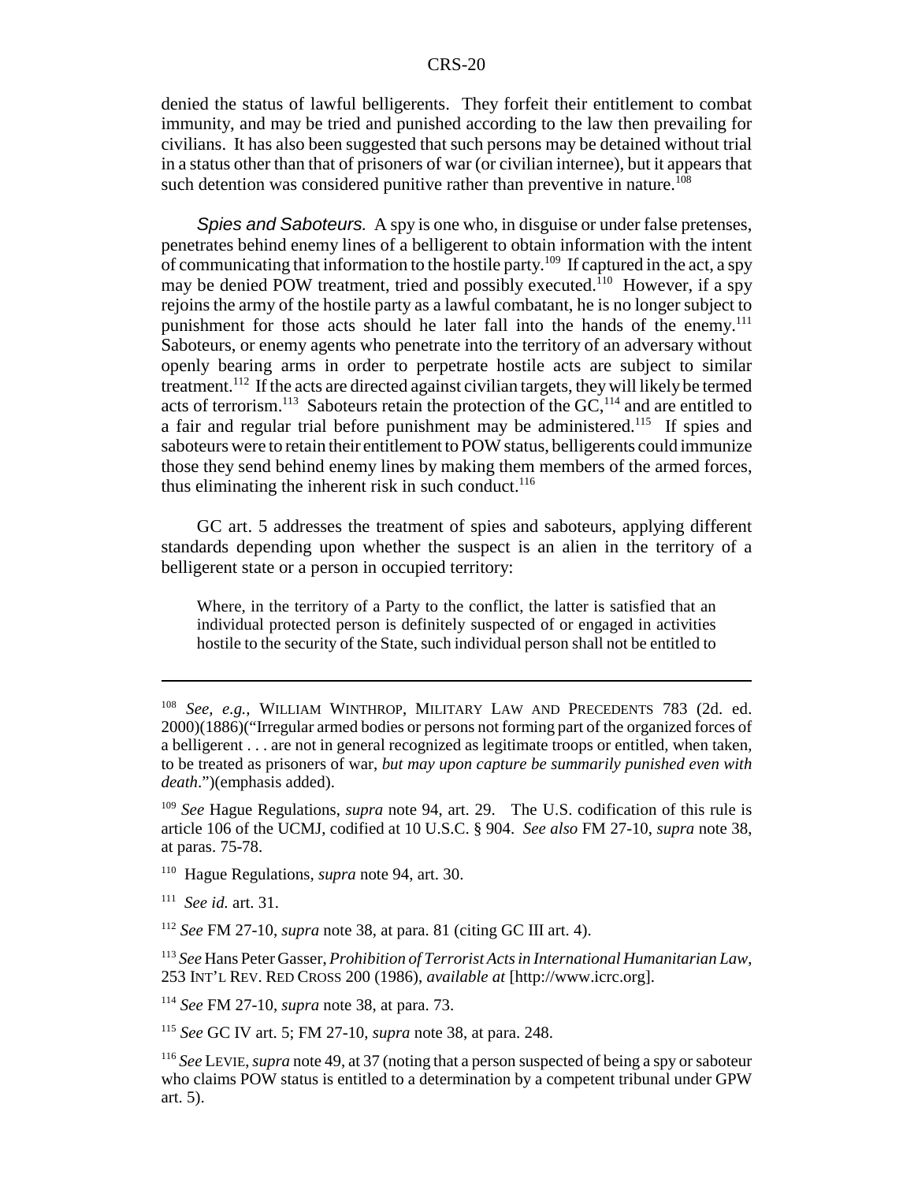denied the status of lawful belligerents. They forfeit their entitlement to combat immunity, and may be tried and punished according to the law then prevailing for civilians. It has also been suggested that such persons may be detained without trial in a status other than that of prisoners of war (or civilian internee), but it appears that such detention was considered punitive rather than preventive in nature.[108]

*Spies and Saboteurs.* A spy is one who, in disguise or under false pretenses, penetrates behind enemy lines of a belligerent to obtain information with the intent of communicating that information to the hostile party.[109] If captured in the act, a spy may be denied POW treatment, tried and possibly executed.[110] However, if a spy rejoins the army of the hostile party as a lawful combatant, he is no longer subject to punishment for those acts should he later fall into the hands of the enemy.[111] Saboteurs, or enemy agents who penetrate into the territory of an adversary without openly bearing arms in order to perpetrate hostile acts are subject to similar treatment.[112] If the acts are directed against civilian targets, they will likely be termed acts of terrorism.[113] Saboteurs retain the protection of the GC,[114] and are entitled to a fair and regular trial before punishment may be administered.[115] If spies and saboteurs were to retain their entitlement to POW status, belligerents could immunize those they send behind enemy lines by making them members of the armed forces, thus eliminating the inherent risk in such conduct.[116]

GC art. 5 addresses the treatment of spies and saboteurs, applying different standards depending upon whether the suspect is an alien in the territory of a belligerent state or a person in occupied territory:

> Where, in the territory of a Party to the conflict, the latter is satisfied that an individual protected person is definitely suspected of or engaged in activities hostile to the security of the State, such individual person shall not be entitled to

---

[108] *See, e.g.,* WILLIAM WINTHROP, MILITARY LAW AND PRECEDENTS 783 (2d. ed. 2000)(1886)("Irregular armed bodies or persons not forming part of the organized forces of a belligerent . . . are not in general recognized as legitimate troops or entitled, when taken, to be treated as prisoners of war, *but may upon capture be summarily punished even with death*.")(emphasis added).

[109] *See* Hague Regulations, *supra* note 94, art. 29. The U.S. codification of this rule is article 106 of the UCMJ, codified at 10 U.S.C. § 904. *See also* FM 27-10, *supra* note 38, at paras. 75-78.

[110] Hague Regulations, *supra* note 94, art. 30.

[111] *See id.* art. 31.

[112] *See* FM 27-10, *supra* note 38, at para. 81 (citing GC III art. 4).

[113] *See* Hans Peter Gasser, *Prohibition of Terrorist Acts in International Humanitarian Law*, 253 INT'L REV. RED CROSS 200 (1986), *available at* [http://www.icrc.org].

[114] *See* FM 27-10, *supra* note 38, at para. 73.

[115] *See* GC IV art. 5; FM 27-10, *supra* note 38, at para. 248.

[116] *See* LEVIE, *supra* note 49, at 37 (noting that a person suspected of being a spy or saboteur who claims POW status is entitled to a determination by a competent tribunal under GPW art. 5).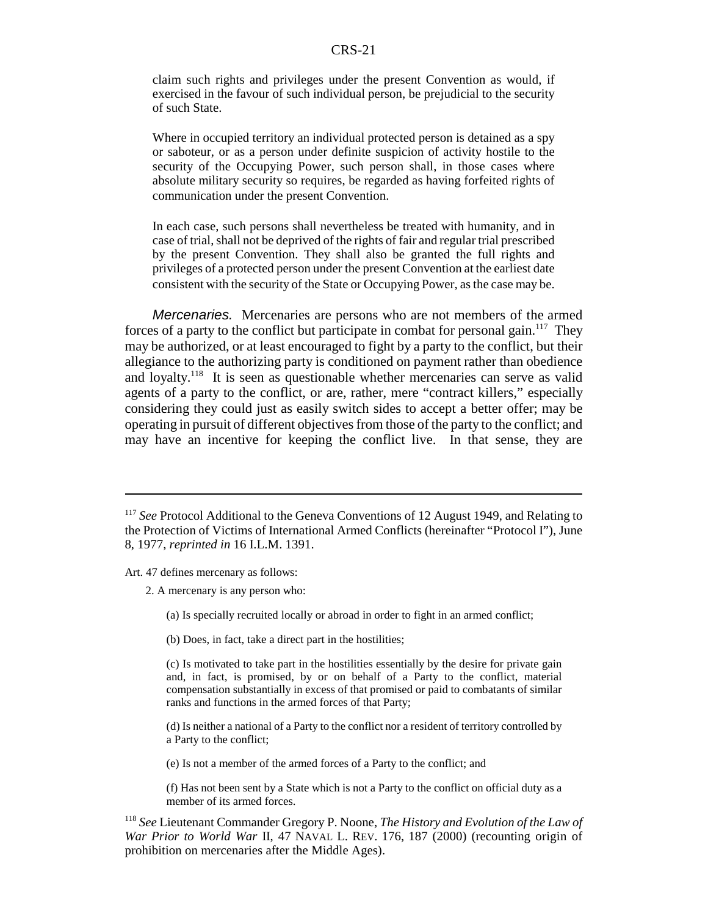claim such rights and privileges under the present Convention as would, if exercised in the favour of such individual person, be prejudicial to the security of such State.

> Where in occupied territory an individual protected person is detained as a spy or saboteur, or as a person under definite suspicion of activity hostile to the security of the Occupying Power, such person shall, in those cases where absolute military security so requires, be regarded as having forfeited rights of communication under the present Convention.
>
> In each case, such persons shall nevertheless be treated with humanity, and in case of trial, shall not be deprived of the rights of fair and regular trial prescribed by the present Convention. They shall also be granted the full rights and privileges of a protected person under the present Convention at the earliest date consistent with the security of the State or Occupying Power, as the case may be.

*Mercenaries.* Mercenaries are persons who are not members of the armed forces of a party to the conflict but participate in combat for personal gain.[117] They may be authorized, or at least encouraged to fight by a party to the conflict, but their allegiance to the authorizing party is conditioned on payment rather than obedience and loyalty.[118] It is seen as questionable whether mercenaries can serve as valid agents of a party to the conflict, or are, rather, mere "contract killers," especially considering they could just as easily switch sides to accept a better offer; may be operating in pursuit of different objectives from those of the party to the conflict; and may have an incentive for keeping the conflict live. In that sense, they are

---

[117] *See* Protocol Additional to the Geneva Conventions of 12 August 1949, and Relating to the Protection of Victims of International Armed Conflicts (hereinafter "Protocol I"), June 8, 1977, *reprinted in* 16 I.L.M. 1391.

Art. 47 defines mercenary as follows:

> 2. A mercenary is any person who:
>
> (a) Is specially recruited locally or abroad in order to fight in an armed conflict;
>
> (b) Does, in fact, take a direct part in the hostilities;
>
> (c) Is motivated to take part in the hostilities essentially by the desire for private gain and, in fact, is promised, by or on behalf of a Party to the conflict, material compensation substantially in excess of that promised or paid to combatants of similar ranks and functions in the armed forces of that Party;
>
> (d) Is neither a national of a Party to the conflict nor a resident of territory controlled by a Party to the conflict;
>
> (e) Is not a member of the armed forces of a Party to the conflict; and
>
> (f) Has not been sent by a State which is not a Party to the conflict on official duty as a member of its armed forces.

[118] *See* Lieutenant Commander Gregory P. Noone, *The History and Evolution of the Law of War Prior to World War* II, 47 NAVAL L. REV. 176, 187 (2000) (recounting origin of prohibition on mercenaries after the Middle Ages).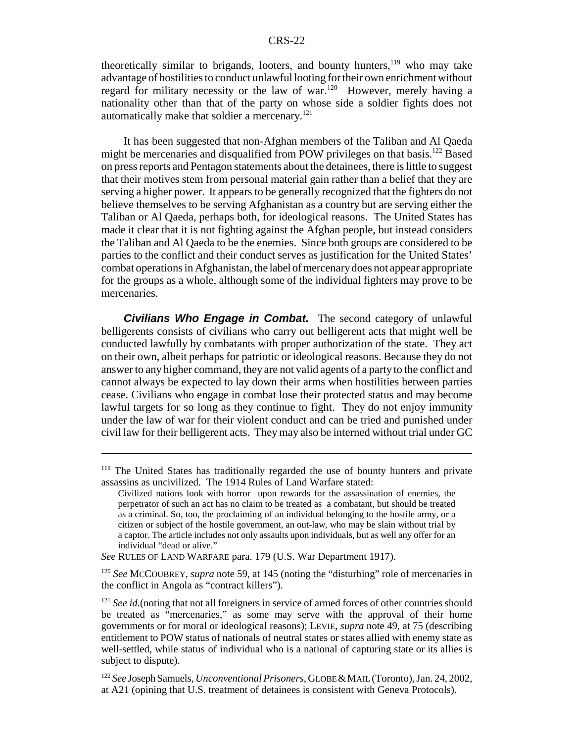theoretically similar to brigands, looters, and bounty hunters,[119] who may take advantage of hostilities to conduct unlawful looting for their own enrichment without regard for military necessity or the law of war.[120] However, merely having a nationality other than that of the party on whose side a soldier fights does not automatically make that soldier a mercenary.[121]

It has been suggested that non-Afghan members of the Taliban and Al Qaeda might be mercenaries and disqualified from POW privileges on that basis.[122] Based on press reports and Pentagon statements about the detainees, there is little to suggest that their motives stem from personal material gain rather than a belief that they are serving a higher power. It appears to be generally recognized that the fighters do not believe themselves to be serving Afghanistan as a country but are serving either the Taliban or Al Qaeda, perhaps both, for ideological reasons. The United States has made it clear that it is not fighting against the Afghan people, but instead considers the Taliban and Al Qaeda to be the enemies. Since both groups are considered to be parties to the conflict and their conduct serves as justification for the United States' combat operations in Afghanistan, the label of mercenary does not appear appropriate for the groups as a whole, although some of the individual fighters may prove to be mercenaries.

***Civilians Who Engage in Combat.*** The second category of unlawful belligerents consists of civilians who carry out belligerent acts that might well be conducted lawfully by combatants with proper authorization of the state. They act on their own, albeit perhaps for patriotic or ideological reasons. Because they do not answer to any higher command, they are not valid agents of a party to the conflict and cannot always be expected to lay down their arms when hostilities between parties cease. Civilians who engage in combat lose their protected status and may become lawful targets for so long as they continue to fight. They do not enjoy immunity under the law of war for their violent conduct and can be tried and punished under civil law for their belligerent acts. They may also be interned without trial under GC

---

[119] The United States has traditionally regarded the use of bounty hunters and private assassins as uncivilized. The 1914 Rules of Land Warfare stated:

> Civilized nations look with horror upon rewards for the assassination of enemies, the perpetrator of such an act has no claim to be treated as a combatant, but should be treated as a criminal. So, too, the proclaiming of an individual belonging to the hostile army, or a citizen or subject of the hostile government, an out-law, who may be slain without trial by a captor. The article includes not only assaults upon individuals, but as well any offer for an individual "dead or alive."

*See* RULES OF LAND WARFARE para. 179 (U.S. War Department 1917).

[120] *See* MCCOUBREY, *supra* note 59, at 145 (noting the "disturbing" role of mercenaries in the conflict in Angola as "contract killers").

[121] *See id.*(noting that not all foreigners in service of armed forces of other countries should be treated as "mercenaries," as some may serve with the approval of their home governments or for moral or ideological reasons); LEVIE, *supra* note 49, at 75 (describing entitlement to POW status of nationals of neutral states or states allied with enemy state as well-settled, while status of individual who is a national of capturing state or its allies is subject to dispute).

[122] *See* Joseph Samuels, *Unconventional Prisoners*, GLOBE & MAIL (Toronto), Jan. 24, 2002, at A21 (opining that U.S. treatment of detainees is consistent with Geneva Protocols).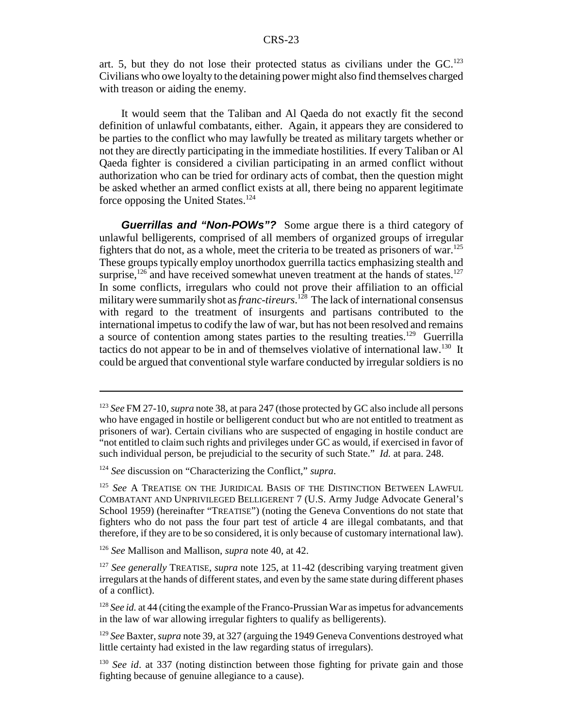art. 5, but they do not lose their protected status as civilians under the GC.[123] Civilians who owe loyalty to the detaining power might also find themselves charged with treason or aiding the enemy.

It would seem that the Taliban and Al Qaeda do not exactly fit the second definition of unlawful combatants, either. Again, it appears they are considered to be parties to the conflict who may lawfully be treated as military targets whether or not they are directly participating in the immediate hostilities. If every Taliban or Al Qaeda fighter is considered a civilian participating in an armed conflict without authorization who can be tried for ordinary acts of combat, then the question might be asked whether an armed conflict exists at all, there being no apparent legitimate force opposing the United States.[124]

***Guerrillas and "Non-POWs"?*** Some argue there is a third category of unlawful belligerents, comprised of all members of organized groups of irregular fighters that do not, as a whole, meet the criteria to be treated as prisoners of war.[125] These groups typically employ unorthodox guerrilla tactics emphasizing stealth and surprise,[126] and have received somewhat uneven treatment at the hands of states.[127] In some conflicts, irregulars who could not prove their affiliation to an official military were summarily shot as *franc-tireurs*.[128] The lack of international consensus with regard to the treatment of insurgents and partisans contributed to the international impetus to codify the law of war, but has not been resolved and remains a source of contention among states parties to the resulting treaties.[129] Guerrilla tactics do not appear to be in and of themselves violative of international law.[130] It could be argued that conventional style warfare conducted by irregular soldiers is no

---

[123] *See* FM 27-10, *supra* note 38, at para 247 (those protected by GC also include all persons who have engaged in hostile or belligerent conduct but who are not entitled to treatment as prisoners of war). Certain civilians who are suspected of engaging in hostile conduct are "not entitled to claim such rights and privileges under GC as would, if exercised in favor of such individual person, be prejudicial to the security of such State." *Id.* at para. 248.

[124] *See* discussion on "Characterizing the Conflict," *supra*.

[125] *See* A TREATISE ON THE JURIDICAL BASIS OF THE DISTINCTION BETWEEN LAWFUL COMBATANT AND UNPRIVILEGED BELLIGERENT 7 (U.S. Army Judge Advocate General's School 1959) (hereinafter "TREATISE") (noting the Geneva Conventions do not state that fighters who do not pass the four part test of article 4 are illegal combatants, and that therefore, if they are to be so considered, it is only because of customary international law).

[126] *See* Mallison and Mallison, *supra* note 40, at 42.

[127] *See generally* TREATISE, *supra* note 125, at 11-42 (describing varying treatment given irregulars at the hands of different states, and even by the same state during different phases of a conflict).

[128] *See id.* at 44 (citing the example of the Franco-Prussian War as impetus for advancements in the law of war allowing irregular fighters to qualify as belligerents).

[129] *See* Baxter, *supra* note 39, at 327 (arguing the 1949 Geneva Conventions destroyed what little certainty had existed in the law regarding status of irregulars).

[130] *See id*. at 337 (noting distinction between those fighting for private gain and those fighting because of genuine allegiance to a cause).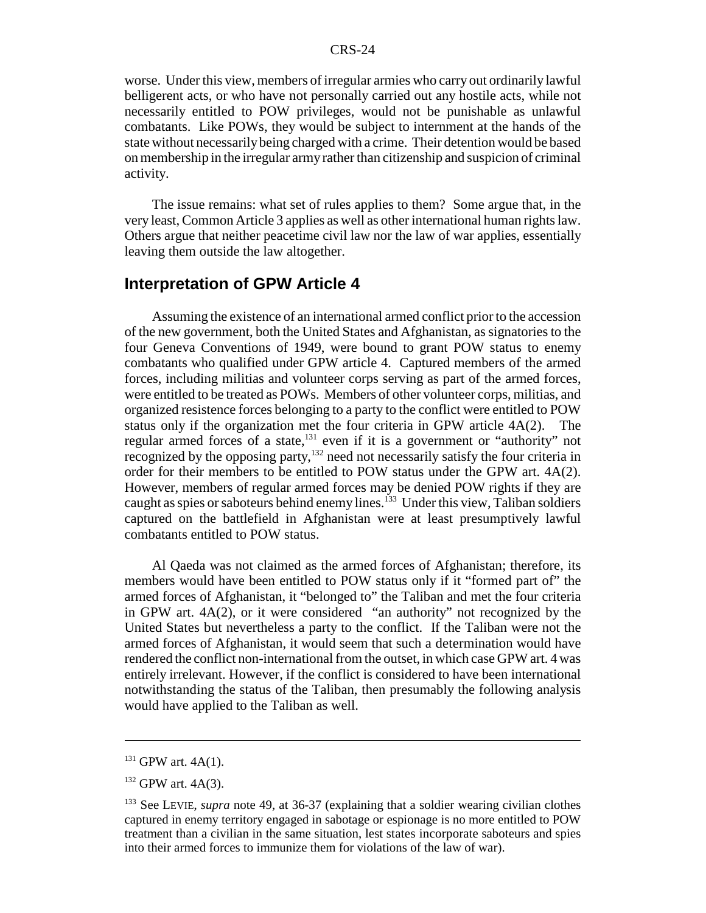worse. Under this view, members of irregular armies who carry out ordinarily lawful belligerent acts, or who have not personally carried out any hostile acts, while not necessarily entitled to POW privileges, would not be punishable as unlawful combatants. Like POWs, they would be subject to internment at the hands of the state without necessarily being charged with a crime. Their detention would be based on membership in the irregular army rather than citizenship and suspicion of criminal activity.

The issue remains: what set of rules applies to them? Some argue that, in the very least, Common Article 3 applies as well as other international human rights law. Others argue that neither peacetime civil law nor the law of war applies, essentially leaving them outside the law altogether.

## Interpretation of GPW Article 4

Assuming the existence of an international armed conflict prior to the accession of the new government, both the United States and Afghanistan, as signatories to the four Geneva Conventions of 1949, were bound to grant POW status to enemy combatants who qualified under GPW article 4. Captured members of the armed forces, including militias and volunteer corps serving as part of the armed forces, were entitled to be treated as POWs. Members of other volunteer corps, militias, and organized resistence forces belonging to a party to the conflict were entitled to POW status only if the organization met the four criteria in GPW article 4A(2). The regular armed forces of a state,[131] even if it is a government or "authority" not recognized by the opposing party,[132] need not necessarily satisfy the four criteria in order for their members to be entitled to POW status under the GPW art. 4A(2). However, members of regular armed forces may be denied POW rights if they are caught as spies or saboteurs behind enemy lines.[133] Under this view, Taliban soldiers captured on the battlefield in Afghanistan were at least presumptively lawful combatants entitled to POW status.

Al Qaeda was not claimed as the armed forces of Afghanistan; therefore, its members would have been entitled to POW status only if it "formed part of" the armed forces of Afghanistan, it "belonged to" the Taliban and met the four criteria in GPW art. 4A(2), or it were considered "an authority" not recognized by the United States but nevertheless a party to the conflict. If the Taliban were not the armed forces of Afghanistan, it would seem that such a determination would have rendered the conflict non-international from the outset, in which case GPW art. 4 was entirely irrelevant. However, if the conflict is considered to have been international notwithstanding the status of the Taliban, then presumably the following analysis would have applied to the Taliban as well.

---

[131] GPW art. 4A(1).

[132] GPW art. 4A(3).

[133] See LEVIE, *supra* note 49, at 36-37 (explaining that a soldier wearing civilian clothes captured in enemy territory engaged in sabotage or espionage is no more entitled to POW treatment than a civilian in the same situation, lest states incorporate saboteurs and spies into their armed forces to immunize them for violations of the law of war).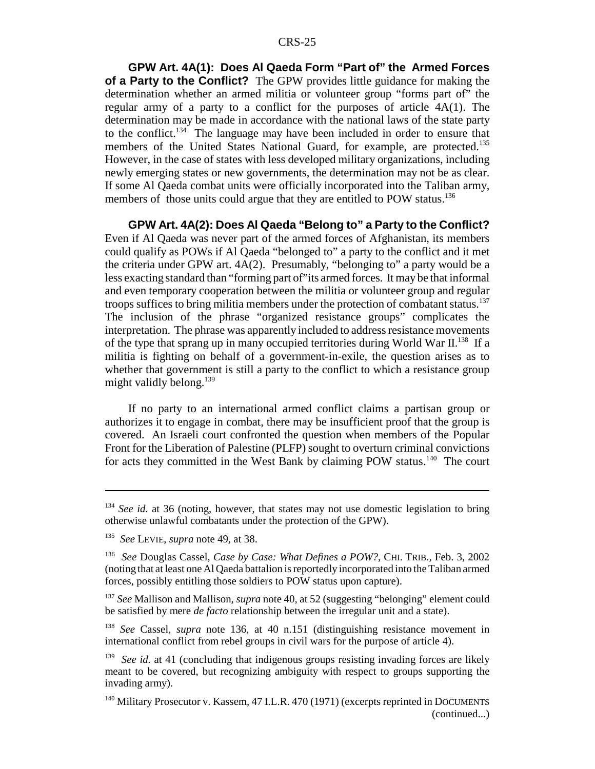**GPW Art. 4A(1): Does Al Qaeda Form "Part of" the Armed Forces of a Party to the Conflict?** The GPW provides little guidance for making the determination whether an armed militia or volunteer group "forms part of" the regular army of a party to a conflict for the purposes of article 4A(1). The determination may be made in accordance with the national laws of the state party to the conflict.[134] The language may have been included in order to ensure that members of the United States National Guard, for example, are protected.[135] However, in the case of states with less developed military organizations, including newly emerging states or new governments, the determination may not be as clear. If some Al Qaeda combat units were officially incorporated into the Taliban army, members of those units could argue that they are entitled to POW status.[136]

**GPW Art. 4A(2): Does Al Qaeda "Belong to" a Party to the Conflict?** Even if Al Qaeda was never part of the armed forces of Afghanistan, its members could qualify as POWs if Al Qaeda "belonged to" a party to the conflict and it met the criteria under GPW art. 4A(2). Presumably, "belonging to" a party would be a less exacting standard than "forming part of" its armed forces. It may be that informal and even temporary cooperation between the militia or volunteer group and regular troops suffices to bring militia members under the protection of combatant status.[137] The inclusion of the phrase "organized resistance groups" complicates the interpretation. The phrase was apparently included to address resistance movements of the type that sprang up in many occupied territories during World War II.[138] If a militia is fighting on behalf of a government-in-exile, the question arises as to whether that government is still a party to the conflict to which a resistance group might validly belong.[139]

If no party to an international armed conflict claims a partisan group or authorizes it to engage in combat, there may be insufficient proof that the group is covered. An Israeli court confronted the question when members of the Popular Front for the Liberation of Palestine (PLFP) sought to overturn criminal convictions for acts they committed in the West Bank by claiming POW status.[140] The court

---

[134] *See id.* at 36 (noting, however, that states may not use domestic legislation to bring otherwise unlawful combatants under the protection of the GPW).

[135] *See* LEVIE, *supra* note 49, at 38.

[136] *See* Douglas Cassel, *Case by Case: What Defines a POW?*, CHI. TRIB., Feb. 3, 2002 (noting that at least one Al Qaeda battalion is reportedly incorporated into the Taliban armed forces, possibly entitling those soldiers to POW status upon capture).

[137] *See* Mallison and Mallison, *supra* note 40, at 52 (suggesting "belonging" element could be satisfied by mere *de facto* relationship between the irregular unit and a state).

[138] *See* Cassel, *supra* note 136, at 40 n.151 (distinguishing resistance movement in international conflict from rebel groups in civil wars for the purpose of article 4).

[139] *See id.* at 41 (concluding that indigenous groups resisting invading forces are likely meant to be covered, but recognizing ambiguity with respect to groups supporting the invading army).

[140] Military Prosecutor v. Kassem, 47 I.L.R. 470 (1971) (excerpts reprinted in DOCUMENTS (continued...)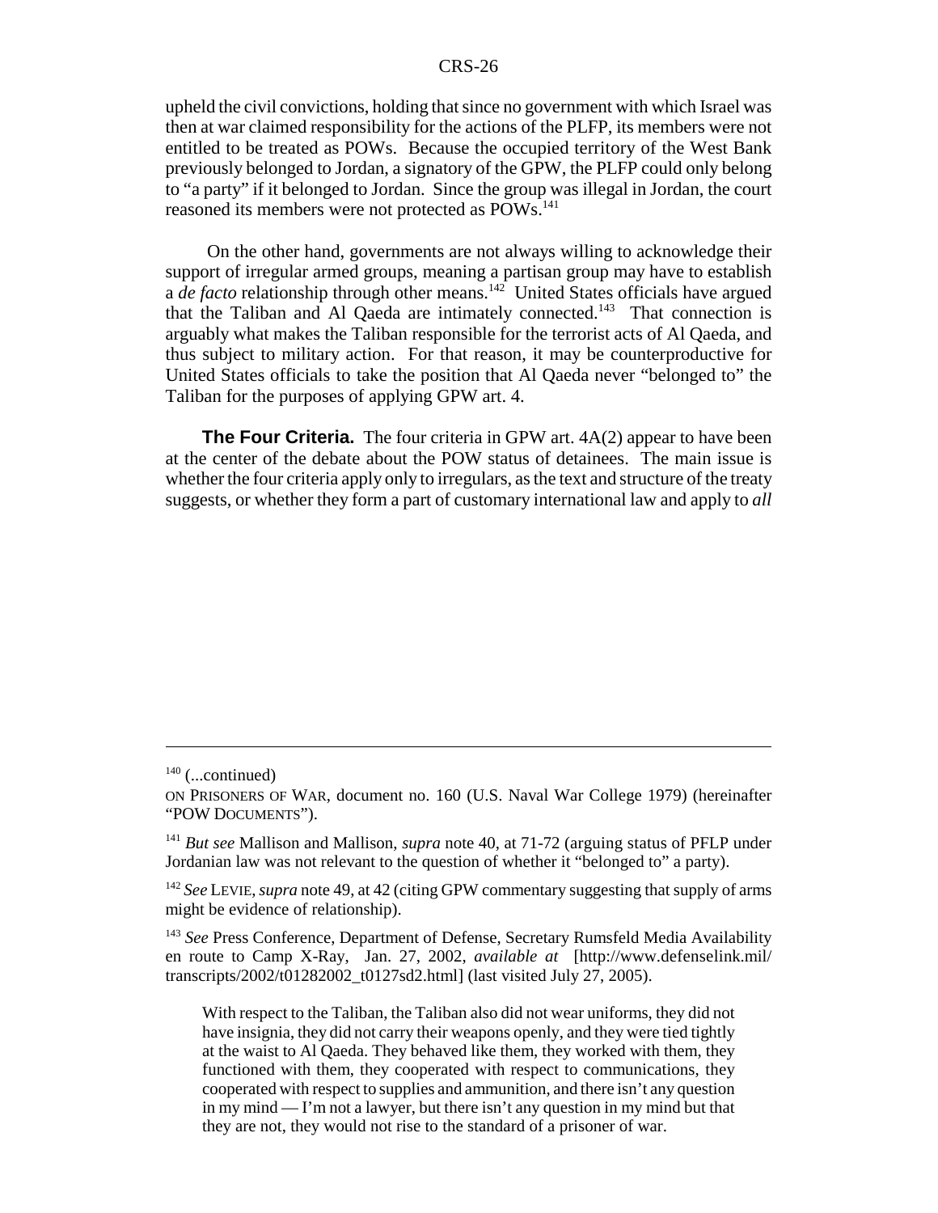upheld the civil convictions, holding that since no government with which Israel was then at war claimed responsibility for the actions of the PLFP, its members were not entitled to be treated as POWs. Because the occupied territory of the West Bank previously belonged to Jordan, a signatory of the GPW, the PLFP could only belong to "a party" if it belonged to Jordan. Since the group was illegal in Jordan, the court reasoned its members were not protected as POWs.[141]

On the other hand, governments are not always willing to acknowledge their support of irregular armed groups, meaning a partisan group may have to establish a *de facto* relationship through other means.[142] United States officials have argued that the Taliban and Al Qaeda are intimately connected.[143] That connection is arguably what makes the Taliban responsible for the terrorist acts of Al Qaeda, and thus subject to military action. For that reason, it may be counterproductive for United States officials to take the position that Al Qaeda never "belonged to" the Taliban for the purposes of applying GPW art. 4.

**The Four Criteria.** The four criteria in GPW art. 4A(2) appear to have been at the center of the debate about the POW status of detainees. The main issue is whether the four criteria apply only to irregulars, as the text and structure of the treaty suggests, or whether they form a part of customary international law and apply to *all*

---

[140] (...continued)
ON PRISONERS OF WAR, document no. 160 (U.S. Naval War College 1979) (hereinafter "POW DOCUMENTS").

[141] *But see* Mallison and Mallison, *supra* note 40, at 71-72 (arguing status of PFLP under Jordanian law was not relevant to the question of whether it "belonged to" a party).

[142] *See* LEVIE, *supra* note 49, at 42 (citing GPW commentary suggesting that supply of arms might be evidence of relationship).

[143] *See* Press Conference, Department of Defense, Secretary Rumsfeld Media Availability en route to Camp X-Ray, Jan. 27, 2002, *available at* [http://www.defenselink.mil/transcripts/2002/t01282002_t0127sd2.html] (last visited July 27, 2005).

> With respect to the Taliban, the Taliban also did not wear uniforms, they did not have insignia, they did not carry their weapons openly, and they were tied tightly at the waist to Al Qaeda. They behaved like them, they worked with them, they functioned with them, they cooperated with respect to communications, they cooperated with respect to supplies and ammunition, and there isn't any question in my mind — I'm not a lawyer, but there isn't any question in my mind but that they are not, they would not rise to the standard of a prisoner of war.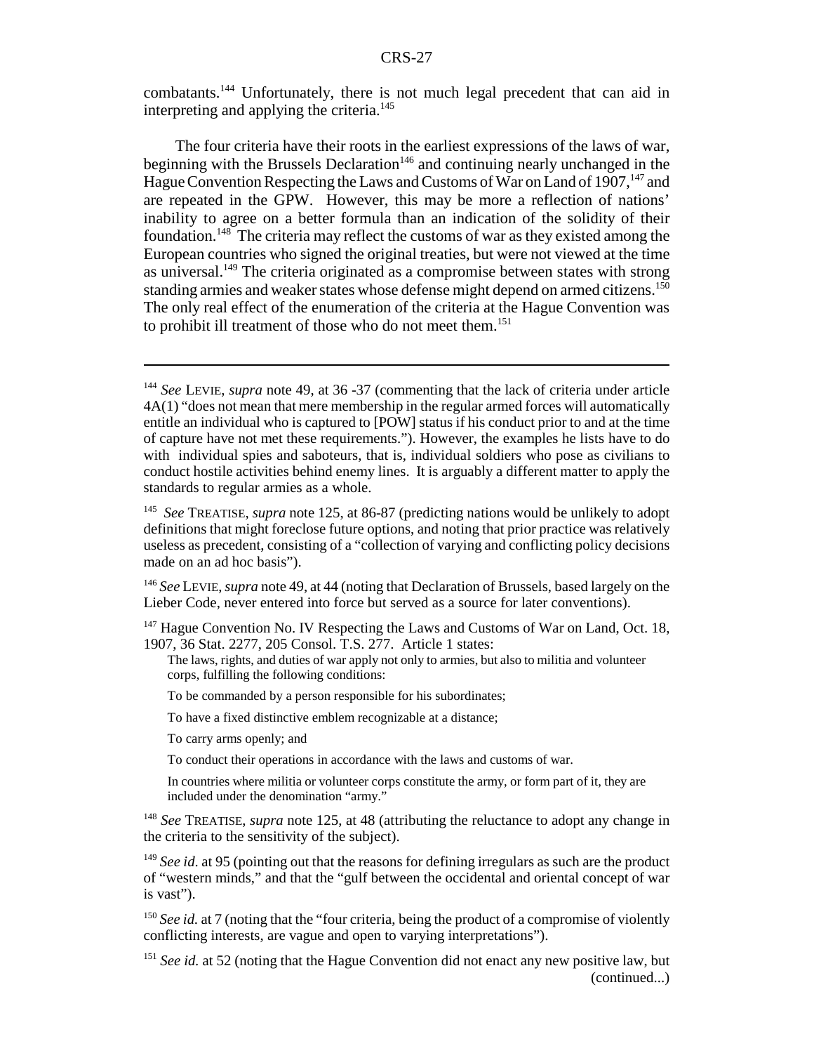combatants.[144] Unfortunately, there is not much legal precedent that can aid in interpreting and applying the criteria.[145]

The four criteria have their roots in the earliest expressions of the laws of war, beginning with the Brussels Declaration[146] and continuing nearly unchanged in the Hague Convention Respecting the Laws and Customs of War on Land of 1907,[147] and are repeated in the GPW. However, this may be more a reflection of nations' inability to agree on a better formula than an indication of the solidity of their foundation.[148] The criteria may reflect the customs of war as they existed among the European countries who signed the original treaties, but were not viewed at the time as universal.[149] The criteria originated as a compromise between states with strong standing armies and weaker states whose defense might depend on armed citizens.[150] The only real effect of the enumeration of the criteria at the Hague Convention was to prohibit ill treatment of those who do not meet them.[151]

---

[144] *See* LEVIE, *supra* note 49, at 36 -37 (commenting that the lack of criteria under article 4A(1) "does not mean that mere membership in the regular armed forces will automatically entitle an individual who is captured to [POW] status if his conduct prior to and at the time of capture have not met these requirements."). However, the examples he lists have to do with individual spies and saboteurs, that is, individual soldiers who pose as civilians to conduct hostile activities behind enemy lines. It is arguably a different matter to apply the standards to regular armies as a whole.

[145] *See* TREATISE, *supra* note 125, at 86-87 (predicting nations would be unlikely to adopt definitions that might foreclose future options, and noting that prior practice was relatively useless as precedent, consisting of a "collection of varying and conflicting policy decisions made on an ad hoc basis").

[146] *See* LEVIE, *supra* note 49, at 44 (noting that Declaration of Brussels, based largely on the Lieber Code, never entered into force but served as a source for later conventions).

[147] Hague Convention No. IV Respecting the Laws and Customs of War on Land, Oct. 18, 1907, 36 Stat. 2277, 205 Consol. T.S. 277. Article 1 states:

> The laws, rights, and duties of war apply not only to armies, but also to militia and volunteer corps, fulfilling the following conditions:
>
> To be commanded by a person responsible for his subordinates;
>
> To have a fixed distinctive emblem recognizable at a distance;
>
> To carry arms openly; and
>
> To conduct their operations in accordance with the laws and customs of war.
>
> In countries where militia or volunteer corps constitute the army, or form part of it, they are included under the denomination "army."

[148] *See* TREATISE, *supra* note 125, at 48 (attributing the reluctance to adopt any change in the criteria to the sensitivity of the subject).

[149] *See id.* at 95 (pointing out that the reasons for defining irregulars as such are the product of "western minds," and that the "gulf between the occidental and oriental concept of war is vast").

[150] *See id.* at 7 (noting that the "four criteria, being the product of a compromise of violently conflicting interests, are vague and open to varying interpretations").

[151] *See id.* at 52 (noting that the Hague Convention did not enact any new positive law, but (continued...)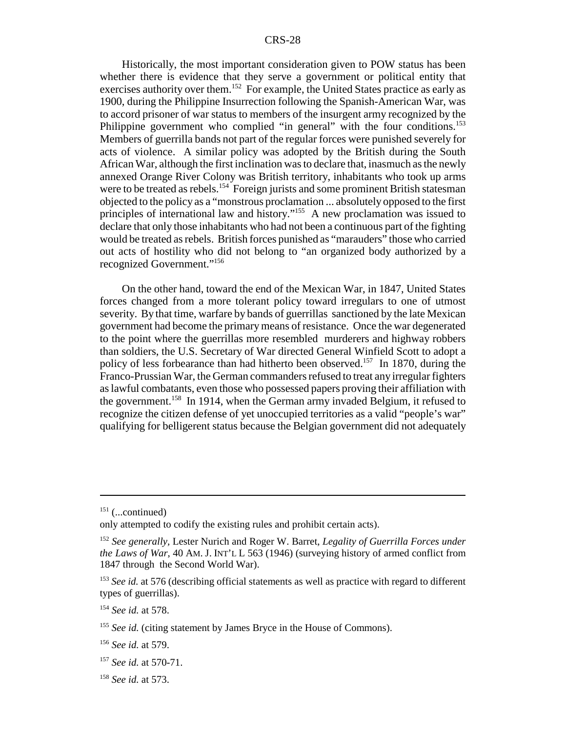Historically, the most important consideration given to POW status has been whether there is evidence that they serve a government or political entity that exercises authority over them.[152] For example, the United States practice as early as 1900, during the Philippine Insurrection following the Spanish-American War, was to accord prisoner of war status to members of the insurgent army recognized by the Philippine government who complied "in general" with the four conditions.[153] Members of guerrilla bands not part of the regular forces were punished severely for acts of violence. A similar policy was adopted by the British during the South African War, although the first inclination was to declare that, inasmuch as the newly annexed Orange River Colony was British territory, inhabitants who took up arms were to be treated as rebels.[154] Foreign jurists and some prominent British statesman objected to the policy as a "monstrous proclamation ... absolutely opposed to the first principles of international law and history."[155] A new proclamation was issued to declare that only those inhabitants who had not been a continuous part of the fighting would be treated as rebels. British forces punished as "marauders" those who carried out acts of hostility who did not belong to "an organized body authorized by a recognized Government."[156]

On the other hand, toward the end of the Mexican War, in 1847, United States forces changed from a more tolerant policy toward irregulars to one of utmost severity. By that time, warfare by bands of guerrillas sanctioned by the late Mexican government had become the primary means of resistance. Once the war degenerated to the point where the guerrillas more resembled murderers and highway robbers than soldiers, the U.S. Secretary of War directed General Winfield Scott to adopt a policy of less forbearance than had hitherto been observed.[157] In 1870, during the Franco-Prussian War, the German commanders refused to treat any irregular fighters as lawful combatants, even those who possessed papers proving their affiliation with the government.[158] In 1914, when the German army invaded Belgium, it refused to recognize the citizen defense of yet unoccupied territories as a valid "people's war" qualifying for belligerent status because the Belgian government did not adequately

---

[151] (...continued)
only attempted to codify the existing rules and prohibit certain acts).

[152] *See generally*, Lester Nurich and Roger W. Barret, *Legality of Guerrilla Forces under the Laws of War*, 40 AM. J. INT'L L 563 (1946) (surveying history of armed conflict from 1847 through the Second World War).

[153] *See id.* at 576 (describing official statements as well as practice with regard to different types of guerrillas).

[154] *See id.* at 578.

[155] *See id.* (citing statement by James Bryce in the House of Commons).

[156] *See id.* at 579.

[157] *See id.* at 570-71.

[158] *See id.* at 573.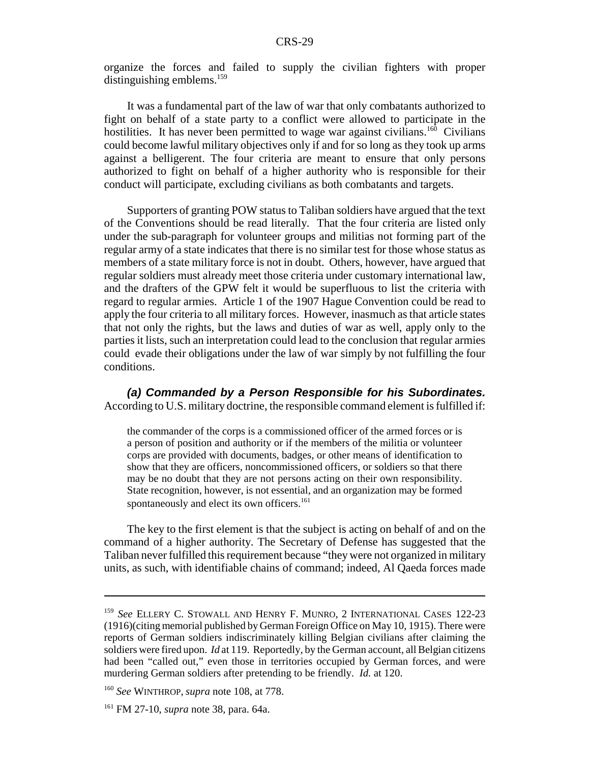organize the forces and failed to supply the civilian fighters with proper distinguishing emblems.[159]

It was a fundamental part of the law of war that only combatants authorized to fight on behalf of a state party to a conflict were allowed to participate in the hostilities. It has never been permitted to wage war against civilians.[160] Civilians could become lawful military objectives only if and for so long as they took up arms against a belligerent. The four criteria are meant to ensure that only persons authorized to fight on behalf of a higher authority who is responsible for their conduct will participate, excluding civilians as both combatants and targets.

Supporters of granting POW status to Taliban soldiers have argued that the text of the Conventions should be read literally. That the four criteria are listed only under the sub-paragraph for volunteer groups and militias not forming part of the regular army of a state indicates that there is no similar test for those whose status as members of a state military force is not in doubt. Others, however, have argued that regular soldiers must already meet those criteria under customary international law, and the drafters of the GPW felt it would be superfluous to list the criteria with regard to regular armies. Article 1 of the 1907 Hague Convention could be read to apply the four criteria to all military forces. However, inasmuch as that article states that not only the rights, but the laws and duties of war as well, apply only to the parties it lists, such an interpretation could lead to the conclusion that regular armies could evade their obligations under the law of war simply by not fulfilling the four conditions.

***(a) Commanded by a Person Responsible for his Subordinates.*** According to U.S. military doctrine, the responsible command element is fulfilled if:

> the commander of the corps is a commissioned officer of the armed forces or is a person of position and authority or if the members of the militia or volunteer corps are provided with documents, badges, or other means of identification to show that they are officers, noncommissioned officers, or soldiers so that there may be no doubt that they are not persons acting on their own responsibility. State recognition, however, is not essential, and an organization may be formed spontaneously and elect its own officers.[161]

The key to the first element is that the subject is acting on behalf of and on the command of a higher authority. The Secretary of Defense has suggested that the Taliban never fulfilled this requirement because "they were not organized in military units, as such, with identifiable chains of command; indeed, Al Qaeda forces made

---

[159] *See* ELLERY C. STOWALL AND HENRY F. MUNRO, 2 INTERNATIONAL CASES 122-23 (1916)(citing memorial published by German Foreign Office on May 10, 1915). There were reports of German soldiers indiscriminately killing Belgian civilians after claiming the soldiers were fired upon. *Id* at 119. Reportedly, by the German account, all Belgian citizens had been "called out," even those in territories occupied by German forces, and were murdering German soldiers after pretending to be friendly. *Id.* at 120.

[160] *See* WINTHROP, *supra* note 108, at 778.

[161] FM 27-10, *supra* note 38, para. 64a.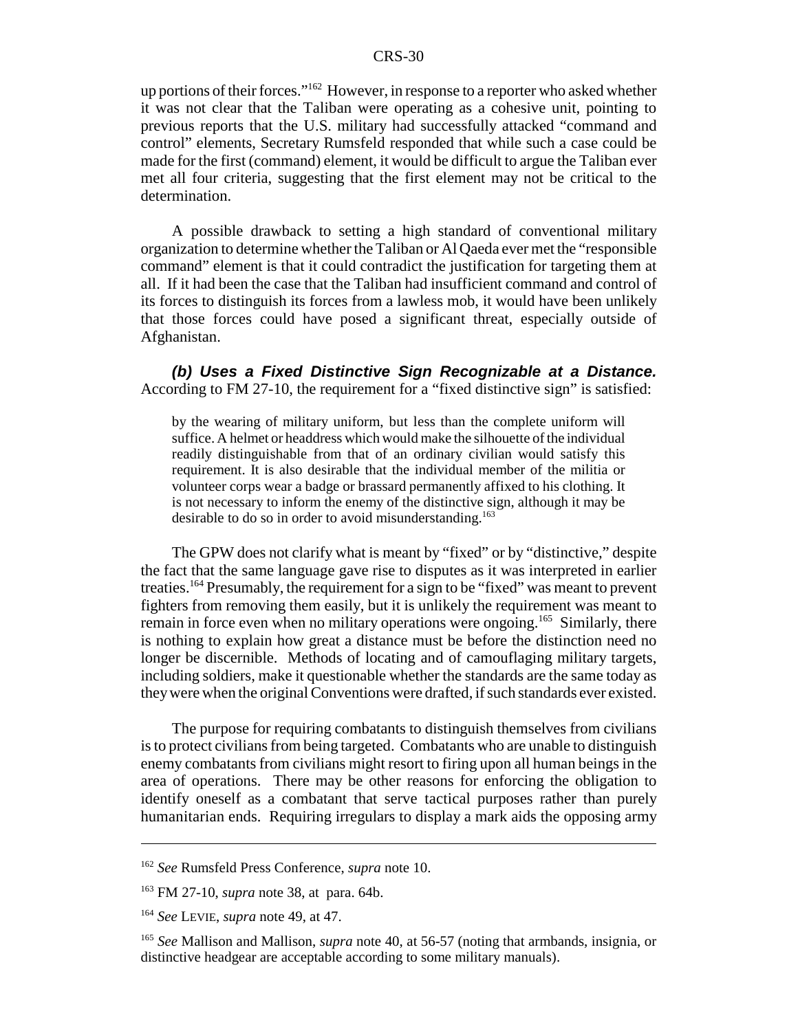up portions of their forces."[162] However, in response to a reporter who asked whether it was not clear that the Taliban were operating as a cohesive unit, pointing to previous reports that the U.S. military had successfully attacked "command and control" elements, Secretary Rumsfeld responded that while such a case could be made for the first (command) element, it would be difficult to argue the Taliban ever met all four criteria, suggesting that the first element may not be critical to the determination.

A possible drawback to setting a high standard of conventional military organization to determine whether the Taliban or Al Qaeda ever met the "responsible command" element is that it could contradict the justification for targeting them at all. If it had been the case that the Taliban had insufficient command and control of its forces to distinguish its forces from a lawless mob, it would have been unlikely that those forces could have posed a significant threat, especially outside of Afghanistan.

***(b) Uses a Fixed Distinctive Sign Recognizable at a Distance.*** According to FM 27-10, the requirement for a "fixed distinctive sign" is satisfied:

> by the wearing of military uniform, but less than the complete uniform will suffice. A helmet or headdress which would make the silhouette of the individual readily distinguishable from that of an ordinary civilian would satisfy this requirement. It is also desirable that the individual member of the militia or volunteer corps wear a badge or brassard permanently affixed to his clothing. It is not necessary to inform the enemy of the distinctive sign, although it may be desirable to do so in order to avoid misunderstanding.[163]

The GPW does not clarify what is meant by "fixed" or by "distinctive," despite the fact that the same language gave rise to disputes as it was interpreted in earlier treaties.[164] Presumably, the requirement for a sign to be "fixed" was meant to prevent fighters from removing them easily, but it is unlikely the requirement was meant to remain in force even when no military operations were ongoing.[165] Similarly, there is nothing to explain how great a distance must be before the distinction need no longer be discernible. Methods of locating and of camouflaging military targets, including soldiers, make it questionable whether the standards are the same today as they were when the original Conventions were drafted, if such standards ever existed.

The purpose for requiring combatants to distinguish themselves from civilians is to protect civilians from being targeted. Combatants who are unable to distinguish enemy combatants from civilians might resort to firing upon all human beings in the area of operations. There may be other reasons for enforcing the obligation to identify oneself as a combatant that serve tactical purposes rather than purely humanitarian ends. Requiring irregulars to display a mark aids the opposing army

---

[162] *See* Rumsfeld Press Conference, *supra* note 10.

[163] FM 27-10, *supra* note 38, at para. 64b.

[164] *See* LEVIE, *supra* note 49, at 47.

[165] *See* Mallison and Mallison, *supra* note 40, at 56-57 (noting that armbands, insignia, or distinctive headgear are acceptable according to some military manuals).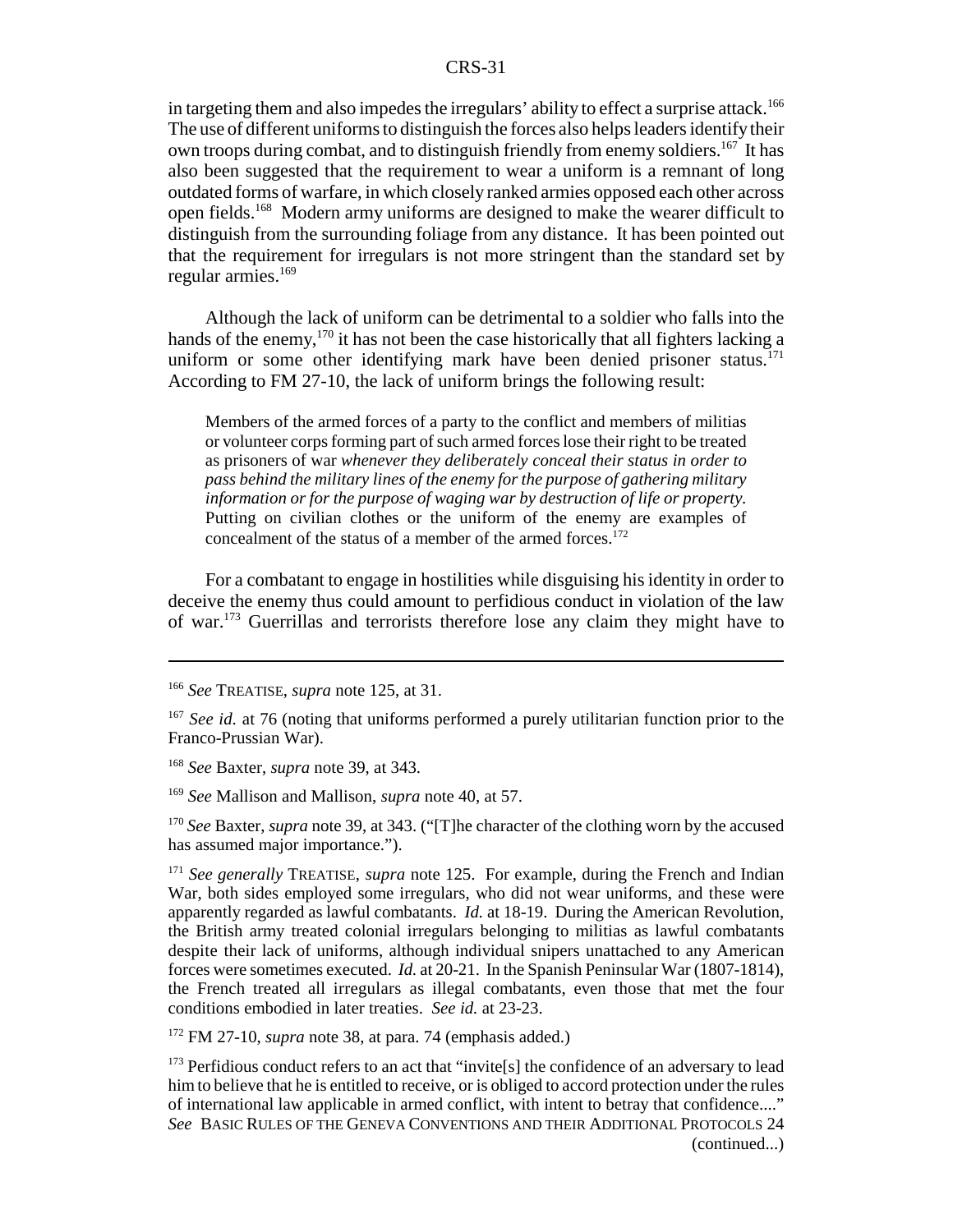in targeting them and also impedes the irregulars' ability to effect a surprise attack.[166] The use of different uniforms to distinguish the forces also helps leaders identify their own troops during combat, and to distinguish friendly from enemy soldiers.[167] It has also been suggested that the requirement to wear a uniform is a remnant of long outdated forms of warfare, in which closely ranked armies opposed each other across open fields.[168] Modern army uniforms are designed to make the wearer difficult to distinguish from the surrounding foliage from any distance. It has been pointed out that the requirement for irregulars is not more stringent than the standard set by regular armies.[169]

Although the lack of uniform can be detrimental to a soldier who falls into the hands of the enemy,[170] it has not been the case historically that all fighters lacking a uniform or some other identifying mark have been denied prisoner status.[171] According to FM 27-10, the lack of uniform brings the following result:

> Members of the armed forces of a party to the conflict and members of militias or volunteer corps forming part of such armed forces lose their right to be treated as prisoners of war *whenever they deliberately conceal their status in order to pass behind the military lines of the enemy for the purpose of gathering military information or for the purpose of waging war by destruction of life or property.* Putting on civilian clothes or the uniform of the enemy are examples of concealment of the status of a member of the armed forces.[172]

For a combatant to engage in hostilities while disguising his identity in order to deceive the enemy thus could amount to perfidious conduct in violation of the law of war.[173] Guerrillas and terrorists therefore lose any claim they might have to

---

[166] *See* TREATISE, *supra* note 125, at 31.

[167] *See id.* at 76 (noting that uniforms performed a purely utilitarian function prior to the Franco-Prussian War).

[168] *See* Baxter, *supra* note 39, at 343.

[169] *See* Mallison and Mallison, *supra* note 40, at 57.

[170] *See* Baxter, *supra* note 39, at 343. ("[T]he character of the clothing worn by the accused has assumed major importance.").

[171] *See generally* TREATISE, *supra* note 125. For example, during the French and Indian War, both sides employed some irregulars, who did not wear uniforms, and these were apparently regarded as lawful combatants. *Id.* at 18-19. During the American Revolution, the British army treated colonial irregulars belonging to militias as lawful combatants despite their lack of uniforms, although individual snipers unattached to any American forces were sometimes executed. *Id.* at 20-21. In the Spanish Peninsular War (1807-1814), the French treated all irregulars as illegal combatants, even those that met the four conditions embodied in later treaties. *See id.* at 23-23.

[172] FM 27-10, *supra* note 38, at para. 74 (emphasis added.)

[173] Perfidious conduct refers to an act that "invite[s] the confidence of an adversary to lead him to believe that he is entitled to receive, or is obliged to accord protection under the rules of international law applicable in armed conflict, with intent to betray that confidence...." *See* BASIC RULES OF THE GENEVA CONVENTIONS AND THEIR ADDITIONAL PROTOCOLS 24 (continued...)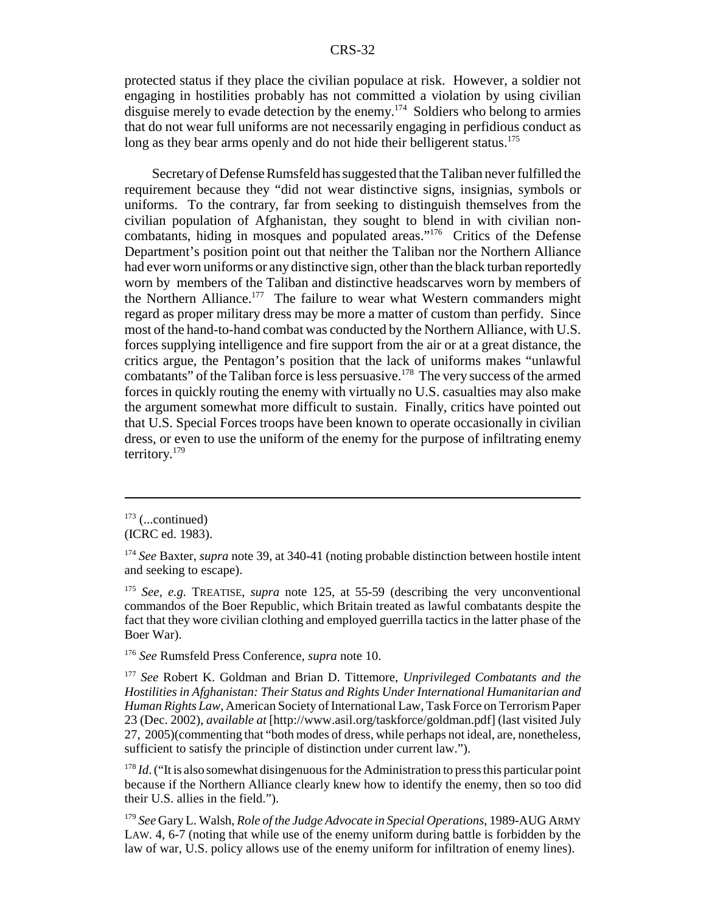protected status if they place the civilian populace at risk. However, a soldier not engaging in hostilities probably has not committed a violation by using civilian disguise merely to evade detection by the enemy.[174] Soldiers who belong to armies that do not wear full uniforms are not necessarily engaging in perfidious conduct as long as they bear arms openly and do not hide their belligerent status.[175]

Secretary of Defense Rumsfeld has suggested that the Taliban never fulfilled the requirement because they "did not wear distinctive signs, insignias, symbols or uniforms. To the contrary, far from seeking to distinguish themselves from the civilian population of Afghanistan, they sought to blend in with civilian non-combatants, hiding in mosques and populated areas."[176] Critics of the Defense Department's position point out that neither the Taliban nor the Northern Alliance had ever worn uniforms or any distinctive sign, other than the black turban reportedly worn by members of the Taliban and distinctive headscarves worn by members of the Northern Alliance.[177] The failure to wear what Western commanders might regard as proper military dress may be more a matter of custom than perfidy. Since most of the hand-to-hand combat was conducted by the Northern Alliance, with U.S. forces supplying intelligence and fire support from the air or at a great distance, the critics argue, the Pentagon's position that the lack of uniforms makes "unlawful combatants" of the Taliban force is less persuasive.[178] The very success of the armed forces in quickly routing the enemy with virtually no U.S. casualties may also make the argument somewhat more difficult to sustain. Finally, critics have pointed out that U.S. Special Forces troops have been known to operate occasionally in civilian dress, or even to use the uniform of the enemy for the purpose of infiltrating enemy territory.[179]

---

[173] (...continued) (ICRC ed. 1983).

[174] *See* Baxter, *supra* note 39, at 340-41 (noting probable distinction between hostile intent and seeking to escape).

[175] *See, e.g.* TREATISE, *supra* note 125, at 55-59 (describing the very unconventional commandos of the Boer Republic, which Britain treated as lawful combatants despite the fact that they wore civilian clothing and employed guerrilla tactics in the latter phase of the Boer War).

[176] *See* Rumsfeld Press Conference, *supra* note 10.

[177] *See* Robert K. Goldman and Brian D. Tittemore, *Unprivileged Combatants and the Hostilities in Afghanistan: Their Status and Rights Under International Humanitarian and Human Rights Law*, American Society of International Law, Task Force on Terrorism Paper 23 (Dec. 2002), *available at* [http://www.asil.org/taskforce/goldman.pdf] (last visited July 27, 2005)(commenting that "both modes of dress, while perhaps not ideal, are, nonetheless, sufficient to satisfy the principle of distinction under current law.").

[178] *Id*. ("It is also somewhat disingenuous for the Administration to press this particular point because if the Northern Alliance clearly knew how to identify the enemy, then so too did their U.S. allies in the field.").

[179] *See* Gary L. Walsh, *Role of the Judge Advocate in Special Operations*, 1989-AUG ARMY LAW. 4, 6-7 (noting that while use of the enemy uniform during battle is forbidden by the law of war, U.S. policy allows use of the enemy uniform for infiltration of enemy lines).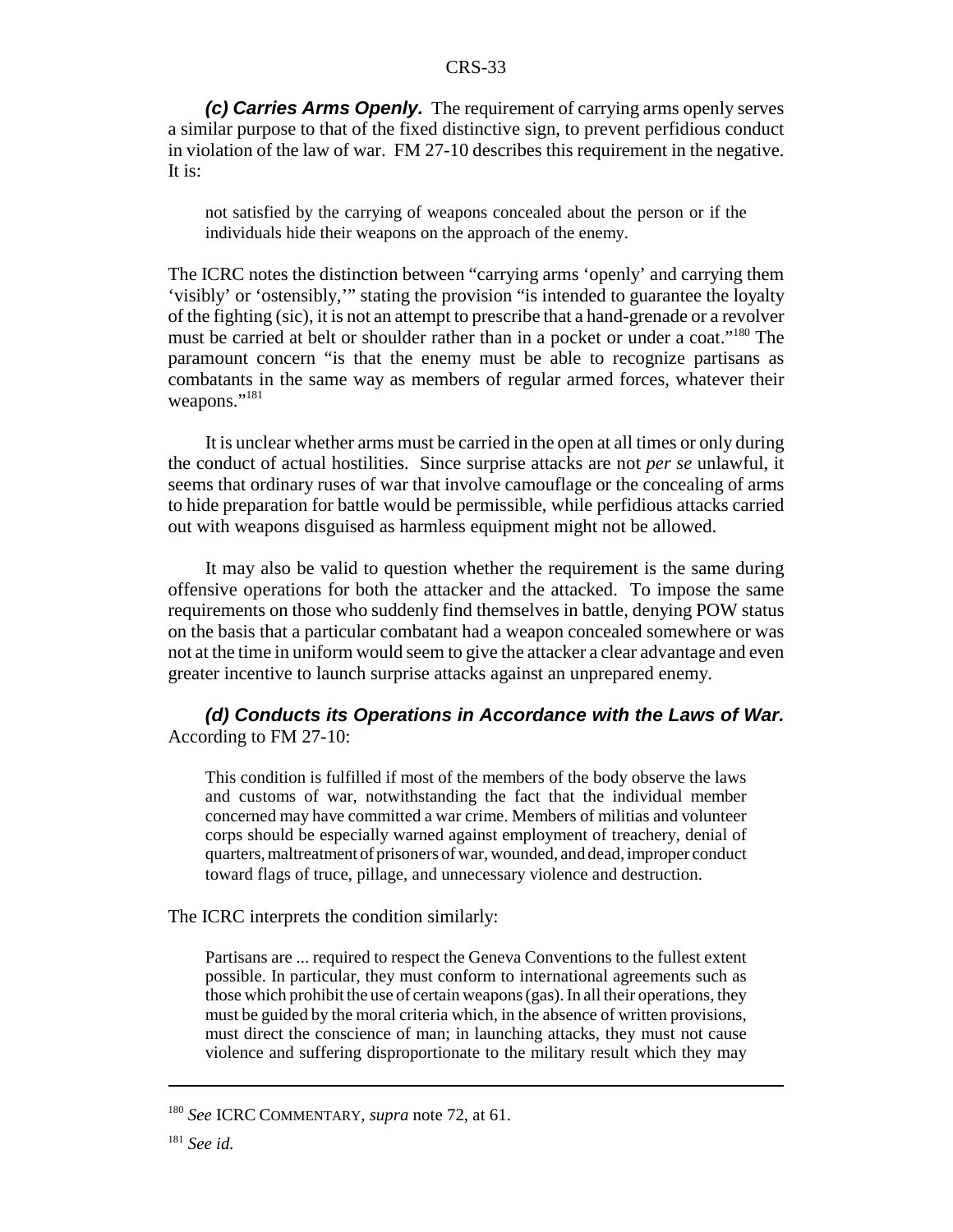***(c) Carries Arms Openly.*** The requirement of carrying arms openly serves a similar purpose to that of the fixed distinctive sign, to prevent perfidious conduct in violation of the law of war. FM 27-10 describes this requirement in the negative. It is:

> not satisfied by the carrying of weapons concealed about the person or if the individuals hide their weapons on the approach of the enemy.

The ICRC notes the distinction between "carrying arms 'openly' and carrying them 'visibly' or 'ostensibly,'" stating the provision "is intended to guarantee the loyalty of the fighting (sic), it is not an attempt to prescribe that a hand-grenade or a revolver must be carried at belt or shoulder rather than in a pocket or under a coat."[180] The paramount concern "is that the enemy must be able to recognize partisans as combatants in the same way as members of regular armed forces, whatever their weapons."[181]

It is unclear whether arms must be carried in the open at all times or only during the conduct of actual hostilities. Since surprise attacks are not *per se* unlawful, it seems that ordinary ruses of war that involve camouflage or the concealing of arms to hide preparation for battle would be permissible, while perfidious attacks carried out with weapons disguised as harmless equipment might not be allowed.

It may also be valid to question whether the requirement is the same during offensive operations for both the attacker and the attacked. To impose the same requirements on those who suddenly find themselves in battle, denying POW status on the basis that a particular combatant had a weapon concealed somewhere or was not at the time in uniform would seem to give the attacker a clear advantage and even greater incentive to launch surprise attacks against an unprepared enemy.

***(d) Conducts its Operations in Accordance with the Laws of War.*** According to FM 27-10:

> This condition is fulfilled if most of the members of the body observe the laws and customs of war, notwithstanding the fact that the individual member concerned may have committed a war crime. Members of militias and volunteer corps should be especially warned against employment of treachery, denial of quarters, maltreatment of prisoners of war, wounded, and dead, improper conduct toward flags of truce, pillage, and unnecessary violence and destruction.

The ICRC interprets the condition similarly:

> Partisans are ... required to respect the Geneva Conventions to the fullest extent possible. In particular, they must conform to international agreements such as those which prohibit the use of certain weapons (gas). In all their operations, they must be guided by the moral criteria which, in the absence of written provisions, must direct the conscience of man; in launching attacks, they must not cause violence and suffering disproportionate to the military result which they may

---

[180] *See* ICRC COMMENTARY, *supra* note 72, at 61.

[181] *See id.*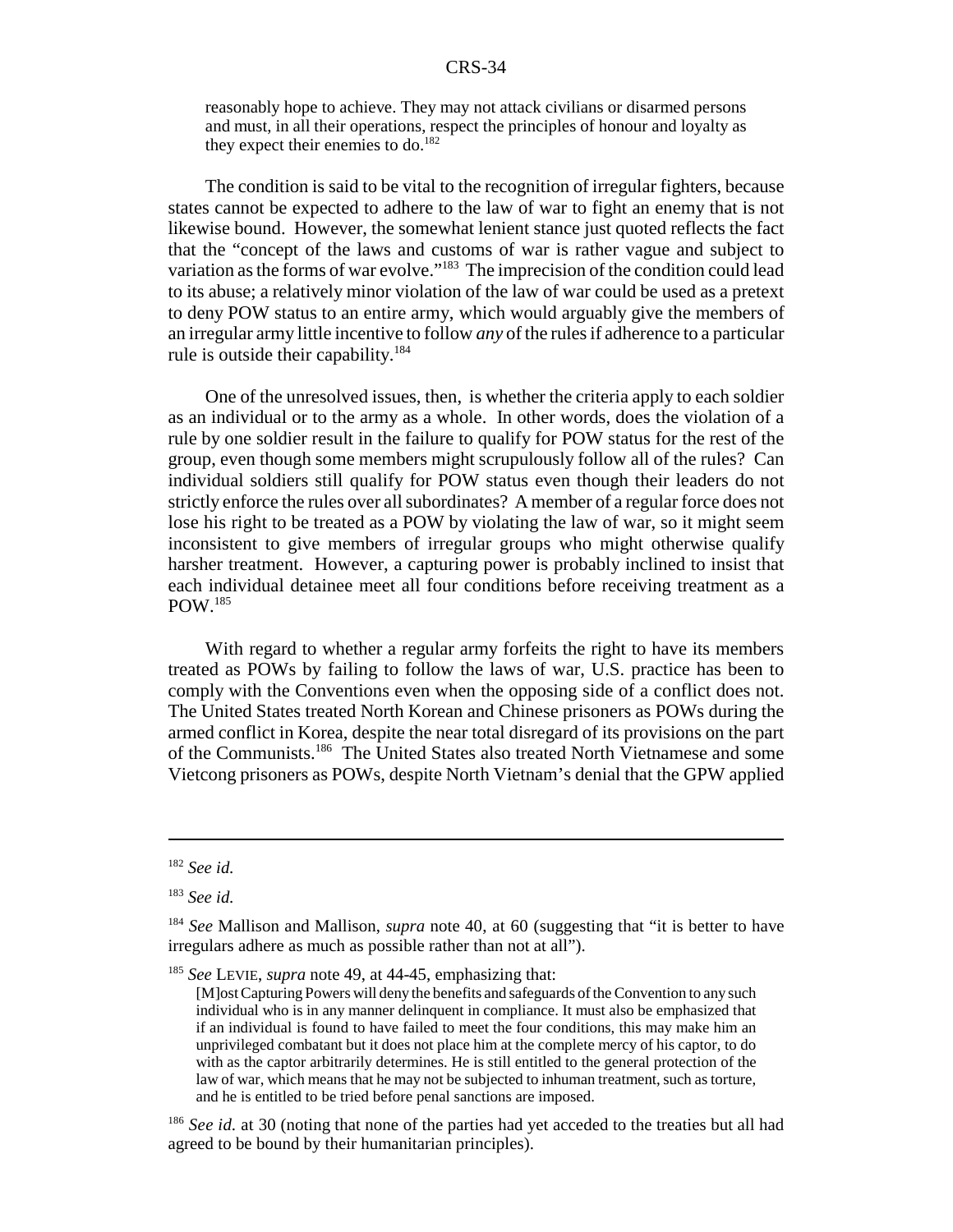> reasonably hope to achieve. They may not attack civilians or disarmed persons and must, in all their operations, respect the principles of honour and loyalty as they expect their enemies to do.[182]

The condition is said to be vital to the recognition of irregular fighters, because states cannot be expected to adhere to the law of war to fight an enemy that is not likewise bound. However, the somewhat lenient stance just quoted reflects the fact that the "concept of the laws and customs of war is rather vague and subject to variation as the forms of war evolve."[183] The imprecision of the condition could lead to its abuse; a relatively minor violation of the law of war could be used as a pretext to deny POW status to an entire army, which would arguably give the members of an irregular army little incentive to follow *any* of the rules if adherence to a particular rule is outside their capability.[184]

One of the unresolved issues, then, is whether the criteria apply to each soldier as an individual or to the army as a whole. In other words, does the violation of a rule by one soldier result in the failure to qualify for POW status for the rest of the group, even though some members might scrupulously follow all of the rules? Can individual soldiers still qualify for POW status even though their leaders do not strictly enforce the rules over all subordinates? A member of a regular force does not lose his right to be treated as a POW by violating the law of war, so it might seem inconsistent to give members of irregular groups who might otherwise qualify harsher treatment. However, a capturing power is probably inclined to insist that each individual detainee meet all four conditions before receiving treatment as a POW.[185]

With regard to whether a regular army forfeits the right to have its members treated as POWs by failing to follow the laws of war, U.S. practice has been to comply with the Conventions even when the opposing side of a conflict does not. The United States treated North Korean and Chinese prisoners as POWs during the armed conflict in Korea, despite the near total disregard of its provisions on the part of the Communists.[186] The United States also treated North Vietnamese and some Vietcong prisoners as POWs, despite North Vietnam's denial that the GPW applied

---

[182] *See id.*

[183] *See id.*

[184] *See* Mallison and Mallison, *supra* note 40, at 60 (suggesting that "it is better to have irregulars adhere as much as possible rather than not at all").

[185] *See* LEVIE, *supra* note 49, at 44-45, emphasizing that:

> [M]ost Capturing Powers will deny the benefits and safeguards of the Convention to any such individual who is in any manner delinquent in compliance. It must also be emphasized that if an individual is found to have failed to meet the four conditions, this may make him an unprivileged combatant but it does not place him at the complete mercy of his captor, to do with as the captor arbitrarily determines. He is still entitled to the general protection of the law of war, which means that he may not be subjected to inhuman treatment, such as torture, and he is entitled to be tried before penal sanctions are imposed.

[186] *See id.* at 30 (noting that none of the parties had yet acceded to the treaties but all had agreed to be bound by their humanitarian principles).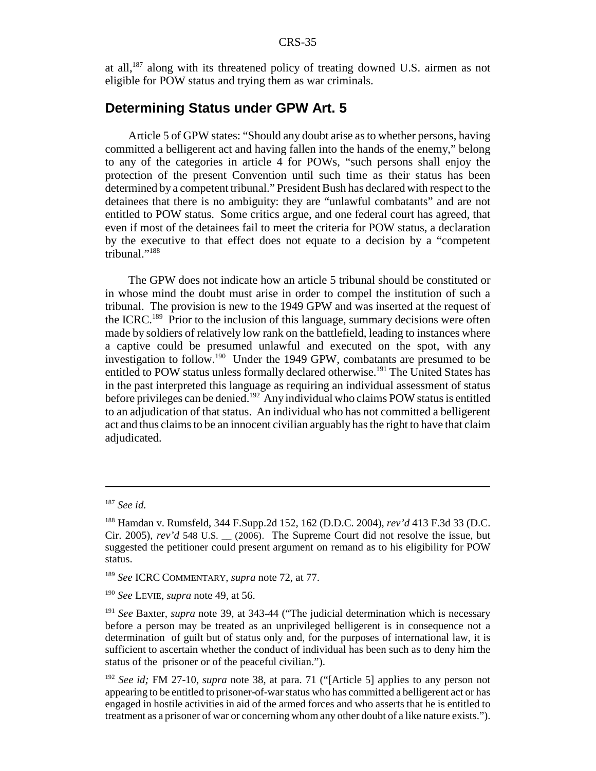at all,[187] along with its threatened policy of treating downed U.S. airmen as not eligible for POW status and trying them as war criminals.

## Determining Status under GPW Art. 5

Article 5 of GPW states: "Should any doubt arise as to whether persons, having committed a belligerent act and having fallen into the hands of the enemy," belong to any of the categories in article 4 for POWs, "such persons shall enjoy the protection of the present Convention until such time as their status has been determined by a competent tribunal." President Bush has declared with respect to the detainees that there is no ambiguity: they are "unlawful combatants" and are not entitled to POW status. Some critics argue, and one federal court has agreed, that even if most of the detainees fail to meet the criteria for POW status, a declaration by the executive to that effect does not equate to a decision by a "competent tribunal."[188]

The GPW does not indicate how an article 5 tribunal should be constituted or in whose mind the doubt must arise in order to compel the institution of such a tribunal. The provision is new to the 1949 GPW and was inserted at the request of the ICRC.[189] Prior to the inclusion of this language, summary decisions were often made by soldiers of relatively low rank on the battlefield, leading to instances where a captive could be presumed unlawful and executed on the spot, with any investigation to follow.[190] Under the 1949 GPW, combatants are presumed to be entitled to POW status unless formally declared otherwise.[191] The United States has in the past interpreted this language as requiring an individual assessment of status before privileges can be denied.[192] Any individual who claims POW status is entitled to an adjudication of that status. An individual who has not committed a belligerent act and thus claims to be an innocent civilian arguably has the right to have that claim adjudicated.

---

[187] *See id.*

[188] Hamdan v. Rumsfeld, 344 F.Supp.2d 152, 162 (D.D.C. 2004), *rev'd* 413 F.3d 33 (D.C. Cir. 2005), *rev'd* 548 U.S. __ (2006). The Supreme Court did not resolve the issue, but suggested the petitioner could present argument on remand as to his eligibility for POW status.

[189] *See* ICRC COMMENTARY, *supra* note 72, at 77.

[190] *See* LEVIE, *supra* note 49, at 56.

[191] *See* Baxter, *supra* note 39, at 343-44 ("The judicial determination which is necessary before a person may be treated as an unprivileged belligerent is in consequence not a determination of guilt but of status only and, for the purposes of international law, it is sufficient to ascertain whether the conduct of individual has been such as to deny him the status of the prisoner or of the peaceful civilian.").

[192] *See id;* FM 27-10, *supra* note 38, at para. 71 ("[Article 5] applies to any person not appearing to be entitled to prisoner-of-war status who has committed a belligerent act or has engaged in hostile activities in aid of the armed forces and who asserts that he is entitled to treatment as a prisoner of war or concerning whom any other doubt of a like nature exists.").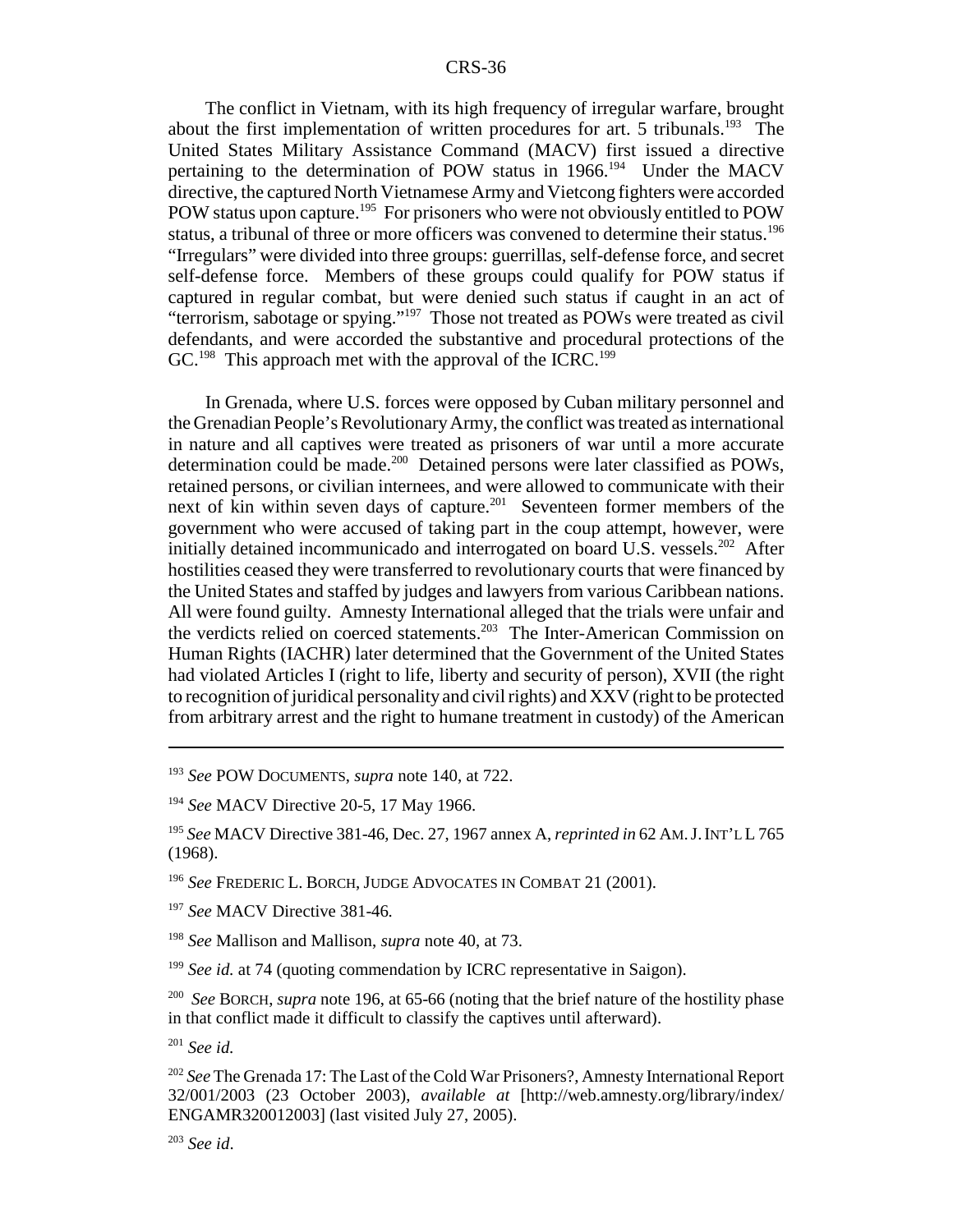The conflict in Vietnam, with its high frequency of irregular warfare, brought about the first implementation of written procedures for art. 5 tribunals.[193] The United States Military Assistance Command (MACV) first issued a directive pertaining to the determination of POW status in 1966.[194] Under the MACV directive, the captured North Vietnamese Army and Vietcong fighters were accorded POW status upon capture.[195] For prisoners who were not obviously entitled to POW status, a tribunal of three or more officers was convened to determine their status.[196] "Irregulars" were divided into three groups: guerrillas, self-defense force, and secret self-defense force. Members of these groups could qualify for POW status if captured in regular combat, but were denied such status if caught in an act of "terrorism, sabotage or spying."[197] Those not treated as POWs were treated as civil defendants, and were accorded the substantive and procedural protections of the GC.[198] This approach met with the approval of the ICRC.[199]

In Grenada, where U.S. forces were opposed by Cuban military personnel and the Grenadian People's Revolutionary Army, the conflict was treated as international in nature and all captives were treated as prisoners of war until a more accurate determination could be made.[200] Detained persons were later classified as POWs, retained persons, or civilian internees, and were allowed to communicate with their next of kin within seven days of capture.[201] Seventeen former members of the government who were accused of taking part in the coup attempt, however, were initially detained incommunicado and interrogated on board U.S. vessels.[202] After hostilities ceased they were transferred to revolutionary courts that were financed by the United States and staffed by judges and lawyers from various Caribbean nations. All were found guilty. Amnesty International alleged that the trials were unfair and the verdicts relied on coerced statements.[203] The Inter-American Commission on Human Rights (IACHR) later determined that the Government of the United States had violated Articles I (right to life, liberty and security of person), XVII (the right to recognition of juridical personality and civil rights) and XXV (right to be protected from arbitrary arrest and the right to humane treatment in custody) of the American

---

[193] *See* POW DOCUMENTS, *supra* note 140, at 722.

[194] *See* MACV Directive 20-5, 17 May 1966.

[195] *See* MACV Directive 381-46, Dec. 27, 1967 annex A, *reprinted in* 62 AM. J. INT'L L 765 (1968).

[196] *See* FREDERIC L. BORCH, JUDGE ADVOCATES IN COMBAT 21 (2001).

[197] *See* MACV Directive 381-46.

[198] *See* Mallison and Mallison, *supra* note 40, at 73.

[199] *See id.* at 74 (quoting commendation by ICRC representative in Saigon).

[200] *See* BORCH, *supra* note 196, at 65-66 (noting that the brief nature of the hostility phase in that conflict made it difficult to classify the captives until afterward).

[201] *See id.*

[202] *See* The Grenada 17: The Last of the Cold War Prisoners?, Amnesty International Report 32/001/2003 (23 October 2003), *available at* [http://web.amnesty.org/library/index/ENGAMR320012003] (last visited July 27, 2005).

[203] *See id*.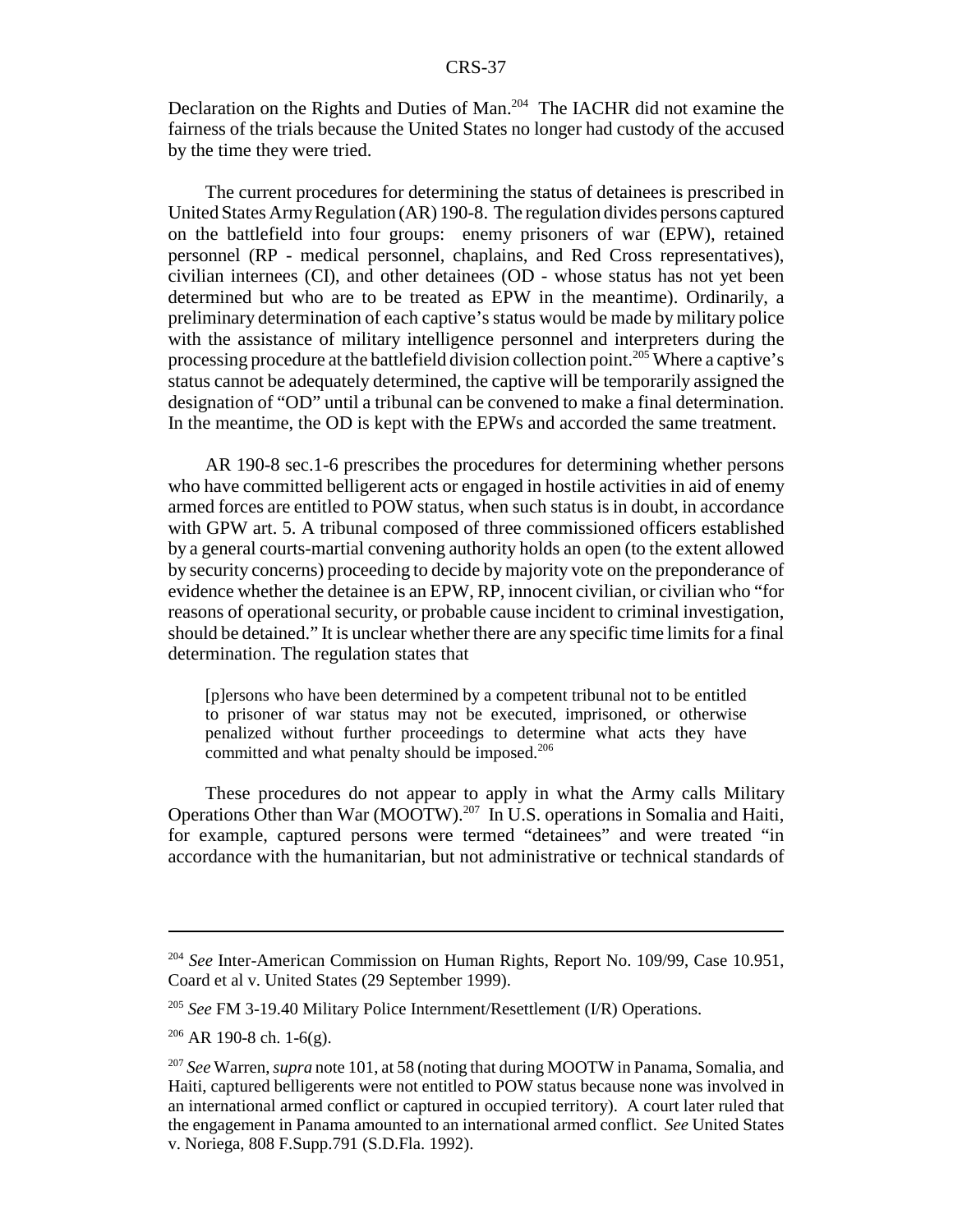Declaration on the Rights and Duties of Man.[204] The IACHR did not examine the fairness of the trials because the United States no longer had custody of the accused by the time they were tried.

The current procedures for determining the status of detainees is prescribed in United States Army Regulation (AR) 190-8. The regulation divides persons captured on the battlefield into four groups: enemy prisoners of war (EPW), retained personnel (RP - medical personnel, chaplains, and Red Cross representatives), civilian internees (CI), and other detainees (OD - whose status has not yet been determined but who are to be treated as EPW in the meantime). Ordinarily, a preliminary determination of each captive's status would be made by military police with the assistance of military intelligence personnel and interpreters during the processing procedure at the battlefield division collection point.[205] Where a captive's status cannot be adequately determined, the captive will be temporarily assigned the designation of "OD" until a tribunal can be convened to make a final determination. In the meantime, the OD is kept with the EPWs and accorded the same treatment.

AR 190-8 sec.1-6 prescribes the procedures for determining whether persons who have committed belligerent acts or engaged in hostile activities in aid of enemy armed forces are entitled to POW status, when such status is in doubt, in accordance with GPW art. 5. A tribunal composed of three commissioned officers established by a general courts-martial convening authority holds an open (to the extent allowed by security concerns) proceeding to decide by majority vote on the preponderance of evidence whether the detainee is an EPW, RP, innocent civilian, or civilian who "for reasons of operational security, or probable cause incident to criminal investigation, should be detained." It is unclear whether there are any specific time limits for a final determination. The regulation states that

> [p]ersons who have been determined by a competent tribunal not to be entitled to prisoner of war status may not be executed, imprisoned, or otherwise penalized without further proceedings to determine what acts they have committed and what penalty should be imposed.[206]

These procedures do not appear to apply in what the Army calls Military Operations Other than War (MOOTW).[207] In U.S. operations in Somalia and Haiti, for example, captured persons were termed "detainees" and were treated "in accordance with the humanitarian, but not administrative or technical standards of

---

[204] *See* Inter-American Commission on Human Rights, Report No. 109/99, Case 10.951, Coard et al v. United States (29 September 1999).

[205] *See* FM 3-19.40 Military Police Internment/Resettlement (I/R) Operations.

[206] AR 190-8 ch. 1-6(g).

[207] *See* Warren, *supra* note 101, at 58 (noting that during MOOTW in Panama, Somalia, and Haiti, captured belligerents were not entitled to POW status because none was involved in an international armed conflict or captured in occupied territory). A court later ruled that the engagement in Panama amounted to an international armed conflict. *See* United States v. Noriega, 808 F.Supp.791 (S.D.Fla. 1992).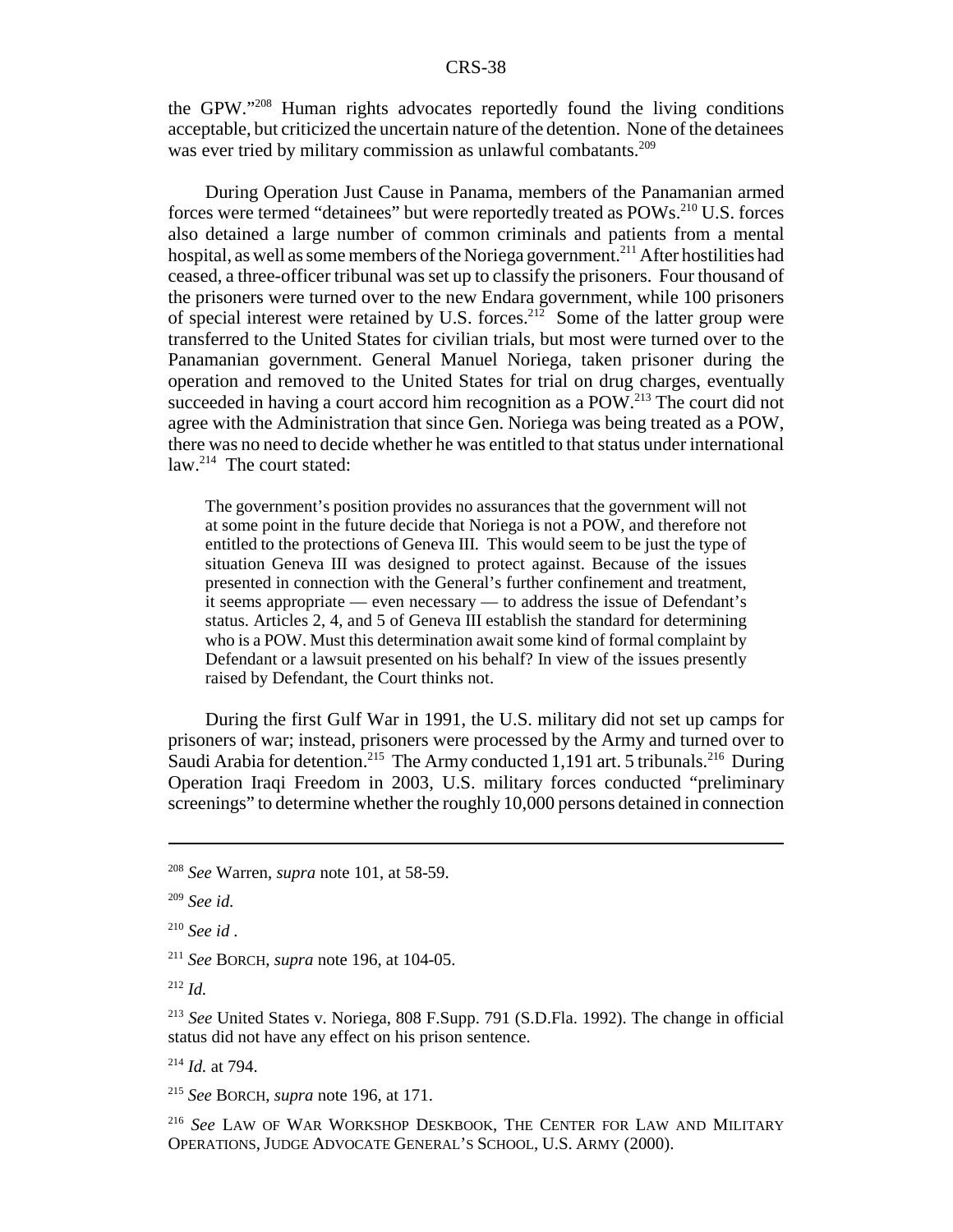the GPW."[208] Human rights advocates reportedly found the living conditions acceptable, but criticized the uncertain nature of the detention. None of the detainees was ever tried by military commission as unlawful combatants.[209]

During Operation Just Cause in Panama, members of the Panamanian armed forces were termed "detainees" but were reportedly treated as POWs.[210] U.S. forces also detained a large number of common criminals and patients from a mental hospital, as well as some members of the Noriega government.[211] After hostilities had ceased, a three-officer tribunal was set up to classify the prisoners. Four thousand of the prisoners were turned over to the new Endara government, while 100 prisoners of special interest were retained by U.S. forces.[212] Some of the latter group were transferred to the United States for civilian trials, but most were turned over to the Panamanian government. General Manuel Noriega, taken prisoner during the operation and removed to the United States for trial on drug charges, eventually succeeded in having a court accord him recognition as a POW.[213] The court did not agree with the Administration that since Gen. Noriega was being treated as a POW, there was no need to decide whether he was entitled to that status under international law.[214] The court stated:

> The government's position provides no assurances that the government will not at some point in the future decide that Noriega is not a POW, and therefore not entitled to the protections of Geneva III. This would seem to be just the type of situation Geneva III was designed to protect against. Because of the issues presented in connection with the General's further confinement and treatment, it seems appropriate — even necessary — to address the issue of Defendant's status. Articles 2, 4, and 5 of Geneva III establish the standard for determining who is a POW. Must this determination await some kind of formal complaint by Defendant or a lawsuit presented on his behalf? In view of the issues presently raised by Defendant, the Court thinks not.

During the first Gulf War in 1991, the U.S. military did not set up camps for prisoners of war; instead, prisoners were processed by the Army and turned over to Saudi Arabia for detention.[215] The Army conducted 1,191 art. 5 tribunals.[216] During Operation Iraqi Freedom in 2003, U.S. military forces conducted "preliminary screenings" to determine whether the roughly 10,000 persons detained in connection

---

[208] *See* Warren, *supra* note 101, at 58-59.

[209] *See id.*

[210] *See id* .

[211] *See* Borch, *supra* note 196, at 104-05.

[212] *Id.*

[213] *See* United States v. Noriega, 808 F.Supp. 791 (S.D.Fla. 1992). The change in official status did not have any effect on his prison sentence.

[214] *Id.* at 794.

[215] *See* Borch, *supra* note 196, at 171.

[216] *See* Law of War Workshop Deskbook, The Center for Law and Military Operations, Judge Advocate General's School, U.S. Army (2000).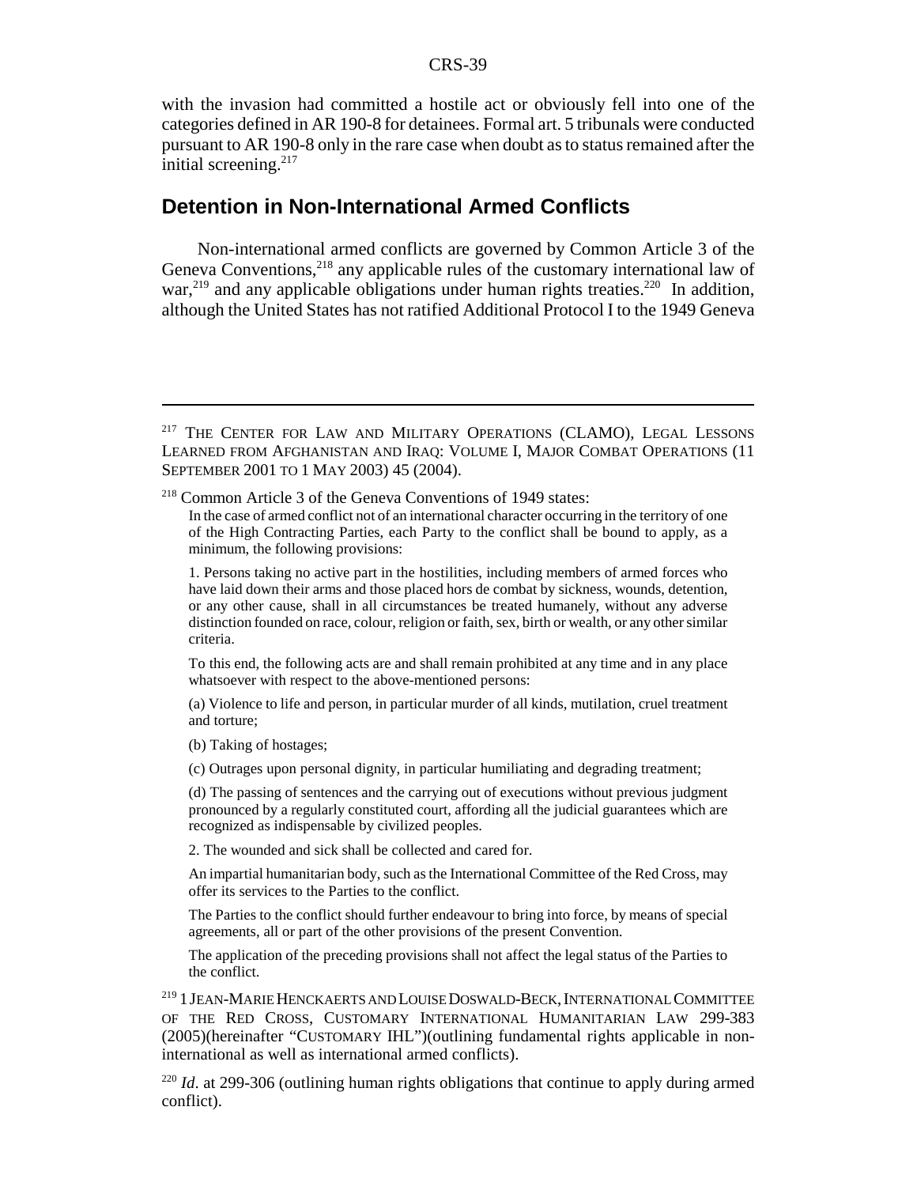with the invasion had committed a hostile act or obviously fell into one of the categories defined in AR 190-8 for detainees. Formal art. 5 tribunals were conducted pursuant to AR 190-8 only in the rare case when doubt as to status remained after the initial screening.[217]

## Detention in Non-International Armed Conflicts

Non-international armed conflicts are governed by Common Article 3 of the Geneva Conventions,[218] any applicable rules of the customary international law of war,[219] and any applicable obligations under human rights treaties.[220] In addition, although the United States has not ratified Additional Protocol I to the 1949 Geneva

---

[217] THE CENTER FOR LAW AND MILITARY OPERATIONS (CLAMO), LEGAL LESSONS LEARNED FROM AFGHANISTAN AND IRAQ: VOLUME I, MAJOR COMBAT OPERATIONS (11 SEPTEMBER 2001 TO 1 MAY 2003) 45 (2004).

[218] Common Article 3 of the Geneva Conventions of 1949 states:

> In the case of armed conflict not of an international character occurring in the territory of one of the High Contracting Parties, each Party to the conflict shall be bound to apply, as a minimum, the following provisions:
>
> 1. Persons taking no active part in the hostilities, including members of armed forces who have laid down their arms and those placed hors de combat by sickness, wounds, detention, or any other cause, shall in all circumstances be treated humanely, without any adverse distinction founded on race, colour, religion or faith, sex, birth or wealth, or any other similar criteria.
>
> To this end, the following acts are and shall remain prohibited at any time and in any place whatsoever with respect to the above-mentioned persons:
>
> (a) Violence to life and person, in particular murder of all kinds, mutilation, cruel treatment and torture;
>
> (b) Taking of hostages;
>
> (c) Outrages upon personal dignity, in particular humiliating and degrading treatment;
>
> (d) The passing of sentences and the carrying out of executions without previous judgment pronounced by a regularly constituted court, affording all the judicial guarantees which are recognized as indispensable by civilized peoples.
>
> 2. The wounded and sick shall be collected and cared for.
>
> An impartial humanitarian body, such as the International Committee of the Red Cross, may offer its services to the Parties to the conflict.
>
> The Parties to the conflict should further endeavour to bring into force, by means of special agreements, all or part of the other provisions of the present Convention.
>
> The application of the preceding provisions shall not affect the legal status of the Parties to the conflict.

[219] 1 JEAN-MARIE HENCKAERTS AND LOUISE DOSWALD-BECK, INTERNATIONAL COMMITTEE OF THE RED CROSS, CUSTOMARY INTERNATIONAL HUMANITARIAN LAW 299-383 (2005)(hereinafter "CUSTOMARY IHL")(outlining fundamental rights applicable in non-international as well as international armed conflicts).

[220] *Id*. at 299-306 (outlining human rights obligations that continue to apply during armed conflict).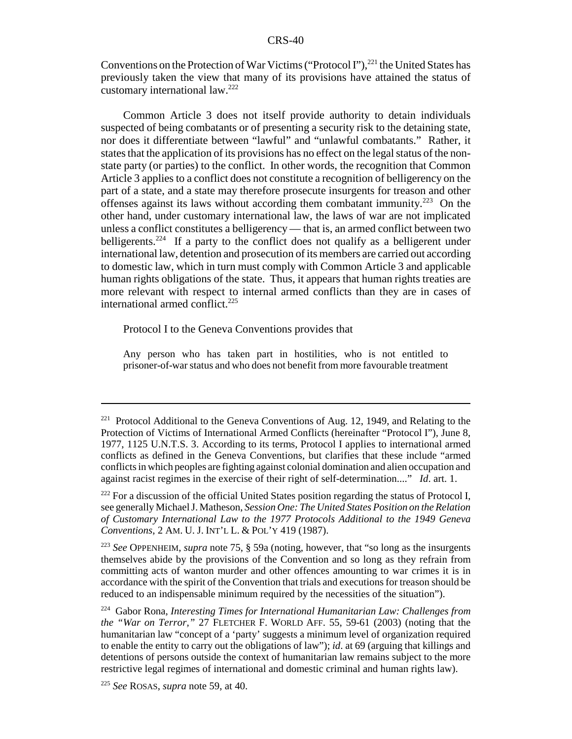Conventions on the Protection of War Victims ("Protocol I"),[221] the United States has previously taken the view that many of its provisions have attained the status of customary international law.[222]

Common Article 3 does not itself provide authority to detain individuals suspected of being combatants or of presenting a security risk to the detaining state, nor does it differentiate between "lawful" and "unlawful combatants." Rather, it states that the application of its provisions has no effect on the legal status of the non-state party (or parties) to the conflict. In other words, the recognition that Common Article 3 applies to a conflict does not constitute a recognition of belligerency on the part of a state, and a state may therefore prosecute insurgents for treason and other offenses against its laws without according them combatant immunity.[223] On the other hand, under customary international law, the laws of war are not implicated unless a conflict constitutes a belligerency — that is, an armed conflict between two belligerents.[224] If a party to the conflict does not qualify as a belligerent under international law, detention and prosecution of its members are carried out according to domestic law, which in turn must comply with Common Article 3 and applicable human rights obligations of the state. Thus, it appears that human rights treaties are more relevant with respect to internal armed conflicts than they are in cases of international armed conflict.[225]

Protocol I to the Geneva Conventions provides that

> Any person who has taken part in hostilities, who is not entitled to prisoner-of-war status and who does not benefit from more favourable treatment

---

[221] Protocol Additional to the Geneva Conventions of Aug. 12, 1949, and Relating to the Protection of Victims of International Armed Conflicts (hereinafter "Protocol I"), June 8, 1977, 1125 U.N.T.S. 3. According to its terms, Protocol I applies to international armed conflicts as defined in the Geneva Conventions, but clarifies that these include "armed conflicts in which peoples are fighting against colonial domination and alien occupation and against racist regimes in the exercise of their right of self-determination...." *Id*. art. 1.

[222] For a discussion of the official United States position regarding the status of Protocol I, see generally Michael J. Matheson, *Session One: The United States Position on the Relation of Customary International Law to the 1977 Protocols Additional to the 1949 Geneva Conventions*, 2 AM. U. J. INT'L L. & POL'Y 419 (1987).

[223] *See* OPPENHEIM, *supra* note 75, § 59a (noting, however, that "so long as the insurgents themselves abide by the provisions of the Convention and so long as they refrain from committing acts of wanton murder and other offences amounting to war crimes it is in accordance with the spirit of the Convention that trials and executions for treason should be reduced to an indispensable minimum required by the necessities of the situation").

[224] Gabor Rona, *Interesting Times for International Humanitarian Law: Challenges from the "War on Terror,"* 27 FLETCHER F. WORLD AFF. 55, 59-61 (2003) (noting that the humanitarian law "concept of a 'party' suggests a minimum level of organization required to enable the entity to carry out the obligations of law"); *id*. at 69 (arguing that killings and detentions of persons outside the context of humanitarian law remains subject to the more restrictive legal regimes of international and domestic criminal and human rights law).

[225] *See* ROSAS, *supra* note 59, at 40.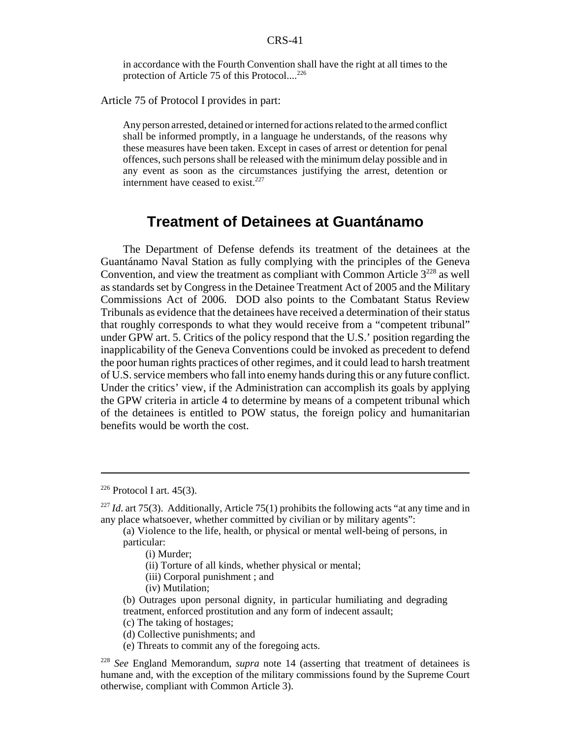> in accordance with the Fourth Convention shall have the right at all times to the protection of Article 75 of this Protocol....[226]

Article 75 of Protocol I provides in part:

> Any person arrested, detained or interned for actions related to the armed conflict shall be informed promptly, in a language he understands, of the reasons why these measures have been taken. Except in cases of arrest or detention for penal offences, such persons shall be released with the minimum delay possible and in any event as soon as the circumstances justifying the arrest, detention or internment have ceased to exist.[227]

## Treatment of Detainees at Guantánamo

The Department of Defense defends its treatment of the detainees at the Guantánamo Naval Station as fully complying with the principles of the Geneva Convention, and view the treatment as compliant with Common Article 3[228] as well as standards set by Congress in the Detainee Treatment Act of 2005 and the Military Commissions Act of 2006. DOD also points to the Combatant Status Review Tribunals as evidence that the detainees have received a determination of their status that roughly corresponds to what they would receive from a "competent tribunal" under GPW art. 5. Critics of the policy respond that the U.S.' position regarding the inapplicability of the Geneva Conventions could be invoked as precedent to defend the poor human rights practices of other regimes, and it could lead to harsh treatment of U.S. service members who fall into enemy hands during this or any future conflict. Under the critics' view, if the Administration can accomplish its goals by applying the GPW criteria in article 4 to determine by means of a competent tribunal which of the detainees is entitled to POW status, the foreign policy and humanitarian benefits would be worth the cost.

---

[226] Protocol I art. 45(3).

[227] *Id*. art 75(3). Additionally, Article 75(1) prohibits the following acts "at any time and in any place whatsoever, whether committed by civilian or by military agents":

> (a) Violence to the life, health, or physical or mental well-being of persons, in particular:
>
> (i) Murder;
>
> (ii) Torture of all kinds, whether physical or mental;
>
> (iii) Corporal punishment ; and
>
> (iv) Mutilation;
>
> (b) Outrages upon personal dignity, in particular humiliating and degrading treatment, enforced prostitution and any form of indecent assault;
>
> (c) The taking of hostages;
>
> (d) Collective punishments; and
>
> (e) Threats to commit any of the foregoing acts.

[228] *See* England Memorandum, *supra* note 14 (asserting that treatment of detainees is humane and, with the exception of the military commissions found by the Supreme Court otherwise, compliant with Common Article 3).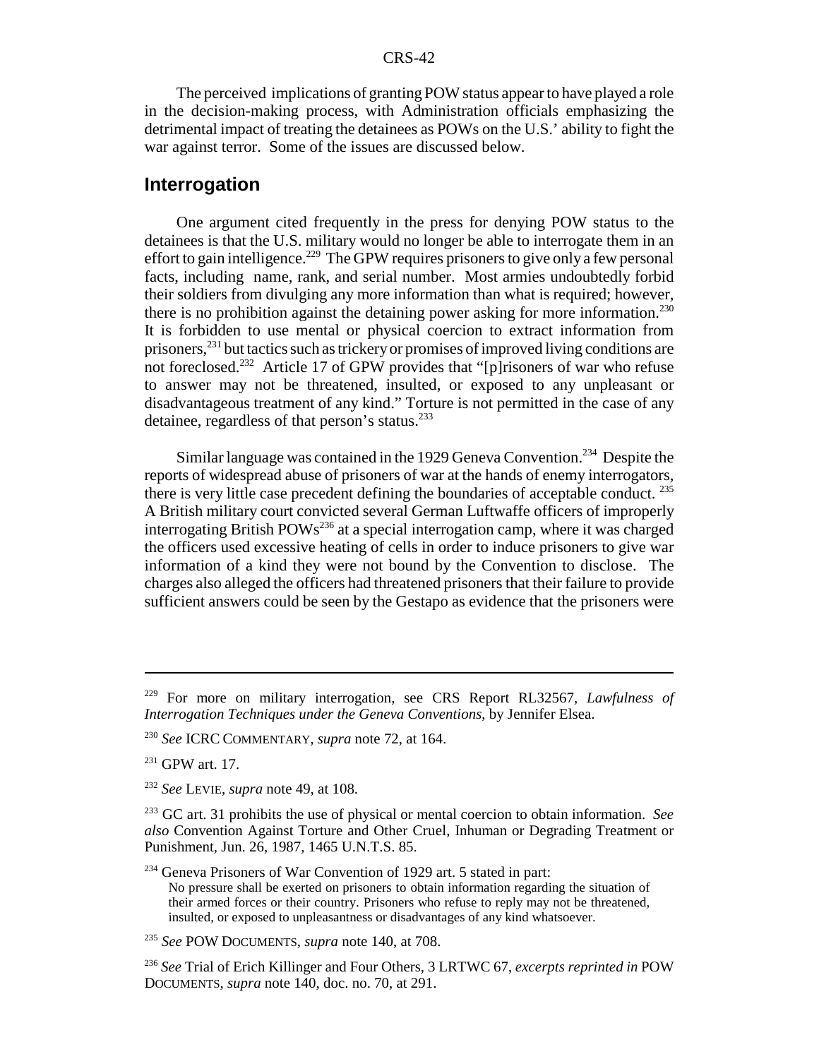The perceived implications of granting POW status appear to have played a role in the decision-making process, with Administration officials emphasizing the detrimental impact of treating the detainees as POWs on the U.S.' ability to fight the war against terror. Some of the issues are discussed below.

## Interrogation

One argument cited frequently in the press for denying POW status to the detainees is that the U.S. military would no longer be able to interrogate them in an effort to gain intelligence.[229] The GPW requires prisoners to give only a few personal facts, including name, rank, and serial number. Most armies undoubtedly forbid their soldiers from divulging any more information than what is required; however, there is no prohibition against the detaining power asking for more information.[230] It is forbidden to use mental or physical coercion to extract information from prisoners,[231] but tactics such as trickery or promises of improved living conditions are not foreclosed.[232] Article 17 of GPW provides that "[p]risoners of war who refuse to answer may not be threatened, insulted, or exposed to any unpleasant or disadvantageous treatment of any kind." Torture is not permitted in the case of any detainee, regardless of that person's status.[233]

Similar language was contained in the 1929 Geneva Convention.[234] Despite the reports of widespread abuse of prisoners of war at the hands of enemy interrogators, there is very little case precedent defining the boundaries of acceptable conduct.[235] A British military court convicted several German Luftwaffe officers of improperly interrogating British POWs[236] at a special interrogation camp, where it was charged the officers used excessive heating of cells in order to induce prisoners to give war information of a kind they were not bound by the Convention to disclose. The charges also alleged the officers had threatened prisoners that their failure to provide sufficient answers could be seen by the Gestapo as evidence that the prisoners were

---

[229] For more on military interrogation, see CRS Report RL32567, *Lawfulness of Interrogation Techniques under the Geneva Conventions*, by Jennifer Elsea.

[230] *See* ICRC COMMENTARY, *supra* note 72, at 164.

[231] GPW art. 17.

[232] *See* LEVIE, *supra* note 49, at 108.

[233] GC art. 31 prohibits the use of physical or mental coercion to obtain information. *See also* Convention Against Torture and Other Cruel, Inhuman or Degrading Treatment or Punishment, Jun. 26, 1987, 1465 U.N.T.S. 85.

[234] Geneva Prisoners of War Convention of 1929 art. 5 stated in part:

> No pressure shall be exerted on prisoners to obtain information regarding the situation of their armed forces or their country. Prisoners who refuse to reply may not be threatened, insulted, or exposed to unpleasantness or disadvantages of any kind whatsoever.

[235] *See* POW DOCUMENTS, *supra* note 140, at 708.

[236] *See* Trial of Erich Killinger and Four Others, 3 LRTWC 67, *excerpts reprinted in* POW DOCUMENTS, *supra* note 140, doc. no. 70, at 291.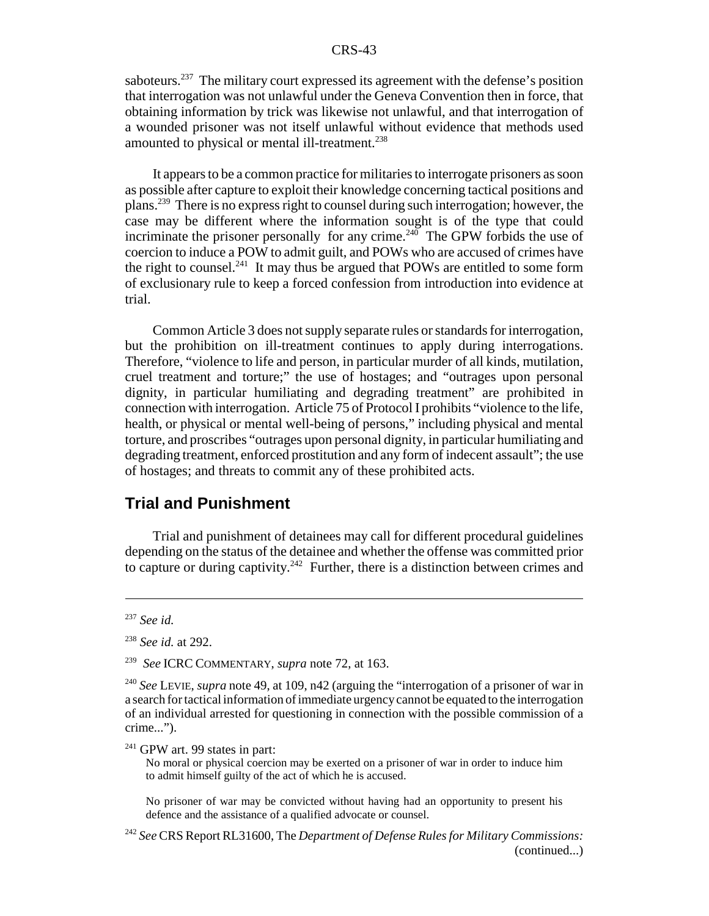saboteurs.[237] The military court expressed its agreement with the defense's position that interrogation was not unlawful under the Geneva Convention then in force, that obtaining information by trick was likewise not unlawful, and that interrogation of a wounded prisoner was not itself unlawful without evidence that methods used amounted to physical or mental ill-treatment.[238]

It appears to be a common practice for militaries to interrogate prisoners as soon as possible after capture to exploit their knowledge concerning tactical positions and plans.[239] There is no express right to counsel during such interrogation; however, the case may be different where the information sought is of the type that could incriminate the prisoner personally for any crime.[240] The GPW forbids the use of coercion to induce a POW to admit guilt, and POWs who are accused of crimes have the right to counsel.[241] It may thus be argued that POWs are entitled to some form of exclusionary rule to keep a forced confession from introduction into evidence at trial.

Common Article 3 does not supply separate rules or standards for interrogation, but the prohibition on ill-treatment continues to apply during interrogations. Therefore, "violence to life and person, in particular murder of all kinds, mutilation, cruel treatment and torture;" the use of hostages; and "outrages upon personal dignity, in particular humiliating and degrading treatment" are prohibited in connection with interrogation. Article 75 of Protocol I prohibits "violence to the life, health, or physical or mental well-being of persons," including physical and mental torture, and proscribes "outrages upon personal dignity, in particular humiliating and degrading treatment, enforced prostitution and any form of indecent assault"; the use of hostages; and threats to commit any of these prohibited acts.

## Trial and Punishment

Trial and punishment of detainees may call for different procedural guidelines depending on the status of the detainee and whether the offense was committed prior to capture or during captivity.[242] Further, there is a distinction between crimes and

---

[237] *See id.*

[238] *See id.* at 292.

[239] *See* ICRC COMMENTARY, *supra* note 72, at 163.

[240] *See* LEVIE, *supra* note 49, at 109, n42 (arguing the "interrogation of a prisoner of war in a search for tactical information of immediate urgency cannot be equated to the interrogation of an individual arrested for questioning in connection with the possible commission of a crime...").

[241] GPW art. 99 states in part:

> No moral or physical coercion may be exerted on a prisoner of war in order to induce him to admit himself guilty of the act of which he is accused.
>
> No prisoner of war may be convicted without having had an opportunity to present his defence and the assistance of a qualified advocate or counsel.

[242] *See* CRS Report RL31600, The *Department of Defense Rules for Military Commissions:* (continued...)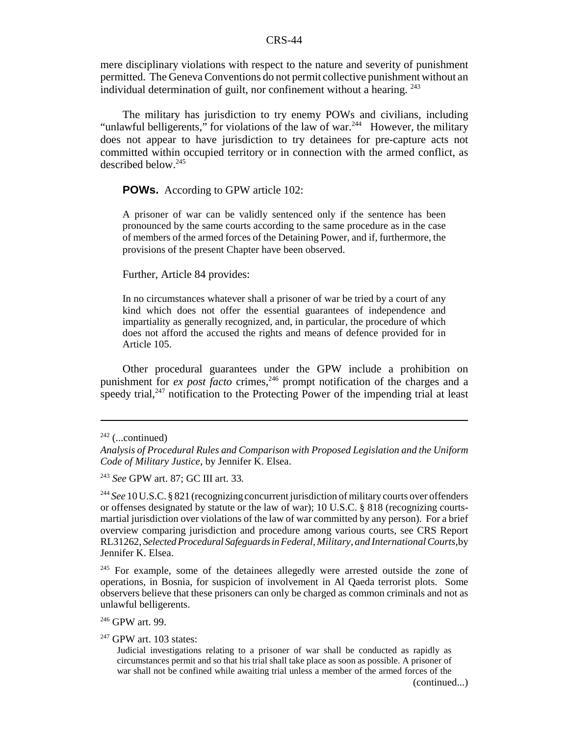mere disciplinary violations with respect to the nature and severity of punishment permitted. The Geneva Conventions do not permit collective punishment without an individual determination of guilt, nor confinement without a hearing. [243]

The military has jurisdiction to try enemy POWs and civilians, including "unlawful belligerents," for violations of the law of war.[244] However, the military does not appear to have jurisdiction to try detainees for pre-capture acts not committed within occupied territory or in connection with the armed conflict, as described below.[245]

**POWs.** According to GPW article 102:

> A prisoner of war can be validly sentenced only if the sentence has been pronounced by the same courts according to the same procedure as in the case of members of the armed forces of the Detaining Power, and if, furthermore, the provisions of the present Chapter have been observed.

Further, Article 84 provides:

> In no circumstances whatever shall a prisoner of war be tried by a court of any kind which does not offer the essential guarantees of independence and impartiality as generally recognized, and, in particular, the procedure of which does not afford the accused the rights and means of defence provided for in Article 105.

Other procedural guarantees under the GPW include a prohibition on punishment for *ex post facto* crimes,[246] prompt notification of the charges and a speedy trial,[247] notification to the Protecting Power of the impending trial at least

---

[242] (...continued)
*Analysis of Procedural Rules and Comparison with Proposed Legislation and the Uniform Code of Military Justice*, by Jennifer K. Elsea.

[243] *See* GPW art. 87; GC III art. 33.

[244] *See* 10 U.S.C. § 821 (recognizing concurrent jurisdiction of military courts over offenders or offenses designated by statute or the law of war); 10 U.S.C. § 818 (recognizing courts-martial jurisdiction over violations of the law of war committed by any person). For a brief overview comparing jurisdiction and procedure among various courts, see CRS Report RL31262, *Selected Procedural Safeguards in Federal, Military, and International Courts*, by Jennifer K. Elsea.

[245] For example, some of the detainees allegedly were arrested outside the zone of operations, in Bosnia, for suspicion of involvement in Al Qaeda terrorist plots. Some observers believe that these prisoners can only be charged as common criminals and not as unlawful belligerents.

[246] GPW art. 99.

[247] GPW art. 103 states:

> Judicial investigations relating to a prisoner of war shall be conducted as rapidly as circumstances permit and so that his trial shall take place as soon as possible. A prisoner of war shall not be confined while awaiting trial unless a member of the armed forces of the

(continued...)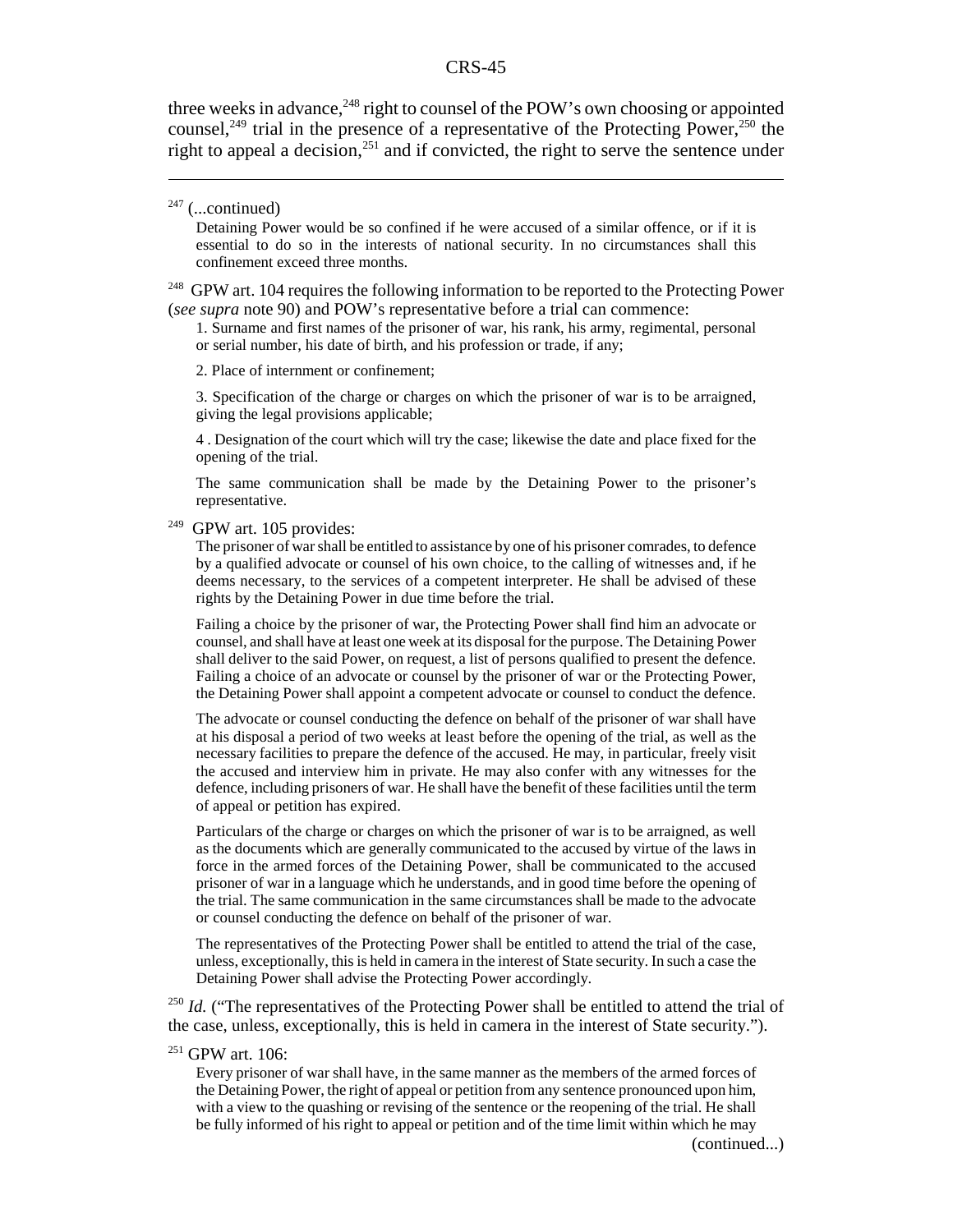three weeks in advance,[248] right to counsel of the POW's own choosing or appointed counsel,[249] trial in the presence of a representative of the Protecting Power,[250] the right to appeal a decision,[251] and if convicted, the right to serve the sentence under

---

[247] (...continued)

> Detaining Power would be so confined if he were accused of a similar offence, or if it is essential to do so in the interests of national security. In no circumstances shall this confinement exceed three months.

[248] GPW art. 104 requires the following information to be reported to the Protecting Power (*see supra* note 90) and POW's representative before a trial can commence:

> 1. Surname and first names of the prisoner of war, his rank, his army, regimental, personal or serial number, his date of birth, and his profession or trade, if any;
>
> 2. Place of internment or confinement;
>
> 3. Specification of the charge or charges on which the prisoner of war is to be arraigned, giving the legal provisions applicable;
>
> 4 . Designation of the court which will try the case; likewise the date and place fixed for the opening of the trial.
>
> The same communication shall be made by the Detaining Power to the prisoner's representative.

[249] GPW art. 105 provides:

> The prisoner of war shall be entitled to assistance by one of his prisoner comrades, to defence by a qualified advocate or counsel of his own choice, to the calling of witnesses and, if he deems necessary, to the services of a competent interpreter. He shall be advised of these rights by the Detaining Power in due time before the trial.
>
> Failing a choice by the prisoner of war, the Protecting Power shall find him an advocate or counsel, and shall have at least one week at its disposal for the purpose. The Detaining Power shall deliver to the said Power, on request, a list of persons qualified to present the defence. Failing a choice of an advocate or counsel by the prisoner of war or the Protecting Power, the Detaining Power shall appoint a competent advocate or counsel to conduct the defence.
>
> The advocate or counsel conducting the defence on behalf of the prisoner of war shall have at his disposal a period of two weeks at least before the opening of the trial, as well as the necessary facilities to prepare the defence of the accused. He may, in particular, freely visit the accused and interview him in private. He may also confer with any witnesses for the defence, including prisoners of war. He shall have the benefit of these facilities until the term of appeal or petition has expired.
>
> Particulars of the charge or charges on which the prisoner of war is to be arraigned, as well as the documents which are generally communicated to the accused by virtue of the laws in force in the armed forces of the Detaining Power, shall be communicated to the accused prisoner of war in a language which he understands, and in good time before the opening of the trial. The same communication in the same circumstances shall be made to the advocate or counsel conducting the defence on behalf of the prisoner of war.
>
> The representatives of the Protecting Power shall be entitled to attend the trial of the case, unless, exceptionally, this is held in camera in the interest of State security. In such a case the Detaining Power shall advise the Protecting Power accordingly.

[250] *Id.* ("The representatives of the Protecting Power shall be entitled to attend the trial of the case, unless, exceptionally, this is held in camera in the interest of State security.").

[251] GPW art. 106:

> Every prisoner of war shall have, in the same manner as the members of the armed forces of the Detaining Power, the right of appeal or petition from any sentence pronounced upon him, with a view to the quashing or revising of the sentence or the reopening of the trial. He shall be fully informed of his right to appeal or petition and of the time limit within which he may

(continued...)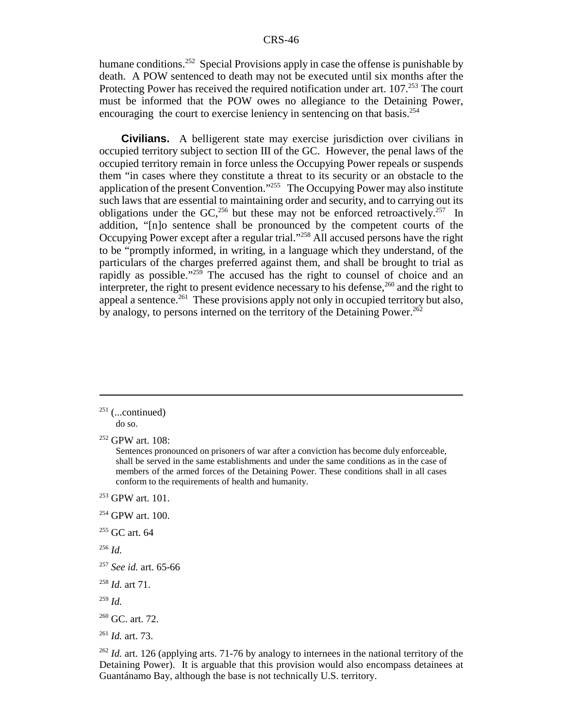humane conditions.[252] Special Provisions apply in case the offense is punishable by death. A POW sentenced to death may not be executed until six months after the Protecting Power has received the required notification under art. 107.[253] The court must be informed that the POW owes no allegiance to the Detaining Power, encouraging the court to exercise leniency in sentencing on that basis.[254]

**Civilians.** A belligerent state may exercise jurisdiction over civilians in occupied territory subject to section III of the GC. However, the penal laws of the occupied territory remain in force unless the Occupying Power repeals or suspends them "in cases where they constitute a threat to its security or an obstacle to the application of the present Convention."[255] The Occupying Power may also institute such laws that are essential to maintaining order and security, and to carrying out its obligations under the GC,[256] but these may not be enforced retroactively.[257] In addition, "[n]o sentence shall be pronounced by the competent courts of the Occupying Power except after a regular trial."[258] All accused persons have the right to be "promptly informed, in writing, in a language which they understand, of the particulars of the charges preferred against them, and shall be brought to trial as rapidly as possible."[259] The accused has the right to counsel of choice and an interpreter, the right to present evidence necessary to his defense,[260] and the right to appeal a sentence.[261] These provisions apply not only in occupied territory but also, by analogy, to persons interned on the territory of the Detaining Power.[262]

---

[251] (...continued)
do so.

[252] GPW art. 108:

> Sentences pronounced on prisoners of war after a conviction has become duly enforceable, shall be served in the same establishments and under the same conditions as in the case of members of the armed forces of the Detaining Power. These conditions shall in all cases conform to the requirements of health and humanity.

[253] GPW art. 101.

[254] GPW art. 100.

[255] GC art. 64

[256] *Id.*

[257] *See id.* art. 65-66

[258] *Id.* art 71.

[259] *Id.*

[260] GC. art. 72.

[261] *Id.* art. 73.

[262] *Id.* art. 126 (applying arts. 71-76 by analogy to internees in the national territory of the Detaining Power). It is arguable that this provision would also encompass detainees at Guantánamo Bay, although the base is not technically U.S. territory.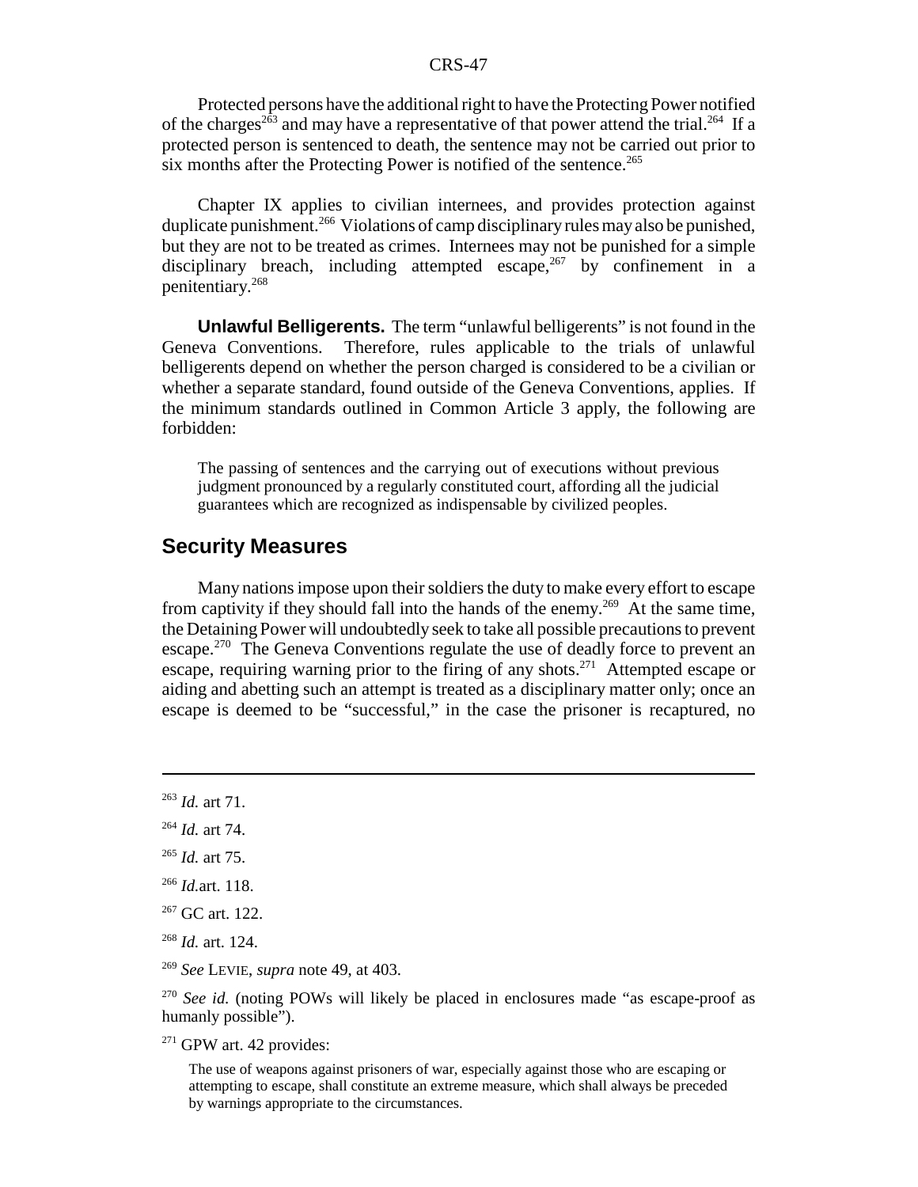Protected persons have the additional right to have the Protecting Power notified of the charges[263] and may have a representative of that power attend the trial.[264] If a protected person is sentenced to death, the sentence may not be carried out prior to six months after the Protecting Power is notified of the sentence.[265]

Chapter IX applies to civilian internees, and provides protection against duplicate punishment.[266] Violations of camp disciplinary rules may also be punished, but they are not to be treated as crimes. Internees may not be punished for a simple disciplinary breach, including attempted escape,[267] by confinement in a penitentiary.[268]

**Unlawful Belligerents.** The term "unlawful belligerents" is not found in the Geneva Conventions. Therefore, rules applicable to the trials of unlawful belligerents depend on whether the person charged is considered to be a civilian or whether a separate standard, found outside of the Geneva Conventions, applies. If the minimum standards outlined in Common Article 3 apply, the following are forbidden:

> The passing of sentences and the carrying out of executions without previous judgment pronounced by a regularly constituted court, affording all the judicial guarantees which are recognized as indispensable by civilized peoples.

## Security Measures

Many nations impose upon their soldiers the duty to make every effort to escape from captivity if they should fall into the hands of the enemy.[269] At the same time, the Detaining Power will undoubtedly seek to take all possible precautions to prevent escape.[270] The Geneva Conventions regulate the use of deadly force to prevent an escape, requiring warning prior to the firing of any shots.[271] Attempted escape or aiding and abetting such an attempt is treated as a disciplinary matter only; once an escape is deemed to be "successful," in the case the prisoner is recaptured, no

---

[263] *Id.* art 71.

[264] *Id.* art 74.

[265] *Id.* art 75.

[266] *Id.*art. 118.

[267] GC art. 122.

[268] *Id.* art. 124.

[269] *See* LEVIE, *supra* note 49, at 403.

[270] *See id.* (noting POWs will likely be placed in enclosures made "as escape-proof as humanly possible").

[271] GPW art. 42 provides:

> The use of weapons against prisoners of war, especially against those who are escaping or attempting to escape, shall constitute an extreme measure, which shall always be preceded by warnings appropriate to the circumstances.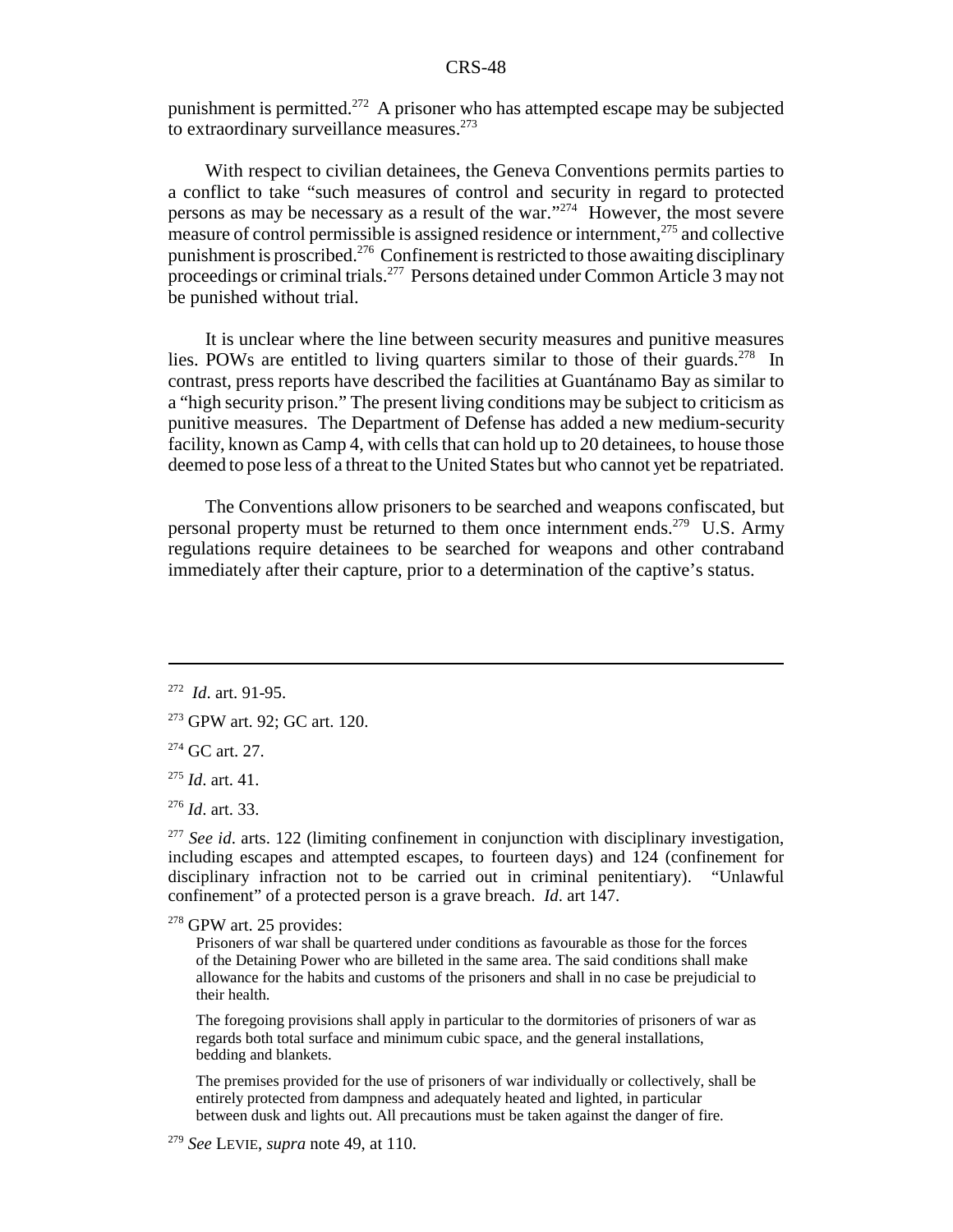punishment is permitted.[272] A prisoner who has attempted escape may be subjected to extraordinary surveillance measures.[273]

With respect to civilian detainees, the Geneva Conventions permits parties to a conflict to take "such measures of control and security in regard to protected persons as may be necessary as a result of the war."[274] However, the most severe measure of control permissible is assigned residence or internment,[275] and collective punishment is proscribed.[276] Confinement is restricted to those awaiting disciplinary proceedings or criminal trials.[277] Persons detained under Common Article 3 may not be punished without trial.

It is unclear where the line between security measures and punitive measures lies. POWs are entitled to living quarters similar to those of their guards.[278] In contrast, press reports have described the facilities at Guantánamo Bay as similar to a "high security prison." The present living conditions may be subject to criticism as punitive measures. The Department of Defense has added a new medium-security facility, known as Camp 4, with cells that can hold up to 20 detainees, to house those deemed to pose less of a threat to the United States but who cannot yet be repatriated.

The Conventions allow prisoners to be searched and weapons confiscated, but personal property must be returned to them once internment ends.[279] U.S. Army regulations require detainees to be searched for weapons and other contraband immediately after their capture, prior to a determination of the captive's status.

---

[272] *Id*. art. 91-95.

[273] GPW art. 92; GC art. 120.

[274] GC art. 27.

[275] *Id*. art. 41.

[276] *Id*. art. 33.

[277] *See id*. arts. 122 (limiting confinement in conjunction with disciplinary investigation, including escapes and attempted escapes, to fourteen days) and 124 (confinement for disciplinary infraction not to be carried out in criminal penitentiary). "Unlawful confinement" of a protected person is a grave breach. *Id*. art 147.

[278] GPW art. 25 provides:

> Prisoners of war shall be quartered under conditions as favourable as those for the forces of the Detaining Power who are billeted in the same area. The said conditions shall make allowance for the habits and customs of the prisoners and shall in no case be prejudicial to their health.
>
> The foregoing provisions shall apply in particular to the dormitories of prisoners of war as regards both total surface and minimum cubic space, and the general installations, bedding and blankets.
>
> The premises provided for the use of prisoners of war individually or collectively, shall be entirely protected from dampness and adequately heated and lighted, in particular between dusk and lights out. All precautions must be taken against the danger of fire.

[279] *See* LEVIE, *supra* note 49, at 110.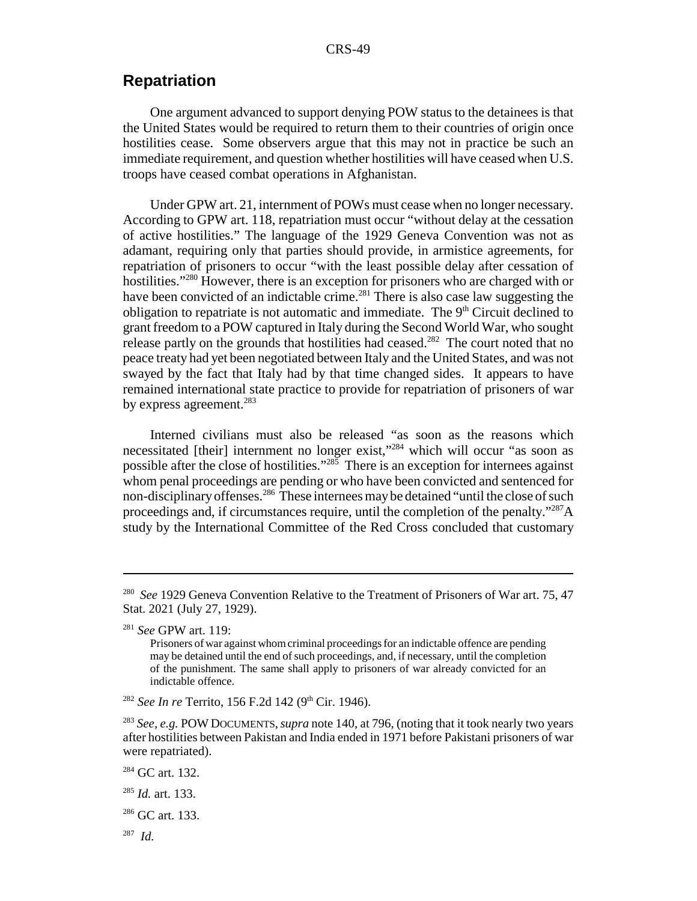## Repatriation

One argument advanced to support denying POW status to the detainees is that the United States would be required to return them to their countries of origin once hostilities cease. Some observers argue that this may not in practice be such an immediate requirement, and question whether hostilities will have ceased when U.S. troops have ceased combat operations in Afghanistan.

Under GPW art. 21, internment of POWs must cease when no longer necessary. According to GPW art. 118, repatriation must occur "without delay at the cessation of active hostilities." The language of the 1929 Geneva Convention was not as adamant, requiring only that parties should provide, in armistice agreements, for repatriation of prisoners to occur "with the least possible delay after cessation of hostilities."[280] However, there is an exception for prisoners who are charged with or have been convicted of an indictable crime.[281] There is also case law suggesting the obligation to repatriate is not automatic and immediate. The 9th Circuit declined to grant freedom to a POW captured in Italy during the Second World War, who sought release partly on the grounds that hostilities had ceased.[282] The court noted that no peace treaty had yet been negotiated between Italy and the United States, and was not swayed by the fact that Italy had by that time changed sides. It appears to have remained international state practice to provide for repatriation of prisoners of war by express agreement.[283]

Interned civilians must also be released "as soon as the reasons which necessitated [their] internment no longer exist,"[284] which will occur "as soon as possible after the close of hostilities."[285] There is an exception for internees against whom penal proceedings are pending or who have been convicted and sentenced for non-disciplinary offenses.[286] These internees may be detained "until the close of such proceedings and, if circumstances require, until the completion of the penalty."[287] A study by the International Committee of the Red Cross concluded that customary

---

[280] *See* 1929 Geneva Convention Relative to the Treatment of Prisoners of War art. 75, 47 Stat. 2021 (July 27, 1929).

[281] *See* GPW art. 119:

> Prisoners of war against whom criminal proceedings for an indictable offence are pending may be detained until the end of such proceedings, and, if necessary, until the completion of the punishment. The same shall apply to prisoners of war already convicted for an indictable offence.

[282] *See In re* Territo, 156 F.2d 142 (9th Cir. 1946).

[283] *See, e.g.* POW DOCUMENTS, *supra* note 140, at 796, (noting that it took nearly two years after hostilities between Pakistan and India ended in 1971 before Pakistani prisoners of war were repatriated).

[284] GC art. 132.

[285] *Id.* art. 133.

[286] GC art. 133.

[287] *Id.*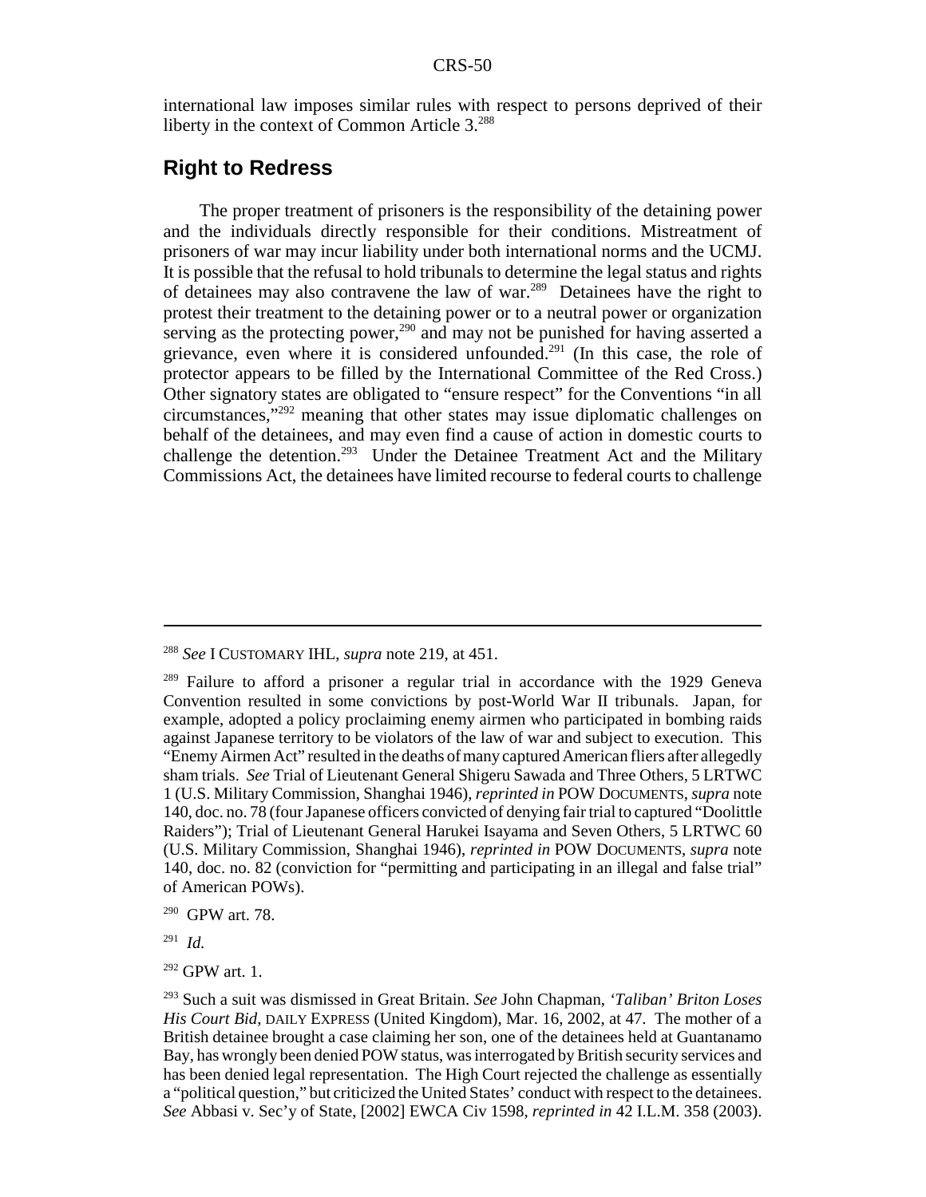international law imposes similar rules with respect to persons deprived of their liberty in the context of Common Article 3.[288]

## Right to Redress

The proper treatment of prisoners is the responsibility of the detaining power and the individuals directly responsible for their conditions. Mistreatment of prisoners of war may incur liability under both international norms and the UCMJ. It is possible that the refusal to hold tribunals to determine the legal status and rights of detainees may also contravene the law of war.[289] Detainees have the right to protest their treatment to the detaining power or to a neutral power or organization serving as the protecting power,[290] and may not be punished for having asserted a grievance, even where it is considered unfounded.[291] (In this case, the role of protector appears to be filled by the International Committee of the Red Cross.) Other signatory states are obligated to "ensure respect" for the Conventions "in all circumstances,"[292] meaning that other states may issue diplomatic challenges on behalf of the detainees, and may even find a cause of action in domestic courts to challenge the detention.[293] Under the Detainee Treatment Act and the Military Commissions Act, the detainees have limited recourse to federal courts to challenge

---

[288] *See* I CUSTOMARY IHL, *supra* note 219, at 451.

[289] Failure to afford a prisoner a regular trial in accordance with the 1929 Geneva Convention resulted in some convictions by post-World War II tribunals. Japan, for example, adopted a policy proclaiming enemy airmen who participated in bombing raids against Japanese territory to be violators of the law of war and subject to execution. This "Enemy Airmen Act" resulted in the deaths of many captured American fliers after allegedly sham trials. *See* Trial of Lieutenant General Shigeru Sawada and Three Others, 5 LRTWC 1 (U.S. Military Commission, Shanghai 1946), *reprinted in* POW DOCUMENTS, *supra* note 140, doc. no. 78 (four Japanese officers convicted of denying fair trial to captured "Doolittle Raiders"); Trial of Lieutenant General Harukei Isayama and Seven Others, 5 LRTWC 60 (U.S. Military Commission, Shanghai 1946), *reprinted in* POW DOCUMENTS, *supra* note 140, doc. no. 82 (conviction for "permitting and participating in an illegal and false trial" of American POWs).

[290] GPW art. 78.

[291] *Id.*

[292] GPW art. 1.

[293] Such a suit was dismissed in Great Britain. *See* John Chapman, *'Taliban' Briton Loses His Court Bid*, DAILY EXPRESS (United Kingdom), Mar. 16, 2002, at 47. The mother of a British detainee brought a case claiming her son, one of the detainees held at Guantanamo Bay, has wrongly been denied POW status, was interrogated by British security services and has been denied legal representation. The High Court rejected the challenge as essentially a "political question," but criticized the United States' conduct with respect to the detainees. *See* Abbasi v. Sec'y of State, [2002] EWCA Civ 1598, *reprinted in* 42 I.L.M. 358 (2003).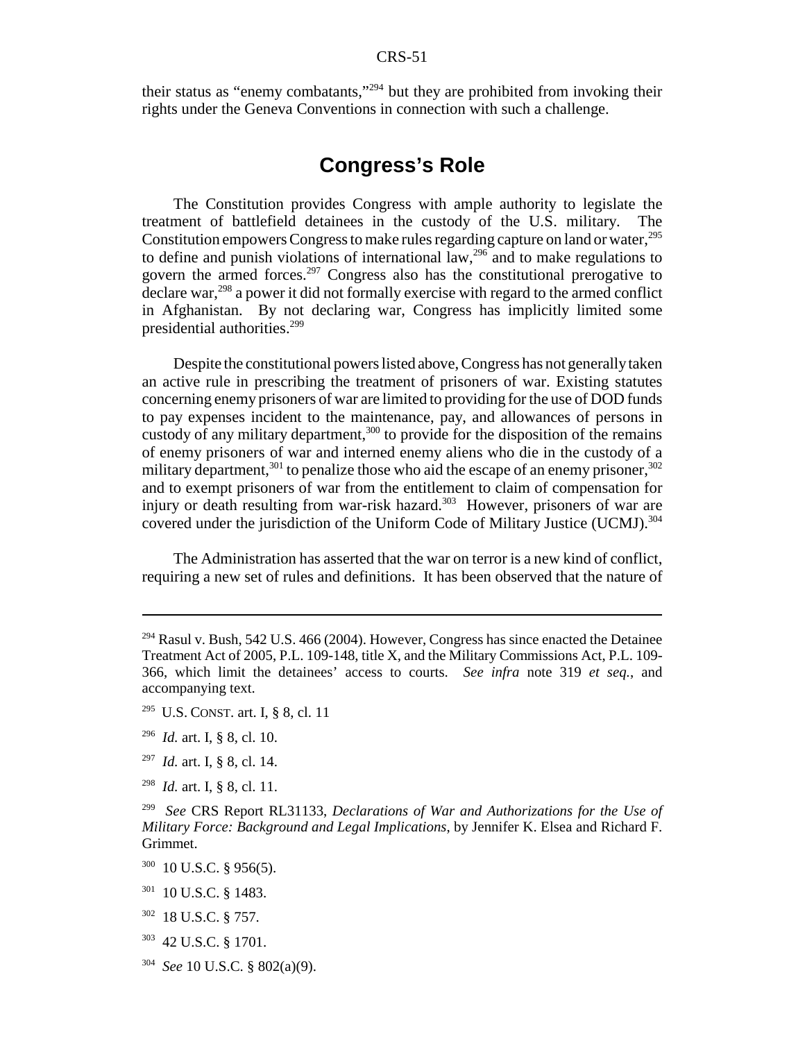their status as "enemy combatants,"[294] but they are prohibited from invoking their rights under the Geneva Conventions in connection with such a challenge.

## Congress's Role

The Constitution provides Congress with ample authority to legislate the treatment of battlefield detainees in the custody of the U.S. military. The Constitution empowers Congress to make rules regarding capture on land or water,[295] to define and punish violations of international law,[296] and to make regulations to govern the armed forces.[297] Congress also has the constitutional prerogative to declare war,[298] a power it did not formally exercise with regard to the armed conflict in Afghanistan. By not declaring war, Congress has implicitly limited some presidential authorities.[299]

Despite the constitutional powers listed above, Congress has not generally taken an active rule in prescribing the treatment of prisoners of war. Existing statutes concerning enemy prisoners of war are limited to providing for the use of DOD funds to pay expenses incident to the maintenance, pay, and allowances of persons in custody of any military department,[300] to provide for the disposition of the remains of enemy prisoners of war and interned enemy aliens who die in the custody of a military department,[301] to penalize those who aid the escape of an enemy prisoner,[302] and to exempt prisoners of war from the entitlement to claim of compensation for injury or death resulting from war-risk hazard.[303] However, prisoners of war are covered under the jurisdiction of the Uniform Code of Military Justice (UCMJ).[304]

The Administration has asserted that the war on terror is a new kind of conflict, requiring a new set of rules and definitions. It has been observed that the nature of

---

[294] Rasul v. Bush, 542 U.S. 466 (2004). However, Congress has since enacted the Detainee Treatment Act of 2005, P.L. 109-148, title X, and the Military Commissions Act, P.L. 109-366, which limit the detainees' access to courts. *See infra* note 319 *et seq.*, and accompanying text.

[295] U.S. CONST. art. I, § 8, cl. 11

[296] *Id.* art. I, § 8, cl. 10.

[297] *Id.* art. I, § 8, cl. 14.

[298] *Id.* art. I, § 8, cl. 11.

[299] *See* CRS Report RL31133, *Declarations of War and Authorizations for the Use of Military Force: Background and Legal Implications*, by Jennifer K. Elsea and Richard F. Grimmet.

[300] 10 U.S.C. § 956(5).

[301] 10 U.S.C. § 1483.

[302] 18 U.S.C. § 757.

[303] 42 U.S.C. § 1701.

[304] *See* 10 U.S.C. § 802(a)(9).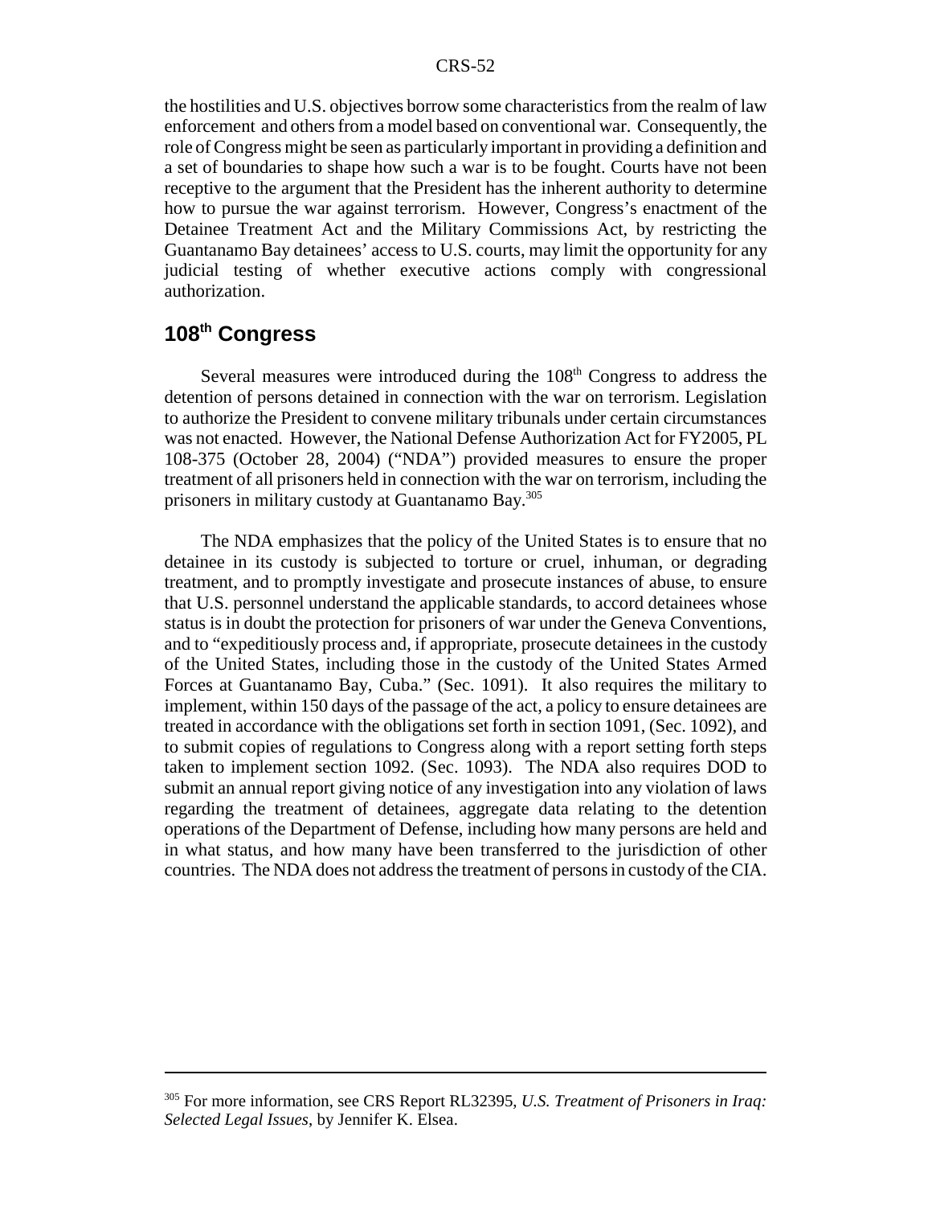the hostilities and U.S. objectives borrow some characteristics from the realm of law enforcement and others from a model based on conventional war. Consequently, the role of Congress might be seen as particularly important in providing a definition and a set of boundaries to shape how such a war is to be fought. Courts have not been receptive to the argument that the President has the inherent authority to determine how to pursue the war against terrorism. However, Congress's enactment of the Detainee Treatment Act and the Military Commissions Act, by restricting the Guantanamo Bay detainees' access to U.S. courts, may limit the opportunity for any judicial testing of whether executive actions comply with congressional authorization.

## 108th Congress

Several measures were introduced during the 108th Congress to address the detention of persons detained in connection with the war on terrorism. Legislation to authorize the President to convene military tribunals under certain circumstances was not enacted. However, the National Defense Authorization Act for FY2005, PL 108-375 (October 28, 2004) ("NDA") provided measures to ensure the proper treatment of all prisoners held in connection with the war on terrorism, including the prisoners in military custody at Guantanamo Bay.[305]

The NDA emphasizes that the policy of the United States is to ensure that no detainee in its custody is subjected to torture or cruel, inhuman, or degrading treatment, and to promptly investigate and prosecute instances of abuse, to ensure that U.S. personnel understand the applicable standards, to accord detainees whose status is in doubt the protection for prisoners of war under the Geneva Conventions, and to "expeditiously process and, if appropriate, prosecute detainees in the custody of the United States, including those in the custody of the United States Armed Forces at Guantanamo Bay, Cuba." (Sec. 1091). It also requires the military to implement, within 150 days of the passage of the act, a policy to ensure detainees are treated in accordance with the obligations set forth in section 1091, (Sec. 1092), and to submit copies of regulations to Congress along with a report setting forth steps taken to implement section 1092. (Sec. 1093). The NDA also requires DOD to submit an annual report giving notice of any investigation into any violation of laws regarding the treatment of detainees, aggregate data relating to the detention operations of the Department of Defense, including how many persons are held and in what status, and how many have been transferred to the jurisdiction of other countries. The NDA does not address the treatment of persons in custody of the CIA.

---

[305] For more information, see CRS Report RL32395, *U.S. Treatment of Prisoners in Iraq: Selected Legal Issues*, by Jennifer K. Elsea.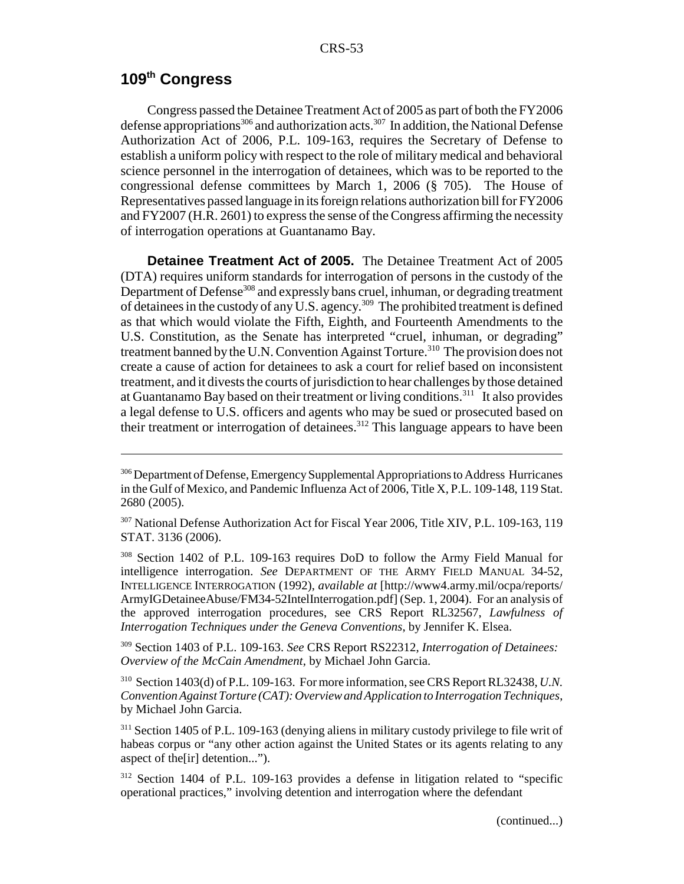## 109th Congress

Congress passed the Detainee Treatment Act of 2005 as part of both the FY2006 defense appropriations[306] and authorization acts.[307] In addition, the National Defense Authorization Act of 2006, P.L. 109-163, requires the Secretary of Defense to establish a uniform policy with respect to the role of military medical and behavioral science personnel in the interrogation of detainees, which was to be reported to the congressional defense committees by March 1, 2006 (§ 705). The House of Representatives passed language in its foreign relations authorization bill for FY2006 and FY2007 (H.R. 2601) to express the sense of the Congress affirming the necessity of interrogation operations at Guantanamo Bay.

**Detainee Treatment Act of 2005.** The Detainee Treatment Act of 2005 (DTA) requires uniform standards for interrogation of persons in the custody of the Department of Defense[308] and expressly bans cruel, inhuman, or degrading treatment of detainees in the custody of any U.S. agency.[309] The prohibited treatment is defined as that which would violate the Fifth, Eighth, and Fourteenth Amendments to the U.S. Constitution, as the Senate has interpreted "cruel, inhuman, or degrading" treatment banned by the U.N. Convention Against Torture.[310] The provision does not create a cause of action for detainees to ask a court for relief based on inconsistent treatment, and it divests the courts of jurisdiction to hear challenges by those detained at Guantanamo Bay based on their treatment or living conditions.[311] It also provides a legal defense to U.S. officers and agents who may be sued or prosecuted based on their treatment or interrogation of detainees.[312] This language appears to have been

---

[306] Department of Defense, Emergency Supplemental Appropriations to Address Hurricanes in the Gulf of Mexico, and Pandemic Influenza Act of 2006, Title X, P.L. 109-148, 119 Stat. 2680 (2005).

[307] National Defense Authorization Act for Fiscal Year 2006, Title XIV, P.L. 109-163, 119 STAT. 3136 (2006).

[308] Section 1402 of P.L. 109-163 requires DoD to follow the Army Field Manual for intelligence interrogation. *See* DEPARTMENT OF THE ARMY FIELD MANUAL 34-52, INTELLIGENCE INTERROGATION (1992), *available at* [http://www4.army.mil/ocpa/reports/ArmyIGDetaineeAbuse/FM34-52IntelInterrogation.pdf] (Sep. 1, 2004). For an analysis of the approved interrogation procedures, see CRS Report RL32567, *Lawfulness of Interrogation Techniques under the Geneva Conventions*, by Jennifer K. Elsea.

[309] Section 1403 of P.L. 109-163. *See* CRS Report RS22312, *Interrogation of Detainees: Overview of the McCain Amendment*, by Michael John Garcia.

[310] Section 1403(d) of P.L. 109-163. For more information, see CRS Report RL32438, *U.N. Convention Against Torture (CAT): Overview and Application to Interrogation Techniques*, by Michael John Garcia.

[311] Section 1405 of P.L. 109-163 (denying aliens in military custody privilege to file writ of habeas corpus or "any other action against the United States or its agents relating to any aspect of the[ir] detention...").

[312] Section 1404 of P.L. 109-163 provides a defense in litigation related to "specific operational practices," involving detention and interrogation where the defendant

(continued...)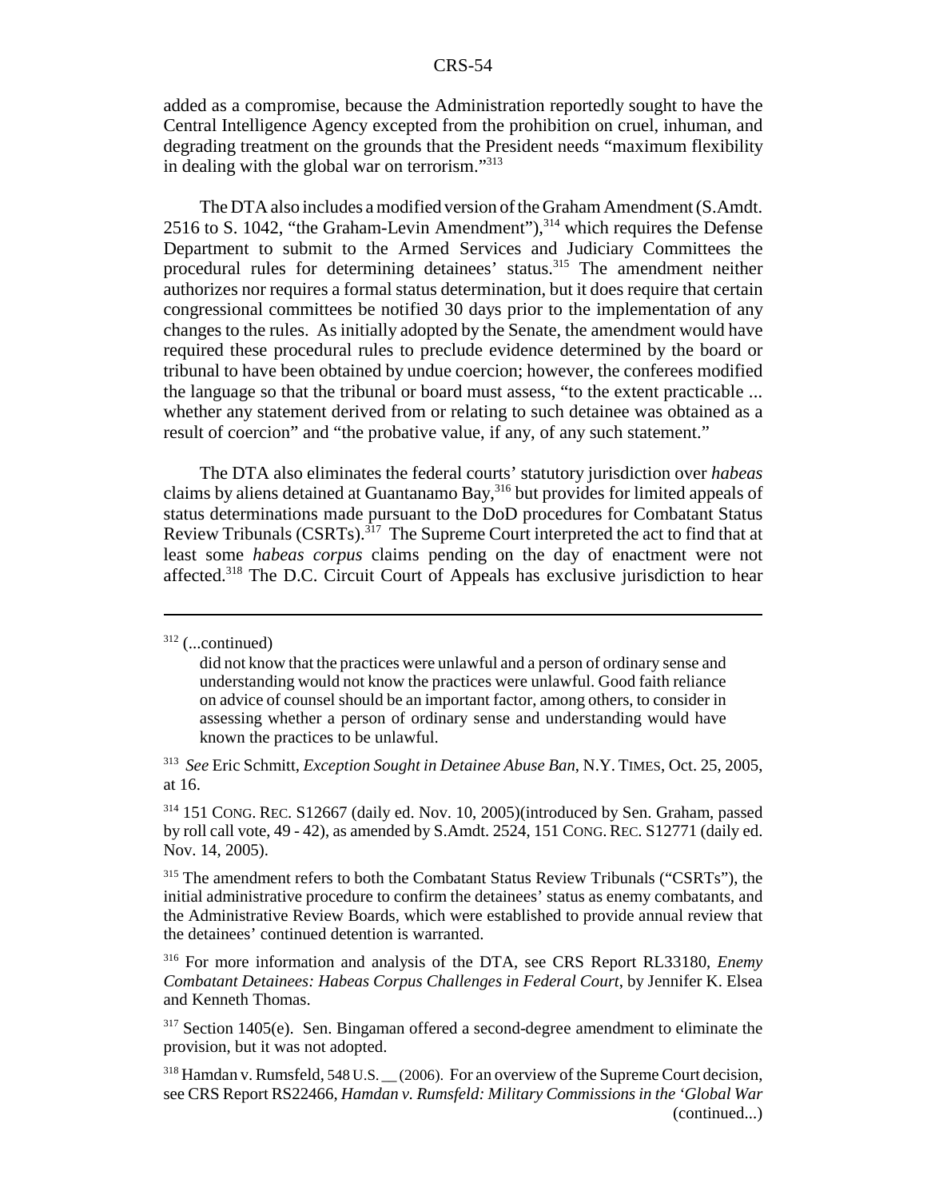added as a compromise, because the Administration reportedly sought to have the Central Intelligence Agency excepted from the prohibition on cruel, inhuman, and degrading treatment on the grounds that the President needs "maximum flexibility in dealing with the global war on terrorism."[313]

The DTA also includes a modified version of the Graham Amendment (S.Amdt. 2516 to S. 1042, "the Graham-Levin Amendment"),[314] which requires the Defense Department to submit to the Armed Services and Judiciary Committees the procedural rules for determining detainees' status.[315] The amendment neither authorizes nor requires a formal status determination, but it does require that certain congressional committees be notified 30 days prior to the implementation of any changes to the rules. As initially adopted by the Senate, the amendment would have required these procedural rules to preclude evidence determined by the board or tribunal to have been obtained by undue coercion; however, the conferees modified the language so that the tribunal or board must assess, "to the extent practicable ... whether any statement derived from or relating to such detainee was obtained as a result of coercion" and "the probative value, if any, of any such statement."

The DTA also eliminates the federal courts' statutory jurisdiction over *habeas* claims by aliens detained at Guantanamo Bay,[316] but provides for limited appeals of status determinations made pursuant to the DoD procedures for Combatant Status Review Tribunals (CSRTs).[317] The Supreme Court interpreted the act to find that at least some *habeas corpus* claims pending on the day of enactment were not affected.[318] The D.C. Circuit Court of Appeals has exclusive jurisdiction to hear

---

[312] (...continued)

> did not know that the practices were unlawful and a person of ordinary sense and understanding would not know the practices were unlawful. Good faith reliance on advice of counsel should be an important factor, among others, to consider in assessing whether a person of ordinary sense and understanding would have known the practices to be unlawful.

[313] *See* Eric Schmitt, *Exception Sought in Detainee Abuse Ban*, N.Y. TIMES, Oct. 25, 2005, at 16.

[314] 151 CONG. REC. S12667 (daily ed. Nov. 10, 2005)(introduced by Sen. Graham, passed by roll call vote, 49 - 42), as amended by S.Amdt. 2524, 151 CONG. REC. S12771 (daily ed. Nov. 14, 2005).

[315] The amendment refers to both the Combatant Status Review Tribunals ("CSRTs"), the initial administrative procedure to confirm the detainees' status as enemy combatants, and the Administrative Review Boards, which were established to provide annual review that the detainees' continued detention is warranted.

[316] For more information and analysis of the DTA, see CRS Report RL33180, *Enemy Combatant Detainees: Habeas Corpus Challenges in Federal Court*, by Jennifer K. Elsea and Kenneth Thomas.

[317] Section 1405(e). Sen. Bingaman offered a second-degree amendment to eliminate the provision, but it was not adopted.

[318] Hamdan v. Rumsfeld, 548 U.S. __ (2006). For an overview of the Supreme Court decision, see CRS Report RS22466, *Hamdan v. Rumsfeld: Military Commissions in the 'Global War* (continued...)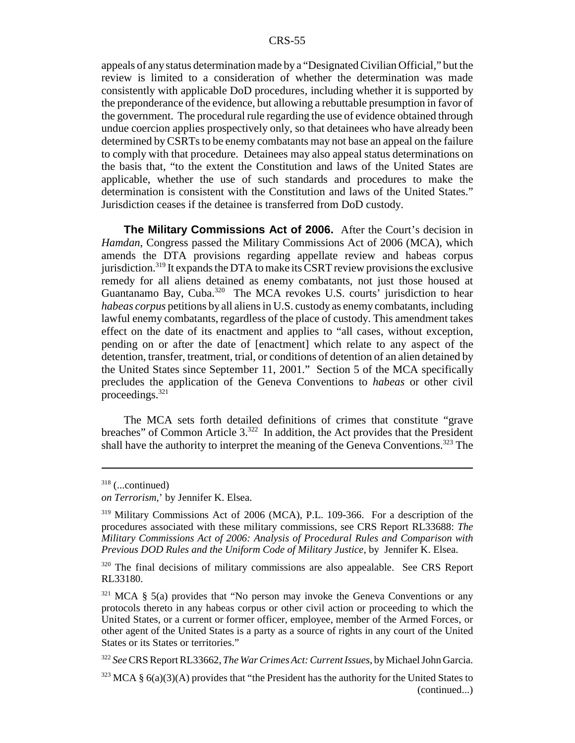appeals of any status determination made by a "Designated Civilian Official," but the review is limited to a consideration of whether the determination was made consistently with applicable DoD procedures, including whether it is supported by the preponderance of the evidence, but allowing a rebuttable presumption in favor of the government. The procedural rule regarding the use of evidence obtained through undue coercion applies prospectively only, so that detainees who have already been determined by CSRTs to be enemy combatants may not base an appeal on the failure to comply with that procedure. Detainees may also appeal status determinations on the basis that, "to the extent the Constitution and laws of the United States are applicable, whether the use of such standards and procedures to make the determination is consistent with the Constitution and laws of the United States." Jurisdiction ceases if the detainee is transferred from DoD custody.

**The Military Commissions Act of 2006.** After the Court's decision in *Hamdan*, Congress passed the Military Commissions Act of 2006 (MCA), which amends the DTA provisions regarding appellate review and habeas corpus jurisdiction.[319] It expands the DTA to make its CSRT review provisions the exclusive remedy for all aliens detained as enemy combatants, not just those housed at Guantanamo Bay, Cuba.[320] The MCA revokes U.S. courts' jurisdiction to hear *habeas corpus* petitions by all aliens in U.S. custody as enemy combatants, including lawful enemy combatants, regardless of the place of custody. This amendment takes effect on the date of its enactment and applies to "all cases, without exception, pending on or after the date of [enactment] which relate to any aspect of the detention, transfer, treatment, trial, or conditions of detention of an alien detained by the United States since September 11, 2001." Section 5 of the MCA specifically precludes the application of the Geneva Conventions to *habeas* or other civil proceedings.[321]

The MCA sets forth detailed definitions of crimes that constitute "grave breaches" of Common Article 3.[322] In addition, the Act provides that the President shall have the authority to interpret the meaning of the Geneva Conventions.[323] The

---

[318] (...continued)
*on Terrorism*,' by Jennifer K. Elsea.

[319] Military Commissions Act of 2006 (MCA), P.L. 109-366. For a description of the procedures associated with these military commissions, see CRS Report RL33688: *The Military Commissions Act of 2006: Analysis of Procedural Rules and Comparison with Previous DOD Rules and the Uniform Code of Military Justice*, by Jennifer K. Elsea.

[320] The final decisions of military commissions are also appealable. See CRS Report RL33180.

[321] MCA § 5(a) provides that "No person may invoke the Geneva Conventions or any protocols thereto in any habeas corpus or other civil action or proceeding to which the United States, or a current or former officer, employee, member of the Armed Forces, or other agent of the United States is a party as a source of rights in any court of the United States or its States or territories."

[322] *See* CRS Report RL33662, *The War Crimes Act: Current Issues*, by Michael John Garcia.

[323] MCA § 6(a)(3)(A) provides that "the President has the authority for the United States to (continued...)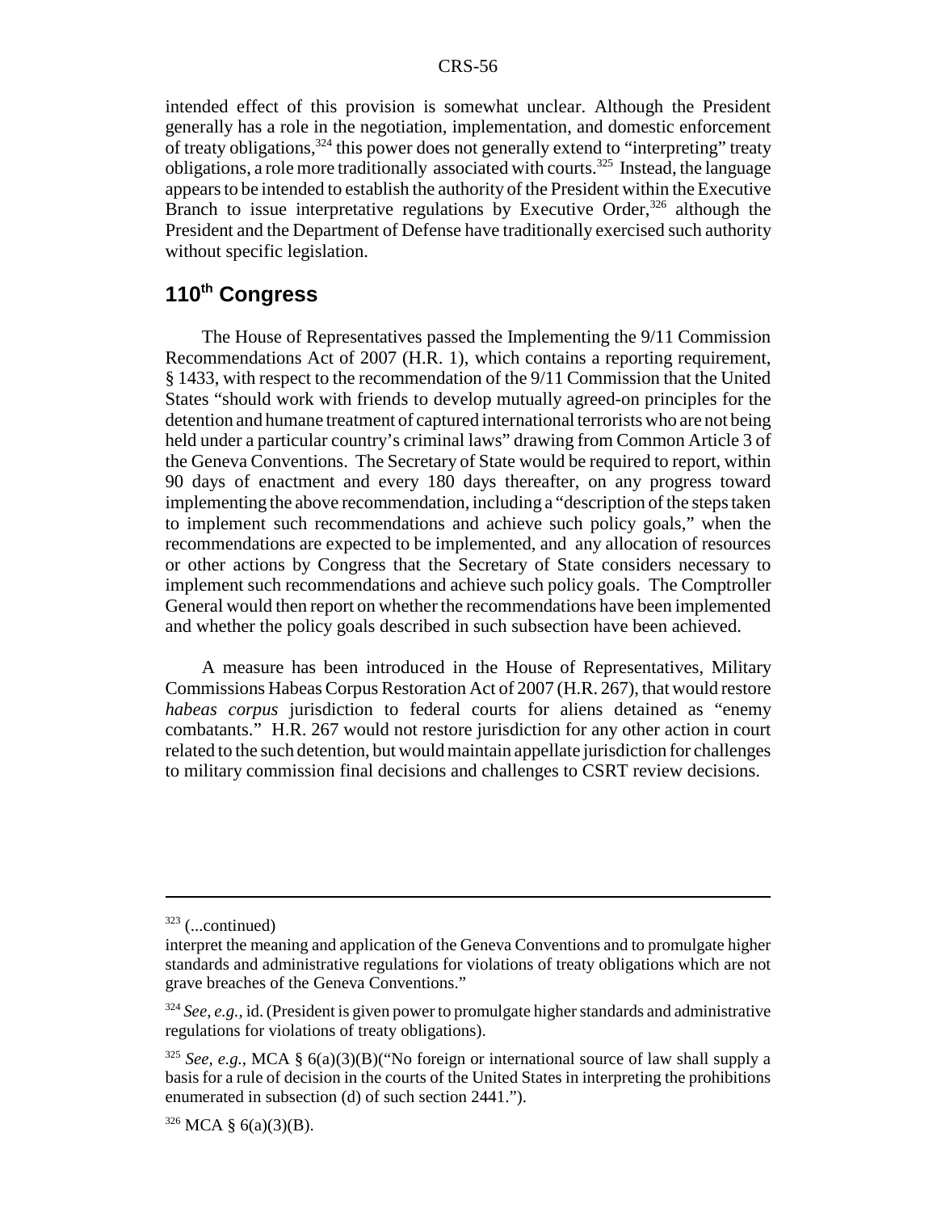intended effect of this provision is somewhat unclear. Although the President generally has a role in the negotiation, implementation, and domestic enforcement of treaty obligations,[324] this power does not generally extend to "interpreting" treaty obligations, a role more traditionally associated with courts.[325] Instead, the language appears to be intended to establish the authority of the President within the Executive Branch to issue interpretative regulations by Executive Order,[326] although the President and the Department of Defense have traditionally exercised such authority without specific legislation.

## 110th Congress

The House of Representatives passed the Implementing the 9/11 Commission Recommendations Act of 2007 (H.R. 1), which contains a reporting requirement, § 1433, with respect to the recommendation of the 9/11 Commission that the United States "should work with friends to develop mutually agreed-on principles for the detention and humane treatment of captured international terrorists who are not being held under a particular country's criminal laws" drawing from Common Article 3 of the Geneva Conventions. The Secretary of State would be required to report, within 90 days of enactment and every 180 days thereafter, on any progress toward implementing the above recommendation, including a "description of the steps taken to implement such recommendations and achieve such policy goals," when the recommendations are expected to be implemented, and any allocation of resources or other actions by Congress that the Secretary of State considers necessary to implement such recommendations and achieve such policy goals. The Comptroller General would then report on whether the recommendations have been implemented and whether the policy goals described in such subsection have been achieved.

A measure has been introduced in the House of Representatives, Military Commissions Habeas Corpus Restoration Act of 2007 (H.R. 267), that would restore *habeas corpus* jurisdiction to federal courts for aliens detained as "enemy combatants." H.R. 267 would not restore jurisdiction for any other action in court related to the such detention, but would maintain appellate jurisdiction for challenges to military commission final decisions and challenges to CSRT review decisions.

---

[323] (...continued)
interpret the meaning and application of the Geneva Conventions and to promulgate higher standards and administrative regulations for violations of treaty obligations which are not grave breaches of the Geneva Conventions."

[324] *See, e.g.*, id. (President is given power to promulgate higher standards and administrative regulations for violations of treaty obligations).

[325] *See, e.g.*, MCA § 6(a)(3)(B)("No foreign or international source of law shall supply a basis for a rule of decision in the courts of the United States in interpreting the prohibitions enumerated in subsection (d) of such section 2441.").

[326] MCA § 6(a)(3)(B).